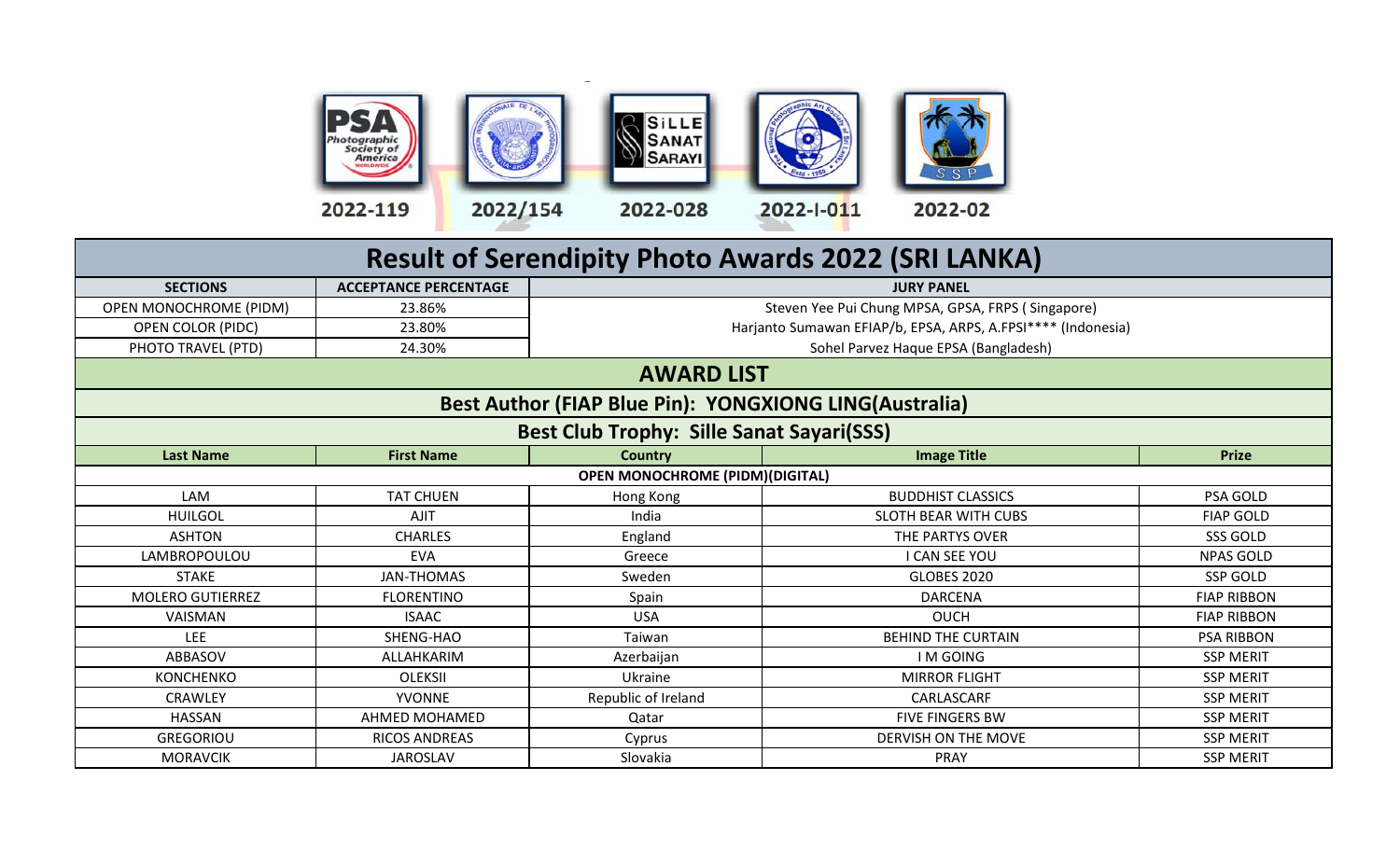PSA 2022-119 | FIAP 2022/154 | SiLLE SANAT SARAYI 2022-028 | 2022-I-011 | SSP 2022-02

# Result of Serendipity Photo Awards 2022 (SRI LANKA)

| SECTIONS | ACCEPTANCE PERCENTAGE | JURY PANEL |
|---|---|---|
| OPEN MONOCHROME (PIDM) | 23.86% | Steven Yee Pui Chung MPSA, GPSA, FRPS ( Singapore) |
| OPEN COLOR (PIDC) | 23.80% | Harjanto Sumawan EFIAP/b, EPSA, ARPS, A.FPSI**** (Indonesia) |
| PHOTO TRAVEL (PTD) | 24.30% | Sohel Parvez Haque EPSA (Bangladesh) |

## AWARD LIST

### Best Author (FIAP Blue Pin): YONGXIONG LING(Australia)

### Best Club Trophy: Sille Sanat Sayari(SSS)

| Last Name | First Name | Country | Image Title | Prize |
|---|---|---|---|---|
| **OPEN MONOCHROME (PIDM)(DIGITAL)** | | | | |
| LAM | TAT CHUEN | Hong Kong | BUDDHIST CLASSICS | PSA GOLD |
| HUILGOL | AJIT | India | SLOTH BEAR WITH CUBS | FIAP GOLD |
| ASHTON | CHARLES | England | THE PARTYS OVER | SSS GOLD |
| LAMBROPOULOU | EVA | Greece | I CAN SEE YOU | NPAS GOLD |
| STAKE | JAN-THOMAS | Sweden | GLOBES 2020 | SSP GOLD |
| MOLERO GUTIERREZ | FLORENTINO | Spain | DARCENA | FIAP RIBBON |
| VAISMAN | ISAAC | USA | OUCH | FIAP RIBBON |
| LEE | SHENG-HAO | Taiwan | BEHIND THE CURTAIN | PSA RIBBON |
| ABBASOV | ALLAHKARIM | Azerbaijan | I M GOING | SSP MERIT |
| KONCHENKO | OLEKSII | Ukraine | MIRROR FLIGHT | SSP MERIT |
| CRAWLEY | YVONNE | Republic of Ireland | CARLASCARF | SSP MERIT |
| HASSAN | AHMED MOHAMED | Qatar | FIVE FINGERS BW | SSP MERIT |
| GREGORIOU | RICOS ANDREAS | Cyprus | DERVISH ON THE MOVE | SSP MERIT |
| MORAVCIK | JAROSLAV | Slovakia | PRAY | SSP MERIT |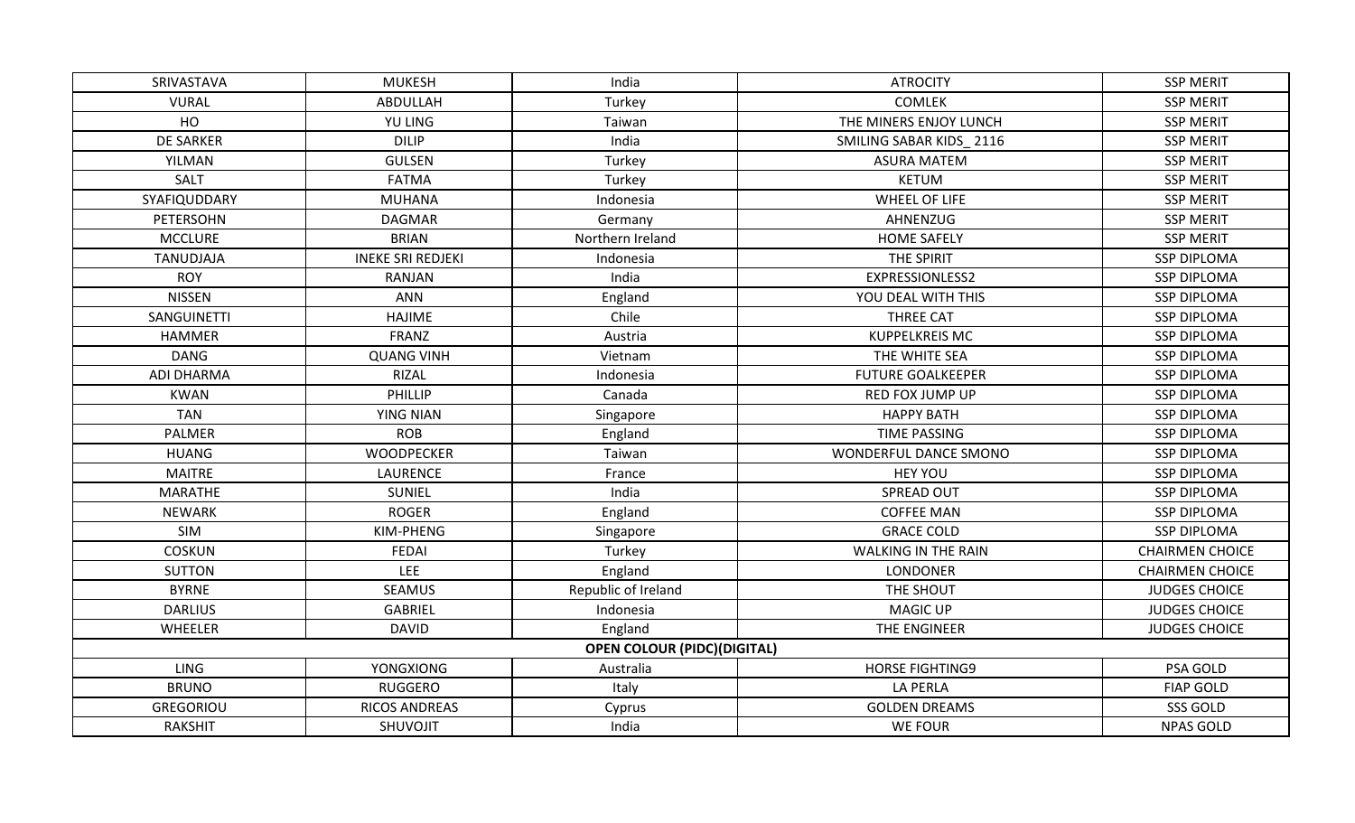| | | | | |
|---|---|---|---|---|
| SRIVASTAVA | MUKESH | India | ATROCITY | SSP MERIT |
| VURAL | ABDULLAH | Turkey | COMLEK | SSP MERIT |
| HO | YU LING | Taiwan | THE MINERS ENJOY LUNCH | SSP MERIT |
| DE SARKER | DILIP | India | SMILING SABAR KIDS_ 2116 | SSP MERIT |
| YILMAN | GULSEN | Turkey | ASURA MATEM | SSP MERIT |
| SALT | FATMA | Turkey | KETUM | SSP MERIT |
| SYAFIQUDDARY | MUHANA | Indonesia | WHEEL OF LIFE | SSP MERIT |
| PETERSOHN | DAGMAR | Germany | AHNENZUG | SSP MERIT |
| MCCLURE | BRIAN | Northern Ireland | HOME SAFELY | SSP MERIT |
| TANUDJAJA | INEKE SRI REDJEKI | Indonesia | THE SPIRIT | SSP DIPLOMA |
| ROY | RANJAN | India | EXPRESSIONLESS2 | SSP DIPLOMA |
| NISSEN | ANN | England | YOU DEAL WITH THIS | SSP DIPLOMA |
| SANGUINETTI | HAJIME | Chile | THREE CAT | SSP DIPLOMA |
| HAMMER | FRANZ | Austria | KUPPELKREIS MC | SSP DIPLOMA |
| DANG | QUANG VINH | Vietnam | THE WHITE SEA | SSP DIPLOMA |
| ADI DHARMA | RIZAL | Indonesia | FUTURE GOALKEEPER | SSP DIPLOMA |
| KWAN | PHILLIP | Canada | RED FOX JUMP UP | SSP DIPLOMA |
| TAN | YING NIAN | Singapore | HAPPY BATH | SSP DIPLOMA |
| PALMER | ROB | England | TIME PASSING | SSP DIPLOMA |
| HUANG | WOODPECKER | Taiwan | WONDERFUL DANCE SMONO | SSP DIPLOMA |
| MAITRE | LAURENCE | France | HEY YOU | SSP DIPLOMA |
| MARATHE | SUNIEL | India | SPREAD OUT | SSP DIPLOMA |
| NEWARK | ROGER | England | COFFEE MAN | SSP DIPLOMA |
| SIM | KIM-PHENG | Singapore | GRACE COLD | SSP DIPLOMA |
| COSKUN | FEDAI | Turkey | WALKING IN THE RAIN | CHAIRMEN CHOICE |
| SUTTON | LEE | England | LONDONER | CHAIRMEN CHOICE |
| BYRNE | SEAMUS | Republic of Ireland | THE SHOUT | JUDGES CHOICE |
| DARLIUS | GABRIEL | Indonesia | MAGIC UP | JUDGES CHOICE |
| WHEELER | DAVID | England | THE ENGINEER | JUDGES CHOICE |
| **OPEN COLOUR (PIDC)(DIGITAL)** | | | | |
| LING | YONGXIONG | Australia | HORSE FIGHTING9 | PSA GOLD |
| BRUNO | RUGGERO | Italy | LA PERLA | FIAP GOLD |
| GREGORIOU | RICOS ANDREAS | Cyprus | GOLDEN DREAMS | SSS GOLD |
| RAKSHIT | SHUVOJIT | India | WE FOUR | NPAS GOLD |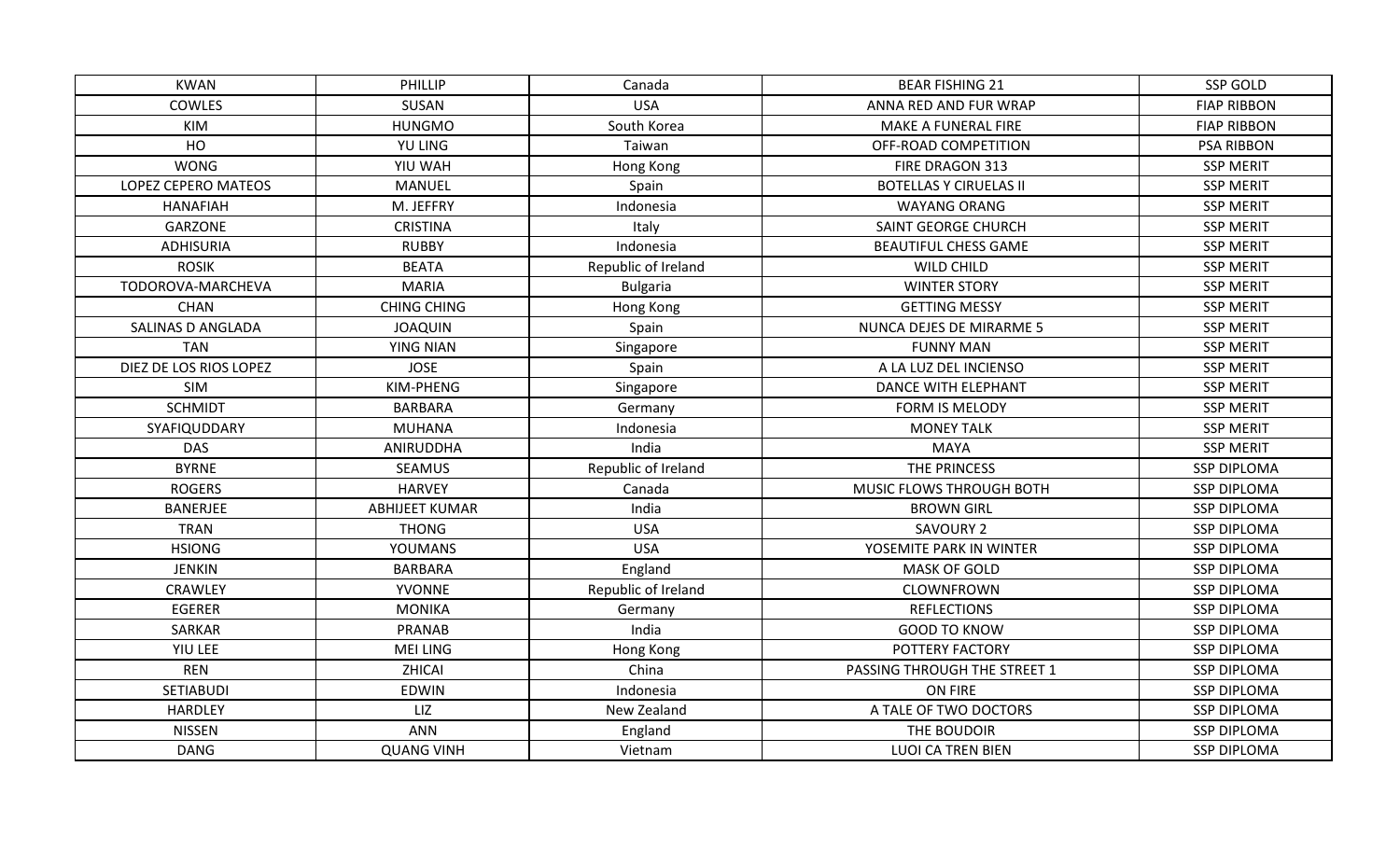| KWAN | PHILLIP | Canada | BEAR FISHING 21 | SSP GOLD |
|---|---|---|---|---|
| COWLES | SUSAN | USA | ANNA RED AND FUR WRAP | FIAP RIBBON |
| KIM | HUNGMO | South Korea | MAKE A FUNERAL FIRE | FIAP RIBBON |
| HO | YU LING | Taiwan | OFF-ROAD COMPETITION | PSA RIBBON |
| WONG | YIU WAH | Hong Kong | FIRE DRAGON 313 | SSP MERIT |
| LOPEZ CEPERO MATEOS | MANUEL | Spain | BOTELLAS Y CIRUELAS II | SSP MERIT |
| HANAFIAH | M. JEFFRY | Indonesia | WAYANG ORANG | SSP MERIT |
| GARZONE | CRISTINA | Italy | SAINT GEORGE CHURCH | SSP MERIT |
| ADHISURIA | RUBBY | Indonesia | BEAUTIFUL CHESS GAME | SSP MERIT |
| ROSIK | BEATA | Republic of Ireland | WILD CHILD | SSP MERIT |
| TODOROVA-MARCHEVA | MARIA | Bulgaria | WINTER STORY | SSP MERIT |
| CHAN | CHING CHING | Hong Kong | GETTING MESSY | SSP MERIT |
| SALINAS D ANGLADA | JOAQUIN | Spain | NUNCA DEJES DE MIRARME 5 | SSP MERIT |
| TAN | YING NIAN | Singapore | FUNNY MAN | SSP MERIT |
| DIEZ DE LOS RIOS LOPEZ | JOSE | Spain | A LA LUZ DEL INCIENSO | SSP MERIT |
| SIM | KIM-PHENG | Singapore | DANCE WITH ELEPHANT | SSP MERIT |
| SCHMIDT | BARBARA | Germany | FORM IS MELODY | SSP MERIT |
| SYAFIQUDDARY | MUHANA | Indonesia | MONEY TALK | SSP MERIT |
| DAS | ANIRUDDHA | India | MAYA | SSP MERIT |
| BYRNE | SEAMUS | Republic of Ireland | THE PRINCESS | SSP DIPLOMA |
| ROGERS | HARVEY | Canada | MUSIC FLOWS THROUGH BOTH | SSP DIPLOMA |
| BANERJEE | ABHIJEET KUMAR | India | BROWN GIRL | SSP DIPLOMA |
| TRAN | THONG | USA | SAVOURY 2 | SSP DIPLOMA |
| HSIONG | YOUMANS | USA | YOSEMITE PARK IN WINTER | SSP DIPLOMA |
| JENKIN | BARBARA | England | MASK OF GOLD | SSP DIPLOMA |
| CRAWLEY | YVONNE | Republic of Ireland | CLOWNFROWN | SSP DIPLOMA |
| EGERER | MONIKA | Germany | REFLECTIONS | SSP DIPLOMA |
| SARKAR | PRANAB | India | GOOD TO KNOW | SSP DIPLOMA |
| YIU LEE | MEI LING | Hong Kong | POTTERY FACTORY | SSP DIPLOMA |
| REN | ZHICAI | China | PASSING THROUGH THE STREET 1 | SSP DIPLOMA |
| SETIABUDI | EDWIN | Indonesia | ON FIRE | SSP DIPLOMA |
| HARDLEY | LIZ | New Zealand | A TALE OF TWO DOCTORS | SSP DIPLOMA |
| NISSEN | ANN | England | THE BOUDOIR | SSP DIPLOMA |
| DANG | QUANG VINH | Vietnam | LUOI CA TREN BIEN | SSP DIPLOMA |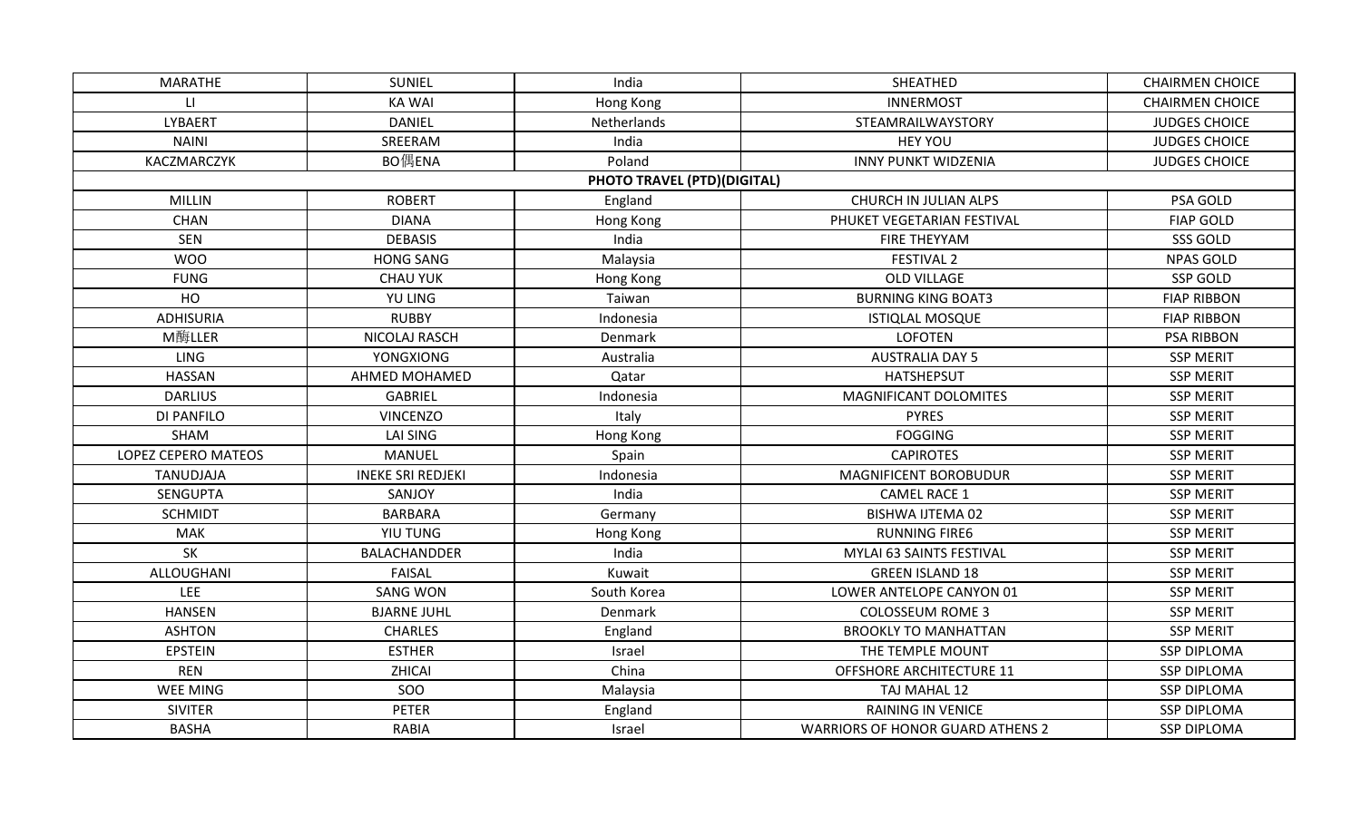| MARATHE | SUNIEL | India | SHEATHED | CHAIRMEN CHOICE |
|---|---|---|---|---|
| LI | KA WAI | Hong Kong | INNERMOST | CHAIRMEN CHOICE |
| LYBAERT | DANIEL | Netherlands | STEAMRAILWAYSTORY | JUDGES CHOICE |
| NAINI | SREERAM | India | HEY YOU | JUDGES CHOICE |
| KACZMARCZYK | BO偶ENA | Poland | INNY PUNKT WIDZENIA | JUDGES CHOICE |
| | | **PHOTO TRAVEL (PTD)(DIGITAL)** | | |
| MILLIN | ROBERT | England | CHURCH IN JULIAN ALPS | PSA GOLD |
| CHAN | DIANA | Hong Kong | PHUKET VEGETARIAN FESTIVAL | FIAP GOLD |
| SEN | DEBASIS | India | FIRE THEYYAM | SSS GOLD |
| WOO | HONG SANG | Malaysia | FESTIVAL 2 | NPAS GOLD |
| FUNG | CHAU YUK | Hong Kong | OLD VILLAGE | SSP GOLD |
| HO | YU LING | Taiwan | BURNING KING BOAT3 | FIAP RIBBON |
| ADHISURIA | RUBBY | Indonesia | ISTIQLAL MOSQUE | FIAP RIBBON |
| M脴LLER | NICOLAJ RASCH | Denmark | LOFOTEN | PSA RIBBON |
| LING | YONGXIONG | Australia | AUSTRALIA DAY 5 | SSP MERIT |
| HASSAN | AHMED MOHAMED | Qatar | HATSHEPSUT | SSP MERIT |
| DARLIUS | GABRIEL | Indonesia | MAGNIFICANT DOLOMITES | SSP MERIT |
| DI PANFILO | VINCENZO | Italy | PYRES | SSP MERIT |
| SHAM | LAI SING | Hong Kong | FOGGING | SSP MERIT |
| LOPEZ CEPERO MATEOS | MANUEL | Spain | CAPIROTES | SSP MERIT |
| TANUDJAJA | INEKE SRI REDJEKI | Indonesia | MAGNIFICENT BOROBUDUR | SSP MERIT |
| SENGUPTA | SANJOY | India | CAMEL RACE 1 | SSP MERIT |
| SCHMIDT | BARBARA | Germany | BISHWA IJTEMA 02 | SSP MERIT |
| MAK | YIU TUNG | Hong Kong | RUNNING FIRE6 | SSP MERIT |
| SK | BALACHANDDER | India | MYLAI 63 SAINTS FESTIVAL | SSP MERIT |
| ALLOUGHANI | FAISAL | Kuwait | GREEN ISLAND 18 | SSP MERIT |
| LEE | SANG WON | South Korea | LOWER ANTELOPE CANYON 01 | SSP MERIT |
| HANSEN | BJARNE JUHL | Denmark | COLOSSEUM ROME 3 | SSP MERIT |
| ASHTON | CHARLES | England | BROOKLY TO MANHATTAN | SSP MERIT |
| EPSTEIN | ESTHER | Israel | THE TEMPLE MOUNT | SSP DIPLOMA |
| REN | ZHICAI | China | OFFSHORE ARCHITECTURE 11 | SSP DIPLOMA |
| WEE MING | SOO | Malaysia | TAJ MAHAL 12 | SSP DIPLOMA |
| SIVITER | PETER | England | RAINING IN VENICE | SSP DIPLOMA |
| BASHA | RABIA | Israel | WARRIORS OF HONOR GUARD ATHENS 2 | SSP DIPLOMA |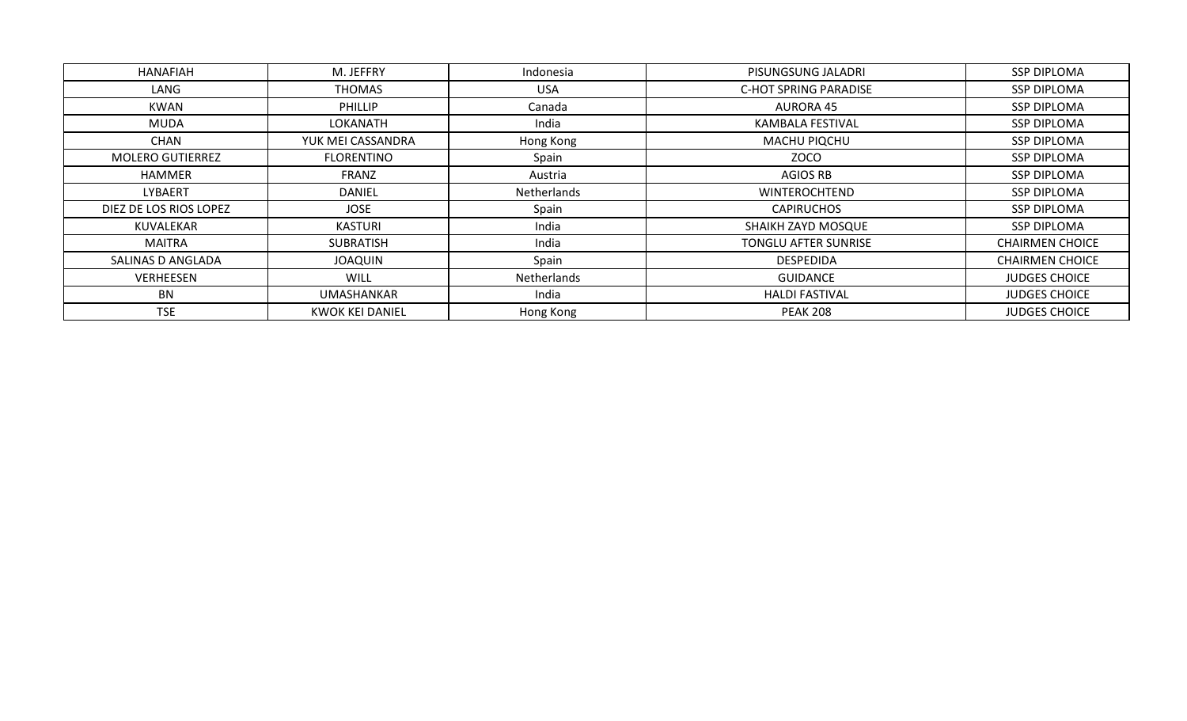| HANAFIAH | M. JEFFRY | Indonesia | PISUNGSUNG JALADRI | SSP DIPLOMA |
|---|---|---|---|---|
| LANG | THOMAS | USA | C-HOT SPRING PARADISE | SSP DIPLOMA |
| KWAN | PHILLIP | Canada | AURORA 45 | SSP DIPLOMA |
| MUDA | LOKANATH | India | KAMBALA FESTIVAL | SSP DIPLOMA |
| CHAN | YUK MEI CASSANDRA | Hong Kong | MACHU PIQCHU | SSP DIPLOMA |
| MOLERO GUTIERREZ | FLORENTINO | Spain | ZOCO | SSP DIPLOMA |
| HAMMER | FRANZ | Austria | AGIOS RB | SSP DIPLOMA |
| LYBAERT | DANIEL | Netherlands | WINTEROCHTEND | SSP DIPLOMA |
| DIEZ DE LOS RIOS LOPEZ | JOSE | Spain | CAPIRUCHOS | SSP DIPLOMA |
| KUVALEKAR | KASTURI | India | SHAIKH ZAYD MOSQUE | SSP DIPLOMA |
| MAITRA | SUBRATISH | India | TONGLU AFTER SUNRISE | CHAIRMEN CHOICE |
| SALINAS D ANGLADA | JOAQUIN | Spain | DESPEDIDA | CHAIRMEN CHOICE |
| VERHEESEN | WILL | Netherlands | GUIDANCE | JUDGES CHOICE |
| BN | UMASHANKAR | India | HALDI FASTIVAL | JUDGES CHOICE |
| TSE | KWOK KEI DANIEL | Hong Kong | PEAK 208 | JUDGES CHOICE |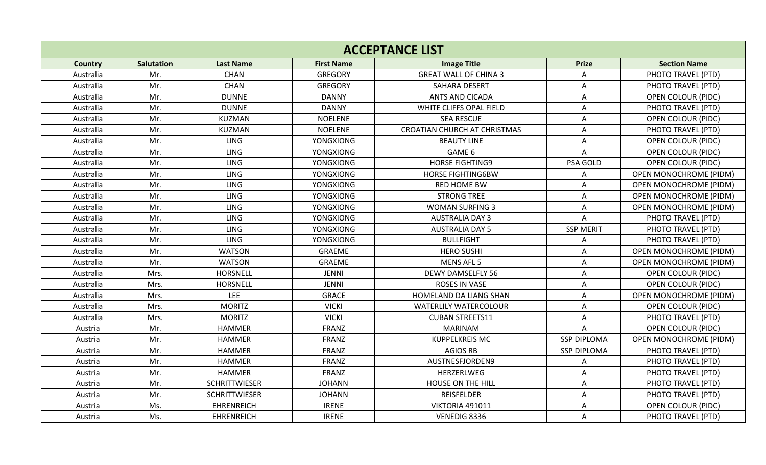| ACCEPTANCE LIST | | | | | | |
|---|---|---|---|---|---|---|
| **Country** | **Salutation** | **Last Name** | **First Name** | **Image Title** | **Prize** | **Section Name** |
| Australia | Mr. | CHAN | GREGORY | GREAT WALL OF CHINA 3 | A | PHOTO TRAVEL (PTD) |
| Australia | Mr. | CHAN | GREGORY | SAHARA DESERT | A | PHOTO TRAVEL (PTD) |
| Australia | Mr. | DUNNE | DANNY | ANTS AND CICADA | A | OPEN COLOUR (PIDC) |
| Australia | Mr. | DUNNE | DANNY | WHITE CLIFFS OPAL FIELD | A | PHOTO TRAVEL (PTD) |
| Australia | Mr. | KUZMAN | NOELENE | SEA RESCUE | A | OPEN COLOUR (PIDC) |
| Australia | Mr. | KUZMAN | NOELENE | CROATIAN CHURCH AT CHRISTMAS | A | PHOTO TRAVEL (PTD) |
| Australia | Mr. | LING | YONGXIONG | BEAUTY LINE | A | OPEN COLOUR (PIDC) |
| Australia | Mr. | LING | YONGXIONG | GAME 6 | A | OPEN COLOUR (PIDC) |
| Australia | Mr. | LING | YONGXIONG | HORSE FIGHTING9 | PSA GOLD | OPEN COLOUR (PIDC) |
| Australia | Mr. | LING | YONGXIONG | HORSE FIGHTING6BW | A | OPEN MONOCHROME (PIDM) |
| Australia | Mr. | LING | YONGXIONG | RED HOME BW | A | OPEN MONOCHROME (PIDM) |
| Australia | Mr. | LING | YONGXIONG | STRONG TREE | A | OPEN MONOCHROME (PIDM) |
| Australia | Mr. | LING | YONGXIONG | WOMAN SURFING 3 | A | OPEN MONOCHROME (PIDM) |
| Australia | Mr. | LING | YONGXIONG | AUSTRALIA DAY 3 | A | PHOTO TRAVEL (PTD) |
| Australia | Mr. | LING | YONGXIONG | AUSTRALIA DAY 5 | SSP MERIT | PHOTO TRAVEL (PTD) |
| Australia | Mr. | LING | YONGXIONG | BULLFIGHT | A | PHOTO TRAVEL (PTD) |
| Australia | Mr. | WATSON | GRAEME | HERO SUSHI | A | OPEN MONOCHROME (PIDM) |
| Australia | Mr. | WATSON | GRAEME | MENS AFL 5 | A | OPEN MONOCHROME (PIDM) |
| Australia | Mrs. | HORSNELL | JENNI | DEWY DAMSELFLY 56 | A | OPEN COLOUR (PIDC) |
| Australia | Mrs. | HORSNELL | JENNI | ROSES IN VASE | A | OPEN COLOUR (PIDC) |
| Australia | Mrs. | LEE | GRACE | HOMELAND DA LIANG SHAN | A | OPEN MONOCHROME (PIDM) |
| Australia | Mrs. | MORITZ | VICKI | WATERLILY WATERCOLOUR | A | OPEN COLOUR (PIDC) |
| Australia | Mrs. | MORITZ | VICKI | CUBAN STREETS11 | A | PHOTO TRAVEL (PTD) |
| Austria | Mr. | HAMMER | FRANZ | MARINAM | A | OPEN COLOUR (PIDC) |
| Austria | Mr. | HAMMER | FRANZ | KUPPELKREIS MC | SSP DIPLOMA | OPEN MONOCHROME (PIDM) |
| Austria | Mr. | HAMMER | FRANZ | AGIOS RB | SSP DIPLOMA | PHOTO TRAVEL (PTD) |
| Austria | Mr. | HAMMER | FRANZ | AUSTNESFJORDEN9 | A | PHOTO TRAVEL (PTD) |
| Austria | Mr. | HAMMER | FRANZ | HERZERLWEG | A | PHOTO TRAVEL (PTD) |
| Austria | Mr. | SCHRITTWIESER | JOHANN | HOUSE ON THE HILL | A | PHOTO TRAVEL (PTD) |
| Austria | Mr. | SCHRITTWIESER | JOHANN | REISFELDER | A | PHOTO TRAVEL (PTD) |
| Austria | Ms. | EHRENREICH | IRENE | VIKTORIA 491011 | A | OPEN COLOUR (PIDC) |
| Austria | Ms. | EHRENREICH | IRENE | VENEDIG 8336 | A | PHOTO TRAVEL (PTD) |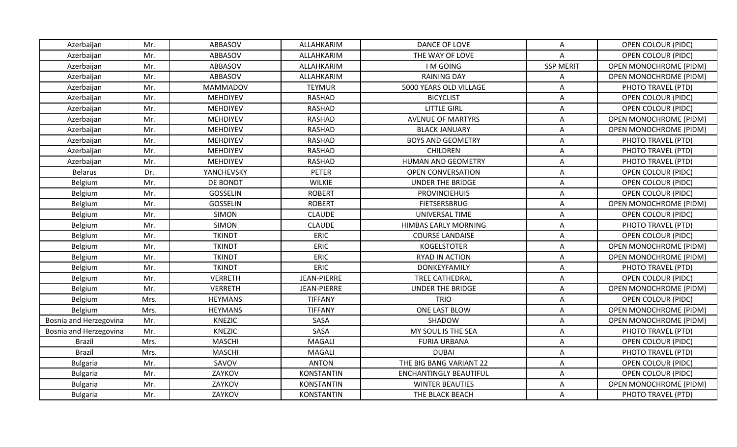| Azerbaijan | Mr. | ABBASOV | ALLAHKARIM | DANCE OF LOVE | A | OPEN COLOUR (PIDC) |
|---|---|---|---|---|---|---|
| Azerbaijan | Mr. | ABBASOV | ALLAHKARIM | THE WAY OF LOVE | A | OPEN COLOUR (PIDC) |
| Azerbaijan | Mr. | ABBASOV | ALLAHKARIM | I M GOING | SSP MERIT | OPEN MONOCHROME (PIDM) |
| Azerbaijan | Mr. | ABBASOV | ALLAHKARIM | RAINING DAY | A | OPEN MONOCHROME (PIDM) |
| Azerbaijan | Mr. | MAMMADOV | TEYMUR | 5000 YEARS OLD VILLAGE | A | PHOTO TRAVEL (PTD) |
| Azerbaijan | Mr. | MEHDIYEV | RASHAD | BICYCLIST | A | OPEN COLOUR (PIDC) |
| Azerbaijan | Mr. | MEHDIYEV | RASHAD | LITTLE GIRL | A | OPEN COLOUR (PIDC) |
| Azerbaijan | Mr. | MEHDIYEV | RASHAD | AVENUE OF MARTYRS | A | OPEN MONOCHROME (PIDM) |
| Azerbaijan | Mr. | MEHDIYEV | RASHAD | BLACK JANUARY | A | OPEN MONOCHROME (PIDM) |
| Azerbaijan | Mr. | MEHDIYEV | RASHAD | BOYS AND GEOMETRY | A | PHOTO TRAVEL (PTD) |
| Azerbaijan | Mr. | MEHDIYEV | RASHAD | CHILDREN | A | PHOTO TRAVEL (PTD) |
| Azerbaijan | Mr. | MEHDIYEV | RASHAD | HUMAN AND GEOMETRY | A | PHOTO TRAVEL (PTD) |
| Belarus | Dr. | YANCHEVSKY | PETER | OPEN CONVERSATION | A | OPEN COLOUR (PIDC) |
| Belgium | Mr. | DE BONDT | WILKIE | UNDER THE BRIDGE | A | OPEN COLOUR (PIDC) |
| Belgium | Mr. | GOSSELIN | ROBERT | PROVINCIEHUIS | A | OPEN COLOUR (PIDC) |
| Belgium | Mr. | GOSSELIN | ROBERT | FIETSERSBRUG | A | OPEN MONOCHROME (PIDM) |
| Belgium | Mr. | SIMON | CLAUDE | UNIVERSAL TIME | A | OPEN COLOUR (PIDC) |
| Belgium | Mr. | SIMON | CLAUDE | HIMBAS EARLY MORNING | A | PHOTO TRAVEL (PTD) |
| Belgium | Mr. | TKINDT | ERIC | COURSE LANDAISE | A | OPEN COLOUR (PIDC) |
| Belgium | Mr. | TKINDT | ERIC | KOGELSTOTER | A | OPEN MONOCHROME (PIDM) |
| Belgium | Mr. | TKINDT | ERIC | RYAD IN ACTION | A | OPEN MONOCHROME (PIDM) |
| Belgium | Mr. | TKINDT | ERIC | DONKEYFAMILY | A | PHOTO TRAVEL (PTD) |
| Belgium | Mr. | VERRETH | JEAN-PIERRE | TREE CATHEDRAL | A | OPEN COLOUR (PIDC) |
| Belgium | Mr. | VERRETH | JEAN-PIERRE | UNDER THE BRIDGE | A | OPEN MONOCHROME (PIDM) |
| Belgium | Mrs. | HEYMANS | TIFFANY | TRIO | A | OPEN COLOUR (PIDC) |
| Belgium | Mrs. | HEYMANS | TIFFANY | ONE LAST BLOW | A | OPEN MONOCHROME (PIDM) |
| Bosnia and Herzegovina | Mr. | KNEZIC | SASA | SHADOW | A | OPEN MONOCHROME (PIDM) |
| Bosnia and Herzegovina | Mr. | KNEZIC | SASA | MY SOUL IS THE SEA | A | PHOTO TRAVEL (PTD) |
| Brazil | Mrs. | MASCHI | MAGALI | FURIA URBANA | A | OPEN COLOUR (PIDC) |
| Brazil | Mrs. | MASCHI | MAGALI | DUBAI | A | PHOTO TRAVEL (PTD) |
| Bulgaria | Mr. | SAVOV | ANTON | THE BIG BANG VARIANT 22 | A | OPEN COLOUR (PIDC) |
| Bulgaria | Mr. | ZAYKOV | KONSTANTIN | ENCHANTINGLY BEAUTIFUL | A | OPEN COLOUR (PIDC) |
| Bulgaria | Mr. | ZAYKOV | KONSTANTIN | WINTER BEAUTIES | A | OPEN MONOCHROME (PIDM) |
| Bulgaria | Mr. | ZAYKOV | KONSTANTIN | THE BLACK BEACH | A | PHOTO TRAVEL (PTD) |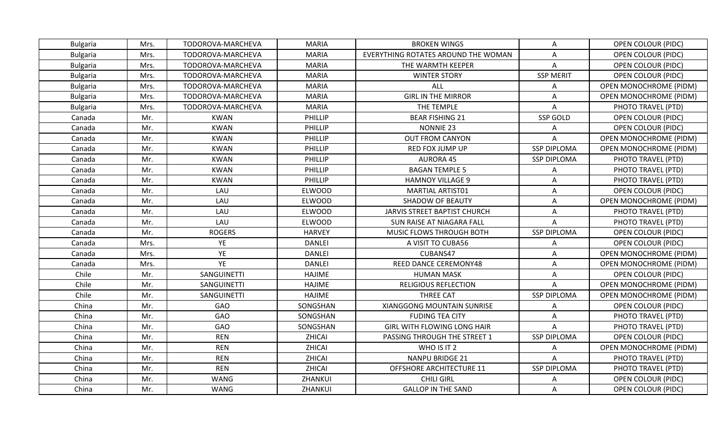| | | | | | | |
|---|---|---|---|---|---|---|
| Bulgaria | Mrs. | TODOROVA-MARCHEVA | MARIA | BROKEN WINGS | A | OPEN COLOUR (PIDC) |
| Bulgaria | Mrs. | TODOROVA-MARCHEVA | MARIA | EVERYTHING ROTATES AROUND THE WOMAN | A | OPEN COLOUR (PIDC) |
| Bulgaria | Mrs. | TODOROVA-MARCHEVA | MARIA | THE WARMTH KEEPER | A | OPEN COLOUR (PIDC) |
| Bulgaria | Mrs. | TODOROVA-MARCHEVA | MARIA | WINTER STORY | SSP MERIT | OPEN COLOUR (PIDC) |
| Bulgaria | Mrs. | TODOROVA-MARCHEVA | MARIA | ALL | A | OPEN MONOCHROME (PIDM) |
| Bulgaria | Mrs. | TODOROVA-MARCHEVA | MARIA | GIRL IN THE MIRROR | A | OPEN MONOCHROME (PIDM) |
| Bulgaria | Mrs. | TODOROVA-MARCHEVA | MARIA | THE TEMPLE | A | PHOTO TRAVEL (PTD) |
| Canada | Mr. | KWAN | PHILLIP | BEAR FISHING 21 | SSP GOLD | OPEN COLOUR (PIDC) |
| Canada | Mr. | KWAN | PHILLIP | NONNIE 23 | A | OPEN COLOUR (PIDC) |
| Canada | Mr. | KWAN | PHILLIP | OUT FROM CANYON | A | OPEN MONOCHROME (PIDM) |
| Canada | Mr. | KWAN | PHILLIP | RED FOX JUMP UP | SSP DIPLOMA | OPEN MONOCHROME (PIDM) |
| Canada | Mr. | KWAN | PHILLIP | AURORA 45 | SSP DIPLOMA | PHOTO TRAVEL (PTD) |
| Canada | Mr. | KWAN | PHILLIP | BAGAN TEMPLE 5 | A | PHOTO TRAVEL (PTD) |
| Canada | Mr. | KWAN | PHILLIP | HAMNOY VILLAGE 9 | A | PHOTO TRAVEL (PTD) |
| Canada | Mr. | LAU | ELWOOD | MARTIAL ARTIST01 | A | OPEN COLOUR (PIDC) |
| Canada | Mr. | LAU | ELWOOD | SHADOW OF BEAUTY | A | OPEN MONOCHROME (PIDM) |
| Canada | Mr. | LAU | ELWOOD | JARVIS STREET BAPTIST CHURCH | A | PHOTO TRAVEL (PTD) |
| Canada | Mr. | LAU | ELWOOD | SUN RAISE AT NIAGARA FALL | A | PHOTO TRAVEL (PTD) |
| Canada | Mr. | ROGERS | HARVEY | MUSIC FLOWS THROUGH BOTH | SSP DIPLOMA | OPEN COLOUR (PIDC) |
| Canada | Mrs. | YE | DANLEI | A VISIT TO CUBA56 | A | OPEN COLOUR (PIDC) |
| Canada | Mrs. | YE | DANLEI | CUBANS47 | A | OPEN MONOCHROME (PIDM) |
| Canada | Mrs. | YE | DANLEI | REED DANCE CEREMONY48 | A | OPEN MONOCHROME (PIDM) |
| Chile | Mr. | SANGUINETTI | HAJIME | HUMAN MASK | A | OPEN COLOUR (PIDC) |
| Chile | Mr. | SANGUINETTI | HAJIME | RELIGIOUS REFLECTION | A | OPEN MONOCHROME (PIDM) |
| Chile | Mr. | SANGUINETTI | HAJIME | THREE CAT | SSP DIPLOMA | OPEN MONOCHROME (PIDM) |
| China | Mr. | GAO | SONGSHAN | XIANGGONG MOUNTAIN SUNRISE | A | OPEN COLOUR (PIDC) |
| China | Mr. | GAO | SONGSHAN | FUDING TEA CITY | A | PHOTO TRAVEL (PTD) |
| China | Mr. | GAO | SONGSHAN | GIRL WITH FLOWING LONG HAIR | A | PHOTO TRAVEL (PTD) |
| China | Mr. | REN | ZHICAI | PASSING THROUGH THE STREET 1 | SSP DIPLOMA | OPEN COLOUR (PIDC) |
| China | Mr. | REN | ZHICAI | WHO IS IT 2 | A | OPEN MONOCHROME (PIDM) |
| China | Mr. | REN | ZHICAI | NANPU BRIDGE 21 | A | PHOTO TRAVEL (PTD) |
| China | Mr. | REN | ZHICAI | OFFSHORE ARCHITECTURE 11 | SSP DIPLOMA | PHOTO TRAVEL (PTD) |
| China | Mr. | WANG | ZHANKUI | CHILI GIRL | A | OPEN COLOUR (PIDC) |
| China | Mr. | WANG | ZHANKUI | GALLOP IN THE SAND | A | OPEN COLOUR (PIDC) |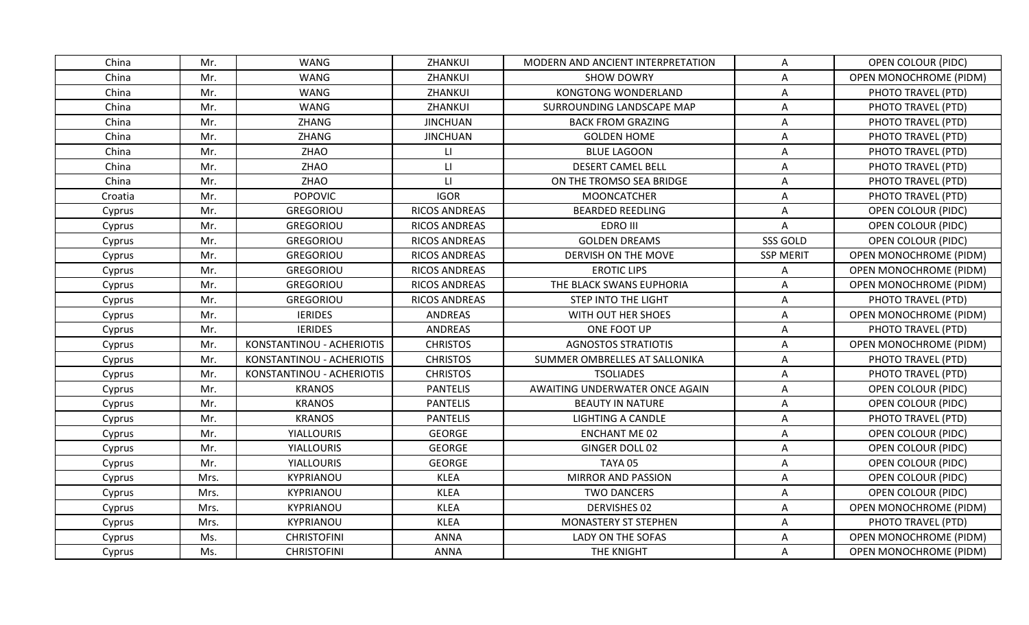| China | Mr. | WANG | ZHANKUI | MODERN AND ANCIENT INTERPRETATION | A | OPEN COLOUR (PIDC) |
|---|---|---|---|---|---|---|
| China | Mr. | WANG | ZHANKUI | SHOW DOWRY | A | OPEN MONOCHROME (PIDM) |
| China | Mr. | WANG | ZHANKUI | KONGTONG WONDERLAND | A | PHOTO TRAVEL (PTD) |
| China | Mr. | WANG | ZHANKUI | SURROUNDING LANDSCAPE MAP | A | PHOTO TRAVEL (PTD) |
| China | Mr. | ZHANG | JINCHUAN | BACK FROM GRAZING | A | PHOTO TRAVEL (PTD) |
| China | Mr. | ZHANG | JINCHUAN | GOLDEN HOME | A | PHOTO TRAVEL (PTD) |
| China | Mr. | ZHAO | LI | BLUE LAGOON | A | PHOTO TRAVEL (PTD) |
| China | Mr. | ZHAO | LI | DESERT CAMEL BELL | A | PHOTO TRAVEL (PTD) |
| China | Mr. | ZHAO | LI | ON THE TROMSO SEA BRIDGE | A | PHOTO TRAVEL (PTD) |
| Croatia | Mr. | POPOVIC | IGOR | MOONCATCHER | A | PHOTO TRAVEL (PTD) |
| Cyprus | Mr. | GREGORIOU | RICOS ANDREAS | BEARDED REEDLING | A | OPEN COLOUR (PIDC) |
| Cyprus | Mr. | GREGORIOU | RICOS ANDREAS | EDRO III | A | OPEN COLOUR (PIDC) |
| Cyprus | Mr. | GREGORIOU | RICOS ANDREAS | GOLDEN DREAMS | SSS GOLD | OPEN COLOUR (PIDC) |
| Cyprus | Mr. | GREGORIOU | RICOS ANDREAS | DERVISH ON THE MOVE | SSP MERIT | OPEN MONOCHROME (PIDM) |
| Cyprus | Mr. | GREGORIOU | RICOS ANDREAS | EROTIC LIPS | A | OPEN MONOCHROME (PIDM) |
| Cyprus | Mr. | GREGORIOU | RICOS ANDREAS | THE BLACK SWANS EUPHORIA | A | OPEN MONOCHROME (PIDM) |
| Cyprus | Mr. | GREGORIOU | RICOS ANDREAS | STEP INTO THE LIGHT | A | PHOTO TRAVEL (PTD) |
| Cyprus | Mr. | IERIDES | ANDREAS | WITH OUT HER SHOES | A | OPEN MONOCHROME (PIDM) |
| Cyprus | Mr. | IERIDES | ANDREAS | ONE FOOT UP | A | PHOTO TRAVEL (PTD) |
| Cyprus | Mr. | KONSTANTINOU - ACHERIOTIS | CHRISTOS | AGNOSTOS STRATIOTIS | A | OPEN MONOCHROME (PIDM) |
| Cyprus | Mr. | KONSTANTINOU - ACHERIOTIS | CHRISTOS | SUMMER OMBRELLES AT SALLONIKA | A | PHOTO TRAVEL (PTD) |
| Cyprus | Mr. | KONSTANTINOU - ACHERIOTIS | CHRISTOS | TSOLIADES | A | PHOTO TRAVEL (PTD) |
| Cyprus | Mr. | KRANOS | PANTELIS | AWAITING UNDERWATER ONCE AGAIN | A | OPEN COLOUR (PIDC) |
| Cyprus | Mr. | KRANOS | PANTELIS | BEAUTY IN NATURE | A | OPEN COLOUR (PIDC) |
| Cyprus | Mr. | KRANOS | PANTELIS | LIGHTING A CANDLE | A | PHOTO TRAVEL (PTD) |
| Cyprus | Mr. | YIALLOURIS | GEORGE | ENCHANT ME 02 | A | OPEN COLOUR (PIDC) |
| Cyprus | Mr. | YIALLOURIS | GEORGE | GINGER DOLL 02 | A | OPEN COLOUR (PIDC) |
| Cyprus | Mr. | YIALLOURIS | GEORGE | TAYA 05 | A | OPEN COLOUR (PIDC) |
| Cyprus | Mrs. | KYPRIANOU | KLEA | MIRROR AND PASSION | A | OPEN COLOUR (PIDC) |
| Cyprus | Mrs. | KYPRIANOU | KLEA | TWO DANCERS | A | OPEN COLOUR (PIDC) |
| Cyprus | Mrs. | KYPRIANOU | KLEA | DERVISHES 02 | A | OPEN MONOCHROME (PIDM) |
| Cyprus | Mrs. | KYPRIANOU | KLEA | MONASTERY ST STEPHEN | A | PHOTO TRAVEL (PTD) |
| Cyprus | Ms. | CHRISTOFINI | ANNA | LADY ON THE SOFAS | A | OPEN MONOCHROME (PIDM) |
| Cyprus | Ms. | CHRISTOFINI | ANNA | THE KNIGHT | A | OPEN MONOCHROME (PIDM) |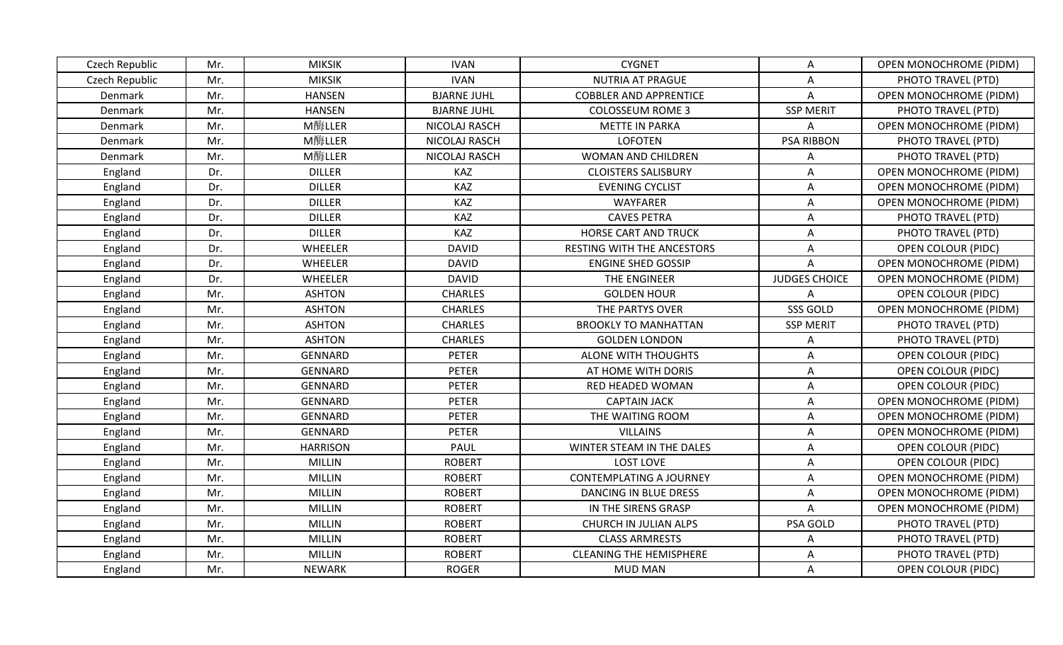| Czech Republic | Mr. | MIKSIK | IVAN | CYGNET | A | OPEN MONOCHROME (PIDM) |
|---|---|---|---|---|---|---|
| Czech Republic | Mr. | MIKSIK | IVAN | NUTRIA AT PRAGUE | A | PHOTO TRAVEL (PTD) |
| Denmark | Mr. | HANSEN | BJARNE JUHL | COBBLER AND APPRENTICE | A | OPEN MONOCHROME (PIDM) |
| Denmark | Mr. | HANSEN | BJARNE JUHL | COLOSSEUM ROME 3 | SSP MERIT | PHOTO TRAVEL (PTD) |
| Denmark | Mr. | M酶LLER | NICOLAJ RASCH | METTE IN PARKA | A | OPEN MONOCHROME (PIDM) |
| Denmark | Mr. | M酶LLER | NICOLAJ RASCH | LOFOTEN | PSA RIBBON | PHOTO TRAVEL (PTD) |
| Denmark | Mr. | M酶LLER | NICOLAJ RASCH | WOMAN AND CHILDREN | A | PHOTO TRAVEL (PTD) |
| England | Dr. | DILLER | KAZ | CLOISTERS SALISBURY | A | OPEN MONOCHROME (PIDM) |
| England | Dr. | DILLER | KAZ | EVENING CYCLIST | A | OPEN MONOCHROME (PIDM) |
| England | Dr. | DILLER | KAZ | WAYFARER | A | OPEN MONOCHROME (PIDM) |
| England | Dr. | DILLER | KAZ | CAVES PETRA | A | PHOTO TRAVEL (PTD) |
| England | Dr. | DILLER | KAZ | HORSE CART AND TRUCK | A | PHOTO TRAVEL (PTD) |
| England | Dr. | WHEELER | DAVID | RESTING WITH THE ANCESTORS | A | OPEN COLOUR (PIDC) |
| England | Dr. | WHEELER | DAVID | ENGINE SHED GOSSIP | A | OPEN MONOCHROME (PIDM) |
| England | Dr. | WHEELER | DAVID | THE ENGINEER | JUDGES CHOICE | OPEN MONOCHROME (PIDM) |
| England | Mr. | ASHTON | CHARLES | GOLDEN HOUR | A | OPEN COLOUR (PIDC) |
| England | Mr. | ASHTON | CHARLES | THE PARTYS OVER | SSS GOLD | OPEN MONOCHROME (PIDM) |
| England | Mr. | ASHTON | CHARLES | BROOKLY TO MANHATTAN | SSP MERIT | PHOTO TRAVEL (PTD) |
| England | Mr. | ASHTON | CHARLES | GOLDEN LONDON | A | PHOTO TRAVEL (PTD) |
| England | Mr. | GENNARD | PETER | ALONE WITH THOUGHTS | A | OPEN COLOUR (PIDC) |
| England | Mr. | GENNARD | PETER | AT HOME WITH DORIS | A | OPEN COLOUR (PIDC) |
| England | Mr. | GENNARD | PETER | RED HEADED WOMAN | A | OPEN COLOUR (PIDC) |
| England | Mr. | GENNARD | PETER | CAPTAIN JACK | A | OPEN MONOCHROME (PIDM) |
| England | Mr. | GENNARD | PETER | THE WAITING ROOM | A | OPEN MONOCHROME (PIDM) |
| England | Mr. | GENNARD | PETER | VILLAINS | A | OPEN MONOCHROME (PIDM) |
| England | Mr. | HARRISON | PAUL | WINTER STEAM IN THE DALES | A | OPEN COLOUR (PIDC) |
| England | Mr. | MILLIN | ROBERT | LOST LOVE | A | OPEN COLOUR (PIDC) |
| England | Mr. | MILLIN | ROBERT | CONTEMPLATING A JOURNEY | A | OPEN MONOCHROME (PIDM) |
| England | Mr. | MILLIN | ROBERT | DANCING IN BLUE DRESS | A | OPEN MONOCHROME (PIDM) |
| England | Mr. | MILLIN | ROBERT | IN THE SIRENS GRASP | A | OPEN MONOCHROME (PIDM) |
| England | Mr. | MILLIN | ROBERT | CHURCH IN JULIAN ALPS | PSA GOLD | PHOTO TRAVEL (PTD) |
| England | Mr. | MILLIN | ROBERT | CLASS ARMRESTS | A | PHOTO TRAVEL (PTD) |
| England | Mr. | MILLIN | ROBERT | CLEANING THE HEMISPHERE | A | PHOTO TRAVEL (PTD) |
| England | Mr. | NEWARK | ROGER | MUD MAN | A | OPEN COLOUR (PIDC) |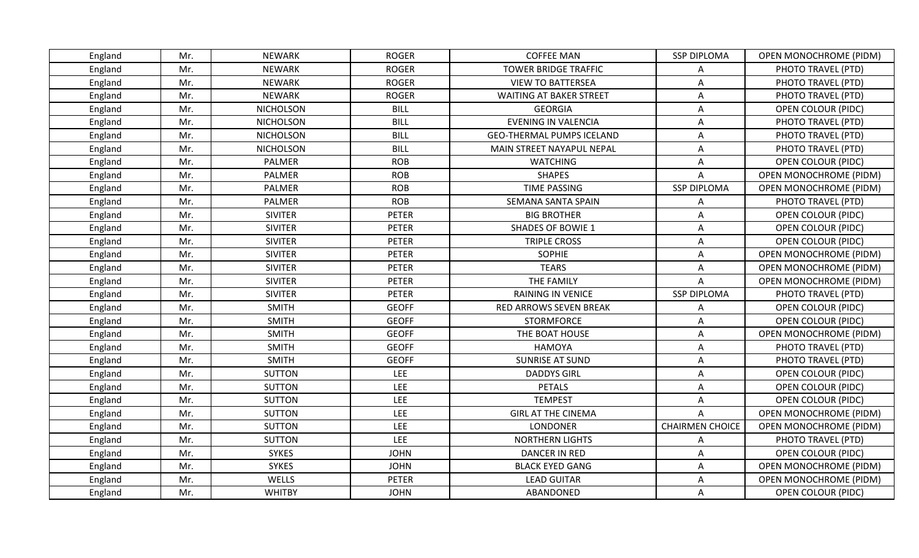| England | Mr. | NEWARK | ROGER | COFFEE MAN | SSP DIPLOMA | OPEN MONOCHROME (PIDM) |
|---|---|---|---|---|---|---|
| England | Mr. | NEWARK | ROGER | TOWER BRIDGE TRAFFIC | A | PHOTO TRAVEL (PTD) |
| England | Mr. | NEWARK | ROGER | VIEW TO BATTERSEA | A | PHOTO TRAVEL (PTD) |
| England | Mr. | NEWARK | ROGER | WAITING AT BAKER STREET | A | PHOTO TRAVEL (PTD) |
| England | Mr. | NICHOLSON | BILL | GEORGIA | A | OPEN COLOUR (PIDC) |
| England | Mr. | NICHOLSON | BILL | EVENING IN VALENCIA | A | PHOTO TRAVEL (PTD) |
| England | Mr. | NICHOLSON | BILL | GEO-THERMAL PUMPS ICELAND | A | PHOTO TRAVEL (PTD) |
| England | Mr. | NICHOLSON | BILL | MAIN STREET NAYAPUL NEPAL | A | PHOTO TRAVEL (PTD) |
| England | Mr. | PALMER | ROB | WATCHING | A | OPEN COLOUR (PIDC) |
| England | Mr. | PALMER | ROB | SHAPES | A | OPEN MONOCHROME (PIDM) |
| England | Mr. | PALMER | ROB | TIME PASSING | SSP DIPLOMA | OPEN MONOCHROME (PIDM) |
| England | Mr. | PALMER | ROB | SEMANA SANTA SPAIN | A | PHOTO TRAVEL (PTD) |
| England | Mr. | SIVITER | PETER | BIG BROTHER | A | OPEN COLOUR (PIDC) |
| England | Mr. | SIVITER | PETER | SHADES OF BOWIE 1 | A | OPEN COLOUR (PIDC) |
| England | Mr. | SIVITER | PETER | TRIPLE CROSS | A | OPEN COLOUR (PIDC) |
| England | Mr. | SIVITER | PETER | SOPHIE | A | OPEN MONOCHROME (PIDM) |
| England | Mr. | SIVITER | PETER | TEARS | A | OPEN MONOCHROME (PIDM) |
| England | Mr. | SIVITER | PETER | THE FAMILY | A | OPEN MONOCHROME (PIDM) |
| England | Mr. | SIVITER | PETER | RAINING IN VENICE | SSP DIPLOMA | PHOTO TRAVEL (PTD) |
| England | Mr. | SMITH | GEOFF | RED ARROWS SEVEN BREAK | A | OPEN COLOUR (PIDC) |
| England | Mr. | SMITH | GEOFF | STORMFORCE | A | OPEN COLOUR (PIDC) |
| England | Mr. | SMITH | GEOFF | THE BOAT HOUSE | A | OPEN MONOCHROME (PIDM) |
| England | Mr. | SMITH | GEOFF | HAMOYA | A | PHOTO TRAVEL (PTD) |
| England | Mr. | SMITH | GEOFF | SUNRISE AT SUND | A | PHOTO TRAVEL (PTD) |
| England | Mr. | SUTTON | LEE | DADDYS GIRL | A | OPEN COLOUR (PIDC) |
| England | Mr. | SUTTON | LEE | PETALS | A | OPEN COLOUR (PIDC) |
| England | Mr. | SUTTON | LEE | TEMPEST | A | OPEN COLOUR (PIDC) |
| England | Mr. | SUTTON | LEE | GIRL AT THE CINEMA | A | OPEN MONOCHROME (PIDM) |
| England | Mr. | SUTTON | LEE | LONDONER | CHAIRMEN CHOICE | OPEN MONOCHROME (PIDM) |
| England | Mr. | SUTTON | LEE | NORTHERN LIGHTS | A | PHOTO TRAVEL (PTD) |
| England | Mr. | SYKES | JOHN | DANCER IN RED | A | OPEN COLOUR (PIDC) |
| England | Mr. | SYKES | JOHN | BLACK EYED GANG | A | OPEN MONOCHROME (PIDM) |
| England | Mr. | WELLS | PETER | LEAD GUITAR | A | OPEN MONOCHROME (PIDM) |
| England | Mr. | WHITBY | JOHN | ABANDONED | A | OPEN COLOUR (PIDC) |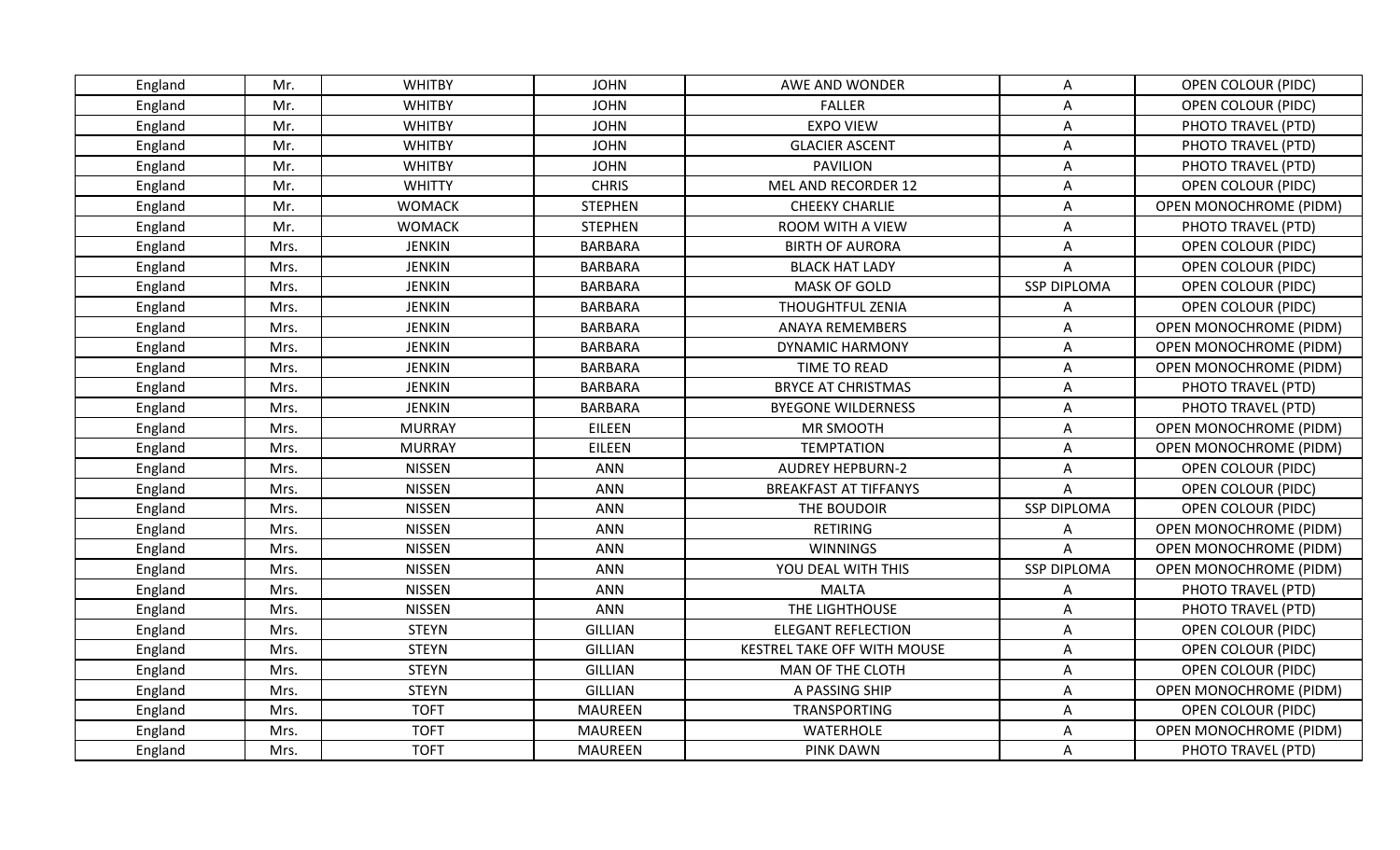| England | Mr. | WHITBY | JOHN | AWE AND WONDER | A | OPEN COLOUR (PIDC) |
|---|---|---|---|---|---|---|
| England | Mr. | WHITBY | JOHN | FALLER | A | OPEN COLOUR (PIDC) |
| England | Mr. | WHITBY | JOHN | EXPO VIEW | A | PHOTO TRAVEL (PTD) |
| England | Mr. | WHITBY | JOHN | GLACIER ASCENT | A | PHOTO TRAVEL (PTD) |
| England | Mr. | WHITBY | JOHN | PAVILION | A | PHOTO TRAVEL (PTD) |
| England | Mr. | WHITTY | CHRIS | MEL AND RECORDER 12 | A | OPEN COLOUR (PIDC) |
| England | Mr. | WOMACK | STEPHEN | CHEEKY CHARLIE | A | OPEN MONOCHROME (PIDM) |
| England | Mr. | WOMACK | STEPHEN | ROOM WITH A VIEW | A | PHOTO TRAVEL (PTD) |
| England | Mrs. | JENKIN | BARBARA | BIRTH OF AURORA | A | OPEN COLOUR (PIDC) |
| England | Mrs. | JENKIN | BARBARA | BLACK HAT LADY | A | OPEN COLOUR (PIDC) |
| England | Mrs. | JENKIN | BARBARA | MASK OF GOLD | SSP DIPLOMA | OPEN COLOUR (PIDC) |
| England | Mrs. | JENKIN | BARBARA | THOUGHTFUL ZENIA | A | OPEN COLOUR (PIDC) |
| England | Mrs. | JENKIN | BARBARA | ANAYA REMEMBERS | A | OPEN MONOCHROME (PIDM) |
| England | Mrs. | JENKIN | BARBARA | DYNAMIC HARMONY | A | OPEN MONOCHROME (PIDM) |
| England | Mrs. | JENKIN | BARBARA | TIME TO READ | A | OPEN MONOCHROME (PIDM) |
| England | Mrs. | JENKIN | BARBARA | BRYCE AT CHRISTMAS | A | PHOTO TRAVEL (PTD) |
| England | Mrs. | JENKIN | BARBARA | BYEGONE WILDERNESS | A | PHOTO TRAVEL (PTD) |
| England | Mrs. | MURRAY | EILEEN | MR SMOOTH | A | OPEN MONOCHROME (PIDM) |
| England | Mrs. | MURRAY | EILEEN | TEMPTATION | A | OPEN MONOCHROME (PIDM) |
| England | Mrs. | NISSEN | ANN | AUDREY HEPBURN-2 | A | OPEN COLOUR (PIDC) |
| England | Mrs. | NISSEN | ANN | BREAKFAST AT TIFFANYS | A | OPEN COLOUR (PIDC) |
| England | Mrs. | NISSEN | ANN | THE BOUDOIR | SSP DIPLOMA | OPEN COLOUR (PIDC) |
| England | Mrs. | NISSEN | ANN | RETIRING | A | OPEN MONOCHROME (PIDM) |
| England | Mrs. | NISSEN | ANN | WINNINGS | A | OPEN MONOCHROME (PIDM) |
| England | Mrs. | NISSEN | ANN | YOU DEAL WITH THIS | SSP DIPLOMA | OPEN MONOCHROME (PIDM) |
| England | Mrs. | NISSEN | ANN | MALTA | A | PHOTO TRAVEL (PTD) |
| England | Mrs. | NISSEN | ANN | THE LIGHTHOUSE | A | PHOTO TRAVEL (PTD) |
| England | Mrs. | STEYN | GILLIAN | ELEGANT REFLECTION | A | OPEN COLOUR (PIDC) |
| England | Mrs. | STEYN | GILLIAN | KESTREL TAKE OFF WITH MOUSE | A | OPEN COLOUR (PIDC) |
| England | Mrs. | STEYN | GILLIAN | MAN OF THE CLOTH | A | OPEN COLOUR (PIDC) |
| England | Mrs. | STEYN | GILLIAN | A PASSING SHIP | A | OPEN MONOCHROME (PIDM) |
| England | Mrs. | TOFT | MAUREEN | TRANSPORTING | A | OPEN COLOUR (PIDC) |
| England | Mrs. | TOFT | MAUREEN | WATERHOLE | A | OPEN MONOCHROME (PIDM) |
| England | Mrs. | TOFT | MAUREEN | PINK DAWN | A | PHOTO TRAVEL (PTD) |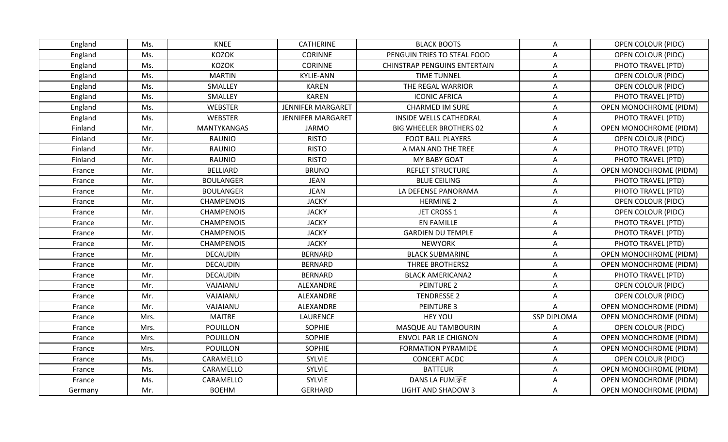| England | Ms. | KNEE | CATHERINE | BLACK BOOTS | A | OPEN COLOUR (PIDC) |
|---|---|---|---|---|---|---|
| England | Ms. | KOZOK | CORINNE | PENGUIN TRIES TO STEAL FOOD | A | OPEN COLOUR (PIDC) |
| England | Ms. | KOZOK | CORINNE | CHINSTRAP PENGUINS ENTERTAIN | A | PHOTO TRAVEL (PTD) |
| England | Ms. | MARTIN | KYLIE-ANN | TIME TUNNEL | A | OPEN COLOUR (PIDC) |
| England | Ms. | SMALLEY | KAREN | THE REGAL WARRIOR | A | OPEN COLOUR (PIDC) |
| England | Ms. | SMALLEY | KAREN | ICONIC AFRICA | A | PHOTO TRAVEL (PTD) |
| England | Ms. | WEBSTER | JENNIFER MARGARET | CHARMED IM SURE | A | OPEN MONOCHROME (PIDM) |
| England | Ms. | WEBSTER | JENNIFER MARGARET | INSIDE WELLS CATHEDRAL | A | PHOTO TRAVEL (PTD) |
| Finland | Mr. | MANTYKANGAS | JARMO | BIG WHEELER BROTHERS 02 | A | OPEN MONOCHROME (PIDM) |
| Finland | Mr. | RAUNIO | RISTO | FOOT BALL PLAYERS | A | OPEN COLOUR (PIDC) |
| Finland | Mr. | RAUNIO | RISTO | A MAN AND THE TREE | A | PHOTO TRAVEL (PTD) |
| Finland | Mr. | RAUNIO | RISTO | MY BABY GOAT | A | PHOTO TRAVEL (PTD) |
| France | Mr. | BELLIARD | BRUNO | REFLET STRUCTURE | A | OPEN MONOCHROME (PIDM) |
| France | Mr. | BOULANGER | JEAN | BLUE CEILING | A | PHOTO TRAVEL (PTD) |
| France | Mr. | BOULANGER | JEAN | LA DEFENSE PANORAMA | A | PHOTO TRAVEL (PTD) |
| France | Mr. | CHAMPENOIS | JACKY | HERMINE 2 | A | OPEN COLOUR (PIDC) |
| France | Mr. | CHAMPENOIS | JACKY | JET CROSS 1 | A | OPEN COLOUR (PIDC) |
| France | Mr. | CHAMPENOIS | JACKY | EN FAMILLE | A | PHOTO TRAVEL (PTD) |
| France | Mr. | CHAMPENOIS | JACKY | GARDIEN DU TEMPLE | A | PHOTO TRAVEL (PTD) |
| France | Mr. | CHAMPENOIS | JACKY | NEWYORK | A | PHOTO TRAVEL (PTD) |
| France | Mr. | DECAUDIN | BERNARD | BLACK SUBMARINE | A | OPEN MONOCHROME (PIDM) |
| France | Mr. | DECAUDIN | BERNARD | THREE BROTHERS2 | A | OPEN MONOCHROME (PIDM) |
| France | Mr. | DECAUDIN | BERNARD | BLACK AMERICANA2 | A | PHOTO TRAVEL (PTD) |
| France | Mr. | VAJAIANU | ALEXANDRE | PEINTURE 2 | A | OPEN COLOUR (PIDC) |
| France | Mr. | VAJAIANU | ALEXANDRE | TENDRESSE 2 | A | OPEN COLOUR (PIDC) |
| France | Mr. | VAJAIANU | ALEXANDRE | PEINTURE 3 | A | OPEN MONOCHROME (PIDM) |
| France | Mrs. | MAITRE | LAURENCE | HEY YOU | SSP DIPLOMA | OPEN MONOCHROME (PIDM) |
| France | Mrs. | POUILLON | SOPHIE | MASQUE AU TAMBOURIN | A | OPEN COLOUR (PIDC) |
| France | Mrs. | POUILLON | SOPHIE | ENVOL PAR LE CHIGNON | A | OPEN MONOCHROME (PIDM) |
| France | Mrs. | POUILLON | SOPHIE | FORMATION PYRAMIDE | A | OPEN MONOCHROME (PIDM) |
| France | Ms. | CARAMELLO | SYLVIE | CONCERT ACDC | A | OPEN COLOUR (PIDC) |
| France | Ms. | CARAMELLO | SYLVIE | BATTEUR | A | OPEN MONOCHROME (PIDM) |
| France | Ms. | CARAMELLO | SYLVIE | DANS LA FUM茅E | A | OPEN MONOCHROME (PIDM) |
| Germany | Mr. | BOEHM | GERHARD | LIGHT AND SHADOW 3 | A | OPEN MONOCHROME (PIDM) |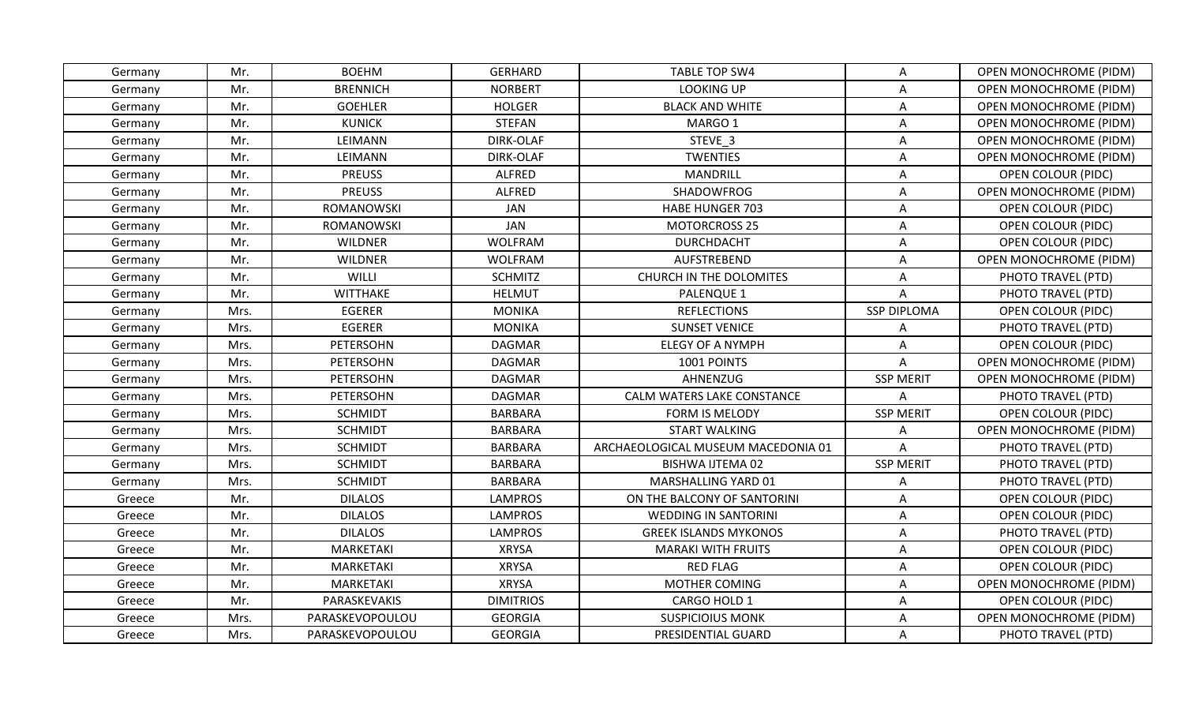| | | | | | | |
|---|---|---|---|---|---|---|
| Germany | Mr. | BOEHM | GERHARD | TABLE TOP SW4 | A | OPEN MONOCHROME (PIDM) |
| Germany | Mr. | BRENNICH | NORBERT | LOOKING UP | A | OPEN MONOCHROME (PIDM) |
| Germany | Mr. | GOEHLER | HOLGER | BLACK AND WHITE | A | OPEN MONOCHROME (PIDM) |
| Germany | Mr. | KUNICK | STEFAN | MARGO 1 | A | OPEN MONOCHROME (PIDM) |
| Germany | Mr. | LEIMANN | DIRK-OLAF | STEVE_3 | A | OPEN MONOCHROME (PIDM) |
| Germany | Mr. | LEIMANN | DIRK-OLAF | TWENTIES | A | OPEN MONOCHROME (PIDM) |
| Germany | Mr. | PREUSS | ALFRED | MANDRILL | A | OPEN COLOUR (PIDC) |
| Germany | Mr. | PREUSS | ALFRED | SHADOWFROG | A | OPEN MONOCHROME (PIDM) |
| Germany | Mr. | ROMANOWSKI | JAN | HABE HUNGER 703 | A | OPEN COLOUR (PIDC) |
| Germany | Mr. | ROMANOWSKI | JAN | MOTORCROSS 25 | A | OPEN COLOUR (PIDC) |
| Germany | Mr. | WILDNER | WOLFRAM | DURCHDACHT | A | OPEN COLOUR (PIDC) |
| Germany | Mr. | WILDNER | WOLFRAM | AUFSTREBEND | A | OPEN MONOCHROME (PIDM) |
| Germany | Mr. | WILLI | SCHMITZ | CHURCH IN THE DOLOMITES | A | PHOTO TRAVEL (PTD) |
| Germany | Mr. | WITTHAKE | HELMUT | PALENQUE 1 | A | PHOTO TRAVEL (PTD) |
| Germany | Mrs. | EGERER | MONIKA | REFLECTIONS | SSP DIPLOMA | OPEN COLOUR (PIDC) |
| Germany | Mrs. | EGERER | MONIKA | SUNSET VENICE | A | PHOTO TRAVEL (PTD) |
| Germany | Mrs. | PETERSOHN | DAGMAR | ELEGY OF A NYMPH | A | OPEN COLOUR (PIDC) |
| Germany | Mrs. | PETERSOHN | DAGMAR | 1001 POINTS | A | OPEN MONOCHROME (PIDM) |
| Germany | Mrs. | PETERSOHN | DAGMAR | AHNENZUG | SSP MERIT | OPEN MONOCHROME (PIDM) |
| Germany | Mrs. | PETERSOHN | DAGMAR | CALM WATERS LAKE CONSTANCE | A | PHOTO TRAVEL (PTD) |
| Germany | Mrs. | SCHMIDT | BARBARA | FORM IS MELODY | SSP MERIT | OPEN COLOUR (PIDC) |
| Germany | Mrs. | SCHMIDT | BARBARA | START WALKING | A | OPEN MONOCHROME (PIDM) |
| Germany | Mrs. | SCHMIDT | BARBARA | ARCHAEOLOGICAL MUSEUM MACEDONIA 01 | A | PHOTO TRAVEL (PTD) |
| Germany | Mrs. | SCHMIDT | BARBARA | BISHWA IJTEMA 02 | SSP MERIT | PHOTO TRAVEL (PTD) |
| Germany | Mrs. | SCHMIDT | BARBARA | MARSHALLING YARD 01 | A | PHOTO TRAVEL (PTD) |
| Greece | Mr. | DILALOS | LAMPROS | ON THE BALCONY OF SANTORINI | A | OPEN COLOUR (PIDC) |
| Greece | Mr. | DILALOS | LAMPROS | WEDDING IN SANTORINI | A | OPEN COLOUR (PIDC) |
| Greece | Mr. | DILALOS | LAMPROS | GREEK ISLANDS MYKONOS | A | PHOTO TRAVEL (PTD) |
| Greece | Mr. | MARKETAKI | XRYSA | MARAKI WITH FRUITS | A | OPEN COLOUR (PIDC) |
| Greece | Mr. | MARKETAKI | XRYSA | RED FLAG | A | OPEN COLOUR (PIDC) |
| Greece | Mr. | MARKETAKI | XRYSA | MOTHER COMING | A | OPEN MONOCHROME (PIDM) |
| Greece | Mr. | PARASKEVAKIS | DIMITRIOS | CARGO HOLD 1 | A | OPEN COLOUR (PIDC) |
| Greece | Mrs. | PARASKEVOPOULOU | GEORGIA | SUSPICIOIUS MONK | A | OPEN MONOCHROME (PIDM) |
| Greece | Mrs. | PARASKEVOPOULOU | GEORGIA | PRESIDENTIAL GUARD | A | PHOTO TRAVEL (PTD) |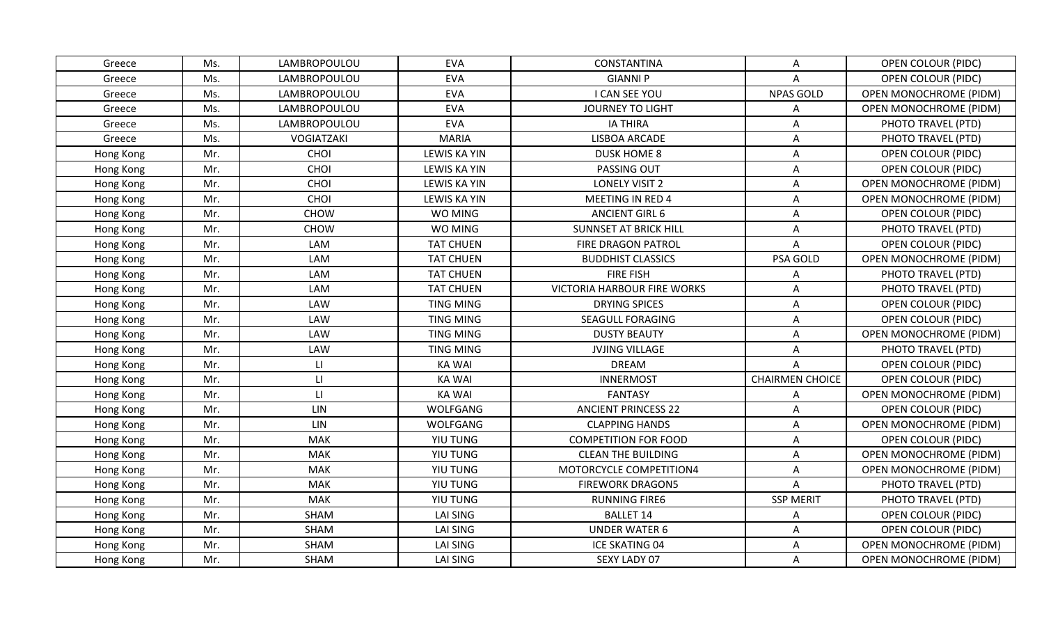| Greece | Ms. | LAMBROPOULOU | EVA | CONSTANTINA | A | OPEN COLOUR (PIDC) |
|---|---|---|---|---|---|---|
| Greece | Ms. | LAMBROPOULOU | EVA | GIANNI P | A | OPEN COLOUR (PIDC) |
| Greece | Ms. | LAMBROPOULOU | EVA | I CAN SEE YOU | NPAS GOLD | OPEN MONOCHROME (PIDM) |
| Greece | Ms. | LAMBROPOULOU | EVA | JOURNEY TO LIGHT | A | OPEN MONOCHROME (PIDM) |
| Greece | Ms. | LAMBROPOULOU | EVA | IA THIRA | A | PHOTO TRAVEL (PTD) |
| Greece | Ms. | VOGIATZAKI | MARIA | LISBOA ARCADE | A | PHOTO TRAVEL (PTD) |
| Hong Kong | Mr. | CHOI | LEWIS KA YIN | DUSK HOME 8 | A | OPEN COLOUR (PIDC) |
| Hong Kong | Mr. | CHOI | LEWIS KA YIN | PASSING OUT | A | OPEN COLOUR (PIDC) |
| Hong Kong | Mr. | CHOI | LEWIS KA YIN | LONELY VISIT 2 | A | OPEN MONOCHROME (PIDM) |
| Hong Kong | Mr. | CHOI | LEWIS KA YIN | MEETING IN RED 4 | A | OPEN MONOCHROME (PIDM) |
| Hong Kong | Mr. | CHOW | WO MING | ANCIENT GIRL 6 | A | OPEN COLOUR (PIDC) |
| Hong Kong | Mr. | CHOW | WO MING | SUNNSET AT BRICK HILL | A | PHOTO TRAVEL (PTD) |
| Hong Kong | Mr. | LAM | TAT CHUEN | FIRE DRAGON PATROL | A | OPEN COLOUR (PIDC) |
| Hong Kong | Mr. | LAM | TAT CHUEN | BUDDHIST CLASSICS | PSA GOLD | OPEN MONOCHROME (PIDM) |
| Hong Kong | Mr. | LAM | TAT CHUEN | FIRE FISH | A | PHOTO TRAVEL (PTD) |
| Hong Kong | Mr. | LAM | TAT CHUEN | VICTORIA HARBOUR FIRE WORKS | A | PHOTO TRAVEL (PTD) |
| Hong Kong | Mr. | LAW | TING MING | DRYING SPICES | A | OPEN COLOUR (PIDC) |
| Hong Kong | Mr. | LAW | TING MING | SEAGULL FORAGING | A | OPEN COLOUR (PIDC) |
| Hong Kong | Mr. | LAW | TING MING | DUSTY BEAUTY | A | OPEN MONOCHROME (PIDM) |
| Hong Kong | Mr. | LAW | TING MING | JVJING VILLAGE | A | PHOTO TRAVEL (PTD) |
| Hong Kong | Mr. | LI | KA WAI | DREAM | A | OPEN COLOUR (PIDC) |
| Hong Kong | Mr. | LI | KA WAI | INNERMOST | CHAIRMEN CHOICE | OPEN COLOUR (PIDC) |
| Hong Kong | Mr. | LI | KA WAI | FANTASY | A | OPEN MONOCHROME (PIDM) |
| Hong Kong | Mr. | LIN | WOLFGANG | ANCIENT PRINCESS 22 | A | OPEN COLOUR (PIDC) |
| Hong Kong | Mr. | LIN | WOLFGANG | CLAPPING HANDS | A | OPEN MONOCHROME (PIDM) |
| Hong Kong | Mr. | MAK | YIU TUNG | COMPETITION FOR FOOD | A | OPEN COLOUR (PIDC) |
| Hong Kong | Mr. | MAK | YIU TUNG | CLEAN THE BUILDING | A | OPEN MONOCHROME (PIDM) |
| Hong Kong | Mr. | MAK | YIU TUNG | MOTORCYCLE COMPETITION4 | A | OPEN MONOCHROME (PIDM) |
| Hong Kong | Mr. | MAK | YIU TUNG | FIREWORK DRAGON5 | A | PHOTO TRAVEL (PTD) |
| Hong Kong | Mr. | MAK | YIU TUNG | RUNNING FIRE6 | SSP MERIT | PHOTO TRAVEL (PTD) |
| Hong Kong | Mr. | SHAM | LAI SING | BALLET 14 | A | OPEN COLOUR (PIDC) |
| Hong Kong | Mr. | SHAM | LAI SING | UNDER WATER 6 | A | OPEN COLOUR (PIDC) |
| Hong Kong | Mr. | SHAM | LAI SING | ICE SKATING 04 | A | OPEN MONOCHROME (PIDM) |
| Hong Kong | Mr. | SHAM | LAI SING | SEXY LADY 07 | A | OPEN MONOCHROME (PIDM) |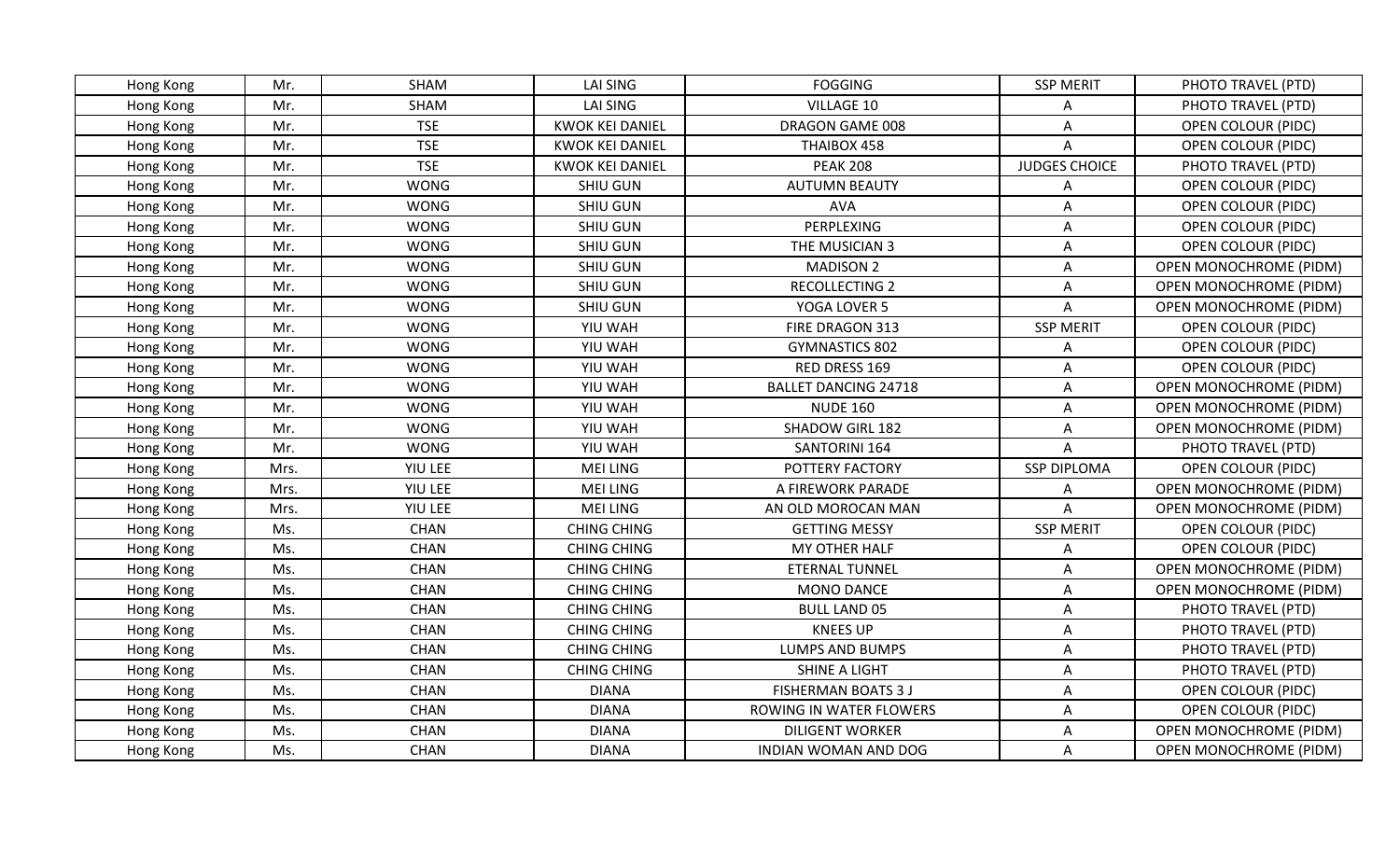| Hong Kong | Mr. | SHAM | LAI SING | FOGGING | SSP MERIT | PHOTO TRAVEL (PTD) |
|---|---|---|---|---|---|---|
| Hong Kong | Mr. | SHAM | LAI SING | VILLAGE 10 | A | PHOTO TRAVEL (PTD) |
| Hong Kong | Mr. | TSE | KWOK KEI DANIEL | DRAGON GAME 008 | A | OPEN COLOUR (PIDC) |
| Hong Kong | Mr. | TSE | KWOK KEI DANIEL | THAIBOX 458 | A | OPEN COLOUR (PIDC) |
| Hong Kong | Mr. | TSE | KWOK KEI DANIEL | PEAK 208 | JUDGES CHOICE | PHOTO TRAVEL (PTD) |
| Hong Kong | Mr. | WONG | SHIU GUN | AUTUMN BEAUTY | A | OPEN COLOUR (PIDC) |
| Hong Kong | Mr. | WONG | SHIU GUN | AVA | A | OPEN COLOUR (PIDC) |
| Hong Kong | Mr. | WONG | SHIU GUN | PERPLEXING | A | OPEN COLOUR (PIDC) |
| Hong Kong | Mr. | WONG | SHIU GUN | THE MUSICIAN 3 | A | OPEN COLOUR (PIDC) |
| Hong Kong | Mr. | WONG | SHIU GUN | MADISON 2 | A | OPEN MONOCHROME (PIDM) |
| Hong Kong | Mr. | WONG | SHIU GUN | RECOLLECTING 2 | A | OPEN MONOCHROME (PIDM) |
| Hong Kong | Mr. | WONG | SHIU GUN | YOGA LOVER 5 | A | OPEN MONOCHROME (PIDM) |
| Hong Kong | Mr. | WONG | YIU WAH | FIRE DRAGON 313 | SSP MERIT | OPEN COLOUR (PIDC) |
| Hong Kong | Mr. | WONG | YIU WAH | GYMNASTICS 802 | A | OPEN COLOUR (PIDC) |
| Hong Kong | Mr. | WONG | YIU WAH | RED DRESS 169 | A | OPEN COLOUR (PIDC) |
| Hong Kong | Mr. | WONG | YIU WAH | BALLET DANCING 24718 | A | OPEN MONOCHROME (PIDM) |
| Hong Kong | Mr. | WONG | YIU WAH | NUDE 160 | A | OPEN MONOCHROME (PIDM) |
| Hong Kong | Mr. | WONG | YIU WAH | SHADOW GIRL 182 | A | OPEN MONOCHROME (PIDM) |
| Hong Kong | Mr. | WONG | YIU WAH | SANTORINI 164 | A | PHOTO TRAVEL (PTD) |
| Hong Kong | Mrs. | YIU LEE | MEI LING | POTTERY FACTORY | SSP DIPLOMA | OPEN COLOUR (PIDC) |
| Hong Kong | Mrs. | YIU LEE | MEI LING | A FIREWORK PARADE | A | OPEN MONOCHROME (PIDM) |
| Hong Kong | Mrs. | YIU LEE | MEI LING | AN OLD MOROCAN MAN | A | OPEN MONOCHROME (PIDM) |
| Hong Kong | Ms. | CHAN | CHING CHING | GETTING MESSY | SSP MERIT | OPEN COLOUR (PIDC) |
| Hong Kong | Ms. | CHAN | CHING CHING | MY OTHER HALF | A | OPEN COLOUR (PIDC) |
| Hong Kong | Ms. | CHAN | CHING CHING | ETERNAL TUNNEL | A | OPEN MONOCHROME (PIDM) |
| Hong Kong | Ms. | CHAN | CHING CHING | MONO DANCE | A | OPEN MONOCHROME (PIDM) |
| Hong Kong | Ms. | CHAN | CHING CHING | BULL LAND 05 | A | PHOTO TRAVEL (PTD) |
| Hong Kong | Ms. | CHAN | CHING CHING | KNEES UP | A | PHOTO TRAVEL (PTD) |
| Hong Kong | Ms. | CHAN | CHING CHING | LUMPS AND BUMPS | A | PHOTO TRAVEL (PTD) |
| Hong Kong | Ms. | CHAN | CHING CHING | SHINE A LIGHT | A | PHOTO TRAVEL (PTD) |
| Hong Kong | Ms. | CHAN | DIANA | FISHERMAN BOATS 3 J | A | OPEN COLOUR (PIDC) |
| Hong Kong | Ms. | CHAN | DIANA | ROWING IN WATER FLOWERS | A | OPEN COLOUR (PIDC) |
| Hong Kong | Ms. | CHAN | DIANA | DILIGENT WORKER | A | OPEN MONOCHROME (PIDM) |
| Hong Kong | Ms. | CHAN | DIANA | INDIAN WOMAN AND DOG | A | OPEN MONOCHROME (PIDM) |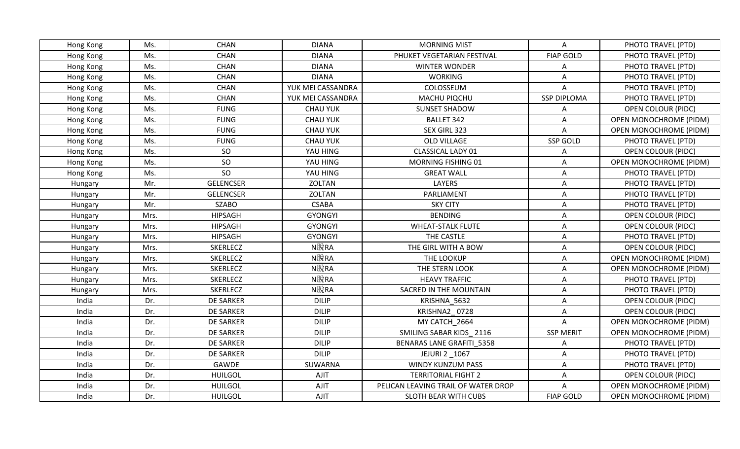| Hong Kong | Ms. | CHAN | DIANA | MORNING MIST | A | PHOTO TRAVEL (PTD) |
|---|---|---|---|---|---|---|
| Hong Kong | Ms. | CHAN | DIANA | PHUKET VEGETARIAN FESTIVAL | FIAP GOLD | PHOTO TRAVEL (PTD) |
| Hong Kong | Ms. | CHAN | DIANA | WINTER WONDER | A | PHOTO TRAVEL (PTD) |
| Hong Kong | Ms. | CHAN | DIANA | WORKING | A | PHOTO TRAVEL (PTD) |
| Hong Kong | Ms. | CHAN | YUK MEI CASSANDRA | COLOSSEUM | A | PHOTO TRAVEL (PTD) |
| Hong Kong | Ms. | CHAN | YUK MEI CASSANDRA | MACHU PIQCHU | SSP DIPLOMA | PHOTO TRAVEL (PTD) |
| Hong Kong | Ms. | FUNG | CHAU YUK | SUNSET SHADOW | A | OPEN COLOUR (PIDC) |
| Hong Kong | Ms. | FUNG | CHAU YUK | BALLET 342 | A | OPEN MONOCHROME (PIDM) |
| Hong Kong | Ms. | FUNG | CHAU YUK | SEX GIRL 323 | A | OPEN MONOCHROME (PIDM) |
| Hong Kong | Ms. | FUNG | CHAU YUK | OLD VILLAGE | SSP GOLD | PHOTO TRAVEL (PTD) |
| Hong Kong | Ms. | SO | YAU HING | CLASSICAL LADY 01 | A | OPEN COLOUR (PIDC) |
| Hong Kong | Ms. | SO | YAU HING | MORNING FISHING 01 | A | OPEN MONOCHROME (PIDM) |
| Hong Kong | Ms. | SO | YAU HING | GREAT WALL | A | PHOTO TRAVEL (PTD) |
| Hungary | Mr. | GELENCSER | ZOLTAN | LAYERS | A | PHOTO TRAVEL (PTD) |
| Hungary | Mr. | GELENCSER | ZOLTAN | PARLIAMENT | A | PHOTO TRAVEL (PTD) |
| Hungary | Mr. | SZABO | CSABA | SKY CITY | A | PHOTO TRAVEL (PTD) |
| Hungary | Mrs. | HIPSAGH | GYONGYI | BENDING | A | OPEN COLOUR (PIDC) |
| Hungary | Mrs. | HIPSAGH | GYONGYI | WHEAT-STALK FLUTE | A | OPEN COLOUR (PIDC) |
| Hungary | Mrs. | HIPSAGH | GYONGYI | THE CASTLE | A | PHOTO TRAVEL (PTD) |
| Hungary | Mrs. | SKERLECZ | N脫RA | THE GIRL WITH A BOW | A | OPEN COLOUR (PIDC) |
| Hungary | Mrs. | SKERLECZ | N脫RA | THE LOOKUP | A | OPEN MONOCHROME (PIDM) |
| Hungary | Mrs. | SKERLECZ | N脫RA | THE STERN LOOK | A | OPEN MONOCHROME (PIDM) |
| Hungary | Mrs. | SKERLECZ | N脫RA | HEAVY TRAFFIC | A | PHOTO TRAVEL (PTD) |
| Hungary | Mrs. | SKERLECZ | N脫RA | SACRED IN THE MOUNTAIN | A | PHOTO TRAVEL (PTD) |
| India | Dr. | DE SARKER | DILIP | KRISHNA_5632 | A | OPEN COLOUR (PIDC) |
| India | Dr. | DE SARKER | DILIP | KRISHNA2_0728 | A | OPEN COLOUR (PIDC) |
| India | Dr. | DE SARKER | DILIP | MY CATCH_2664 | A | OPEN MONOCHROME (PIDM) |
| India | Dr. | DE SARKER | DILIP | SMILING SABAR KIDS_ 2116 | SSP MERIT | OPEN MONOCHROME (PIDM) |
| India | Dr. | DE SARKER | DILIP | BENARAS LANE GRAFITI_5358 | A | PHOTO TRAVEL (PTD) |
| India | Dr. | DE SARKER | DILIP | JEJURI 2 _1067 | A | PHOTO TRAVEL (PTD) |
| India | Dr. | GAWDE | SUWARNA | WINDY KUNZUM PASS | A | PHOTO TRAVEL (PTD) |
| India | Dr. | HUILGOL | AJIT | TERRITORIAL FIGHT 2 | A | OPEN COLOUR (PIDC) |
| India | Dr. | HUILGOL | AJIT | PELICAN LEAVING TRAIL OF WATER DROP | A | OPEN MONOCHROME (PIDM) |
| India | Dr. | HUILGOL | AJIT | SLOTH BEAR WITH CUBS | FIAP GOLD | OPEN MONOCHROME (PIDM) |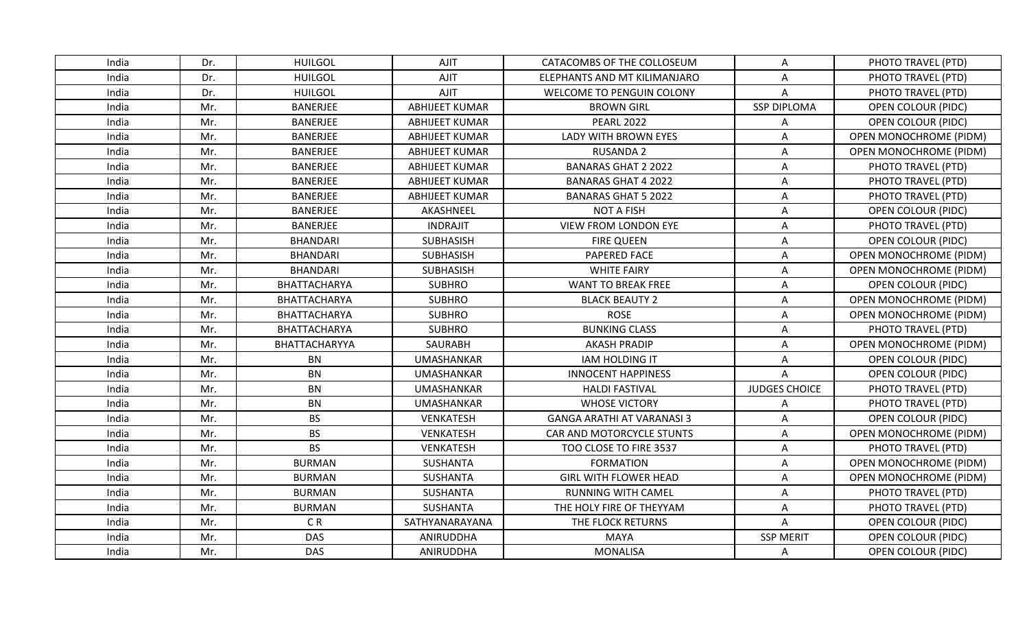| India | Dr. | HUILGOL | AJIT | CATACOMBS OF THE COLLOSEUM | A | PHOTO TRAVEL (PTD) |
|---|---|---|---|---|---|---|
| India | Dr. | HUILGOL | AJIT | ELEPHANTS AND MT KILIMANJARO | A | PHOTO TRAVEL (PTD) |
| India | Dr. | HUILGOL | AJIT | WELCOME TO PENGUIN COLONY | A | PHOTO TRAVEL (PTD) |
| India | Mr. | BANERJEE | ABHIJEET KUMAR | BROWN GIRL | SSP DIPLOMA | OPEN COLOUR (PIDC) |
| India | Mr. | BANERJEE | ABHIJEET KUMAR | PEARL 2022 | A | OPEN COLOUR (PIDC) |
| India | Mr. | BANERJEE | ABHIJEET KUMAR | LADY WITH BROWN EYES | A | OPEN MONOCHROME (PIDM) |
| India | Mr. | BANERJEE | ABHIJEET KUMAR | RUSANDA 2 | A | OPEN MONOCHROME (PIDM) |
| India | Mr. | BANERJEE | ABHIJEET KUMAR | BANARAS GHAT 2 2022 | A | PHOTO TRAVEL (PTD) |
| India | Mr. | BANERJEE | ABHIJEET KUMAR | BANARAS GHAT 4 2022 | A | PHOTO TRAVEL (PTD) |
| India | Mr. | BANERJEE | ABHIJEET KUMAR | BANARAS GHAT 5 2022 | A | PHOTO TRAVEL (PTD) |
| India | Mr. | BANERJEE | AKASHNEEL | NOT A FISH | A | OPEN COLOUR (PIDC) |
| India | Mr. | BANERJEE | INDRAJIT | VIEW FROM LONDON EYE | A | PHOTO TRAVEL (PTD) |
| India | Mr. | BHANDARI | SUBHASISH | FIRE QUEEN | A | OPEN COLOUR (PIDC) |
| India | Mr. | BHANDARI | SUBHASISH | PAPERED FACE | A | OPEN MONOCHROME (PIDM) |
| India | Mr. | BHANDARI | SUBHASISH | WHITE FAIRY | A | OPEN MONOCHROME (PIDM) |
| India | Mr. | BHATTACHARYA | SUBHRO | WANT TO BREAK FREE | A | OPEN COLOUR (PIDC) |
| India | Mr. | BHATTACHARYA | SUBHRO | BLACK BEAUTY 2 | A | OPEN MONOCHROME (PIDM) |
| India | Mr. | BHATTACHARYA | SUBHRO | ROSE | A | OPEN MONOCHROME (PIDM) |
| India | Mr. | BHATTACHARYA | SUBHRO | BUNKING CLASS | A | PHOTO TRAVEL (PTD) |
| India | Mr. | BHATTACHARYYA | SAURABH | AKASH PRADIP | A | OPEN MONOCHROME (PIDM) |
| India | Mr. | BN | UMASHANKAR | IAM HOLDING IT | A | OPEN COLOUR (PIDC) |
| India | Mr. | BN | UMASHANKAR | INNOCENT HAPPINESS | A | OPEN COLOUR (PIDC) |
| India | Mr. | BN | UMASHANKAR | HALDI FASTIVAL | JUDGES CHOICE | PHOTO TRAVEL (PTD) |
| India | Mr. | BN | UMASHANKAR | WHOSE VICTORY | A | PHOTO TRAVEL (PTD) |
| India | Mr. | BS | VENKATESH | GANGA ARATHI AT VARANASI 3 | A | OPEN COLOUR (PIDC) |
| India | Mr. | BS | VENKATESH | CAR AND MOTORCYCLE STUNTS | A | OPEN MONOCHROME (PIDM) |
| India | Mr. | BS | VENKATESH | TOO CLOSE TO FIRE 3537 | A | PHOTO TRAVEL (PTD) |
| India | Mr. | BURMAN | SUSHANTA | FORMATION | A | OPEN MONOCHROME (PIDM) |
| India | Mr. | BURMAN | SUSHANTA | GIRL WITH FLOWER HEAD | A | OPEN MONOCHROME (PIDM) |
| India | Mr. | BURMAN | SUSHANTA | RUNNING WITH CAMEL | A | PHOTO TRAVEL (PTD) |
| India | Mr. | BURMAN | SUSHANTA | THE HOLY FIRE OF THEYYAM | A | PHOTO TRAVEL (PTD) |
| India | Mr. | C R | SATHYANARAYANA | THE FLOCK RETURNS | A | OPEN COLOUR (PIDC) |
| India | Mr. | DAS | ANIRUDDHA | MAYA | SSP MERIT | OPEN COLOUR (PIDC) |
| India | Mr. | DAS | ANIRUDDHA | MONALISA | A | OPEN COLOUR (PIDC) |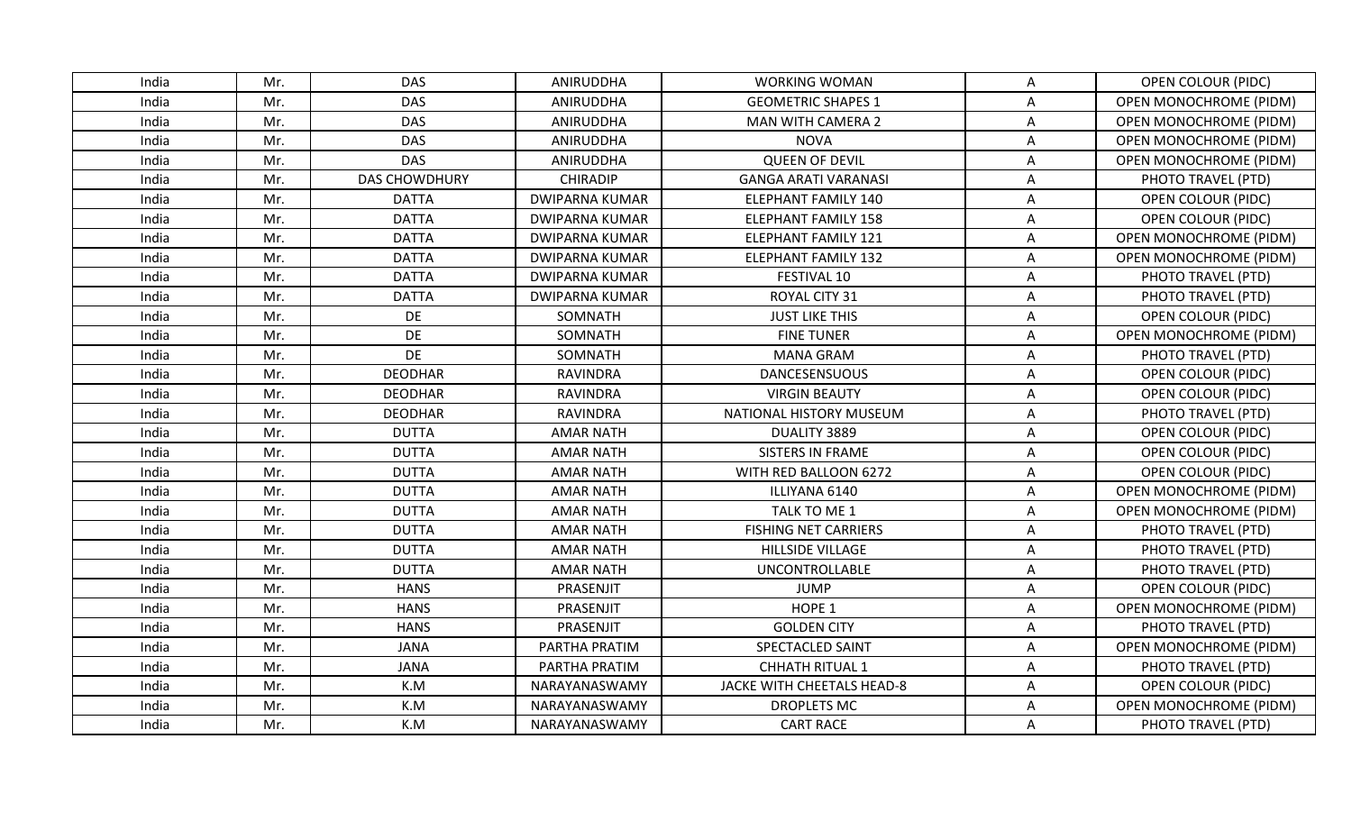| India | Mr. | DAS | ANIRUDDHA | WORKING WOMAN | A | OPEN COLOUR (PIDC) |
|---|---|---|---|---|---|---|
| India | Mr. | DAS | ANIRUDDHA | GEOMETRIC SHAPES 1 | A | OPEN MONOCHROME (PIDM) |
| India | Mr. | DAS | ANIRUDDHA | MAN WITH CAMERA 2 | A | OPEN MONOCHROME (PIDM) |
| India | Mr. | DAS | ANIRUDDHA | NOVA | A | OPEN MONOCHROME (PIDM) |
| India | Mr. | DAS | ANIRUDDHA | QUEEN OF DEVIL | A | OPEN MONOCHROME (PIDM) |
| India | Mr. | DAS CHOWDHURY | CHIRADIP | GANGA ARATI VARANASI | A | PHOTO TRAVEL (PTD) |
| India | Mr. | DATTA | DWIPARNA KUMAR | ELEPHANT FAMILY 140 | A | OPEN COLOUR (PIDC) |
| India | Mr. | DATTA | DWIPARNA KUMAR | ELEPHANT FAMILY 158 | A | OPEN COLOUR (PIDC) |
| India | Mr. | DATTA | DWIPARNA KUMAR | ELEPHANT FAMILY 121 | A | OPEN MONOCHROME (PIDM) |
| India | Mr. | DATTA | DWIPARNA KUMAR | ELEPHANT FAMILY 132 | A | OPEN MONOCHROME (PIDM) |
| India | Mr. | DATTA | DWIPARNA KUMAR | FESTIVAL 10 | A | PHOTO TRAVEL (PTD) |
| India | Mr. | DATTA | DWIPARNA KUMAR | ROYAL CITY 31 | A | PHOTO TRAVEL (PTD) |
| India | Mr. | DE | SOMNATH | JUST LIKE THIS | A | OPEN COLOUR (PIDC) |
| India | Mr. | DE | SOMNATH | FINE TUNER | A | OPEN MONOCHROME (PIDM) |
| India | Mr. | DE | SOMNATH | MANA GRAM | A | PHOTO TRAVEL (PTD) |
| India | Mr. | DEODHAR | RAVINDRA | DANCESENSUOUS | A | OPEN COLOUR (PIDC) |
| India | Mr. | DEODHAR | RAVINDRA | VIRGIN BEAUTY | A | OPEN COLOUR (PIDC) |
| India | Mr. | DEODHAR | RAVINDRA | NATIONAL HISTORY MUSEUM | A | PHOTO TRAVEL (PTD) |
| India | Mr. | DUTTA | AMAR NATH | DUALITY 3889 | A | OPEN COLOUR (PIDC) |
| India | Mr. | DUTTA | AMAR NATH | SISTERS IN FRAME | A | OPEN COLOUR (PIDC) |
| India | Mr. | DUTTA | AMAR NATH | WITH RED BALLOON 6272 | A | OPEN COLOUR (PIDC) |
| India | Mr. | DUTTA | AMAR NATH | ILLIYANA 6140 | A | OPEN MONOCHROME (PIDM) |
| India | Mr. | DUTTA | AMAR NATH | TALK TO ME 1 | A | OPEN MONOCHROME (PIDM) |
| India | Mr. | DUTTA | AMAR NATH | FISHING NET CARRIERS | A | PHOTO TRAVEL (PTD) |
| India | Mr. | DUTTA | AMAR NATH | HILLSIDE VILLAGE | A | PHOTO TRAVEL (PTD) |
| India | Mr. | DUTTA | AMAR NATH | UNCONTROLLABLE | A | PHOTO TRAVEL (PTD) |
| India | Mr. | HANS | PRASENJIT | JUMP | A | OPEN COLOUR (PIDC) |
| India | Mr. | HANS | PRASENJIT | HOPE 1 | A | OPEN MONOCHROME (PIDM) |
| India | Mr. | HANS | PRASENJIT | GOLDEN CITY | A | PHOTO TRAVEL (PTD) |
| India | Mr. | JANA | PARTHA PRATIM | SPECTACLED SAINT | A | OPEN MONOCHROME (PIDM) |
| India | Mr. | JANA | PARTHA PRATIM | CHHATH RITUAL 1 | A | PHOTO TRAVEL (PTD) |
| India | Mr. | K.M | NARAYANASWAMY | JACKE WITH CHEETALS HEAD-8 | A | OPEN COLOUR (PIDC) |
| India | Mr. | K.M | NARAYANASWAMY | DROPLETS MC | A | OPEN MONOCHROME (PIDM) |
| India | Mr. | K.M | NARAYANASWAMY | CART RACE | A | PHOTO TRAVEL (PTD) |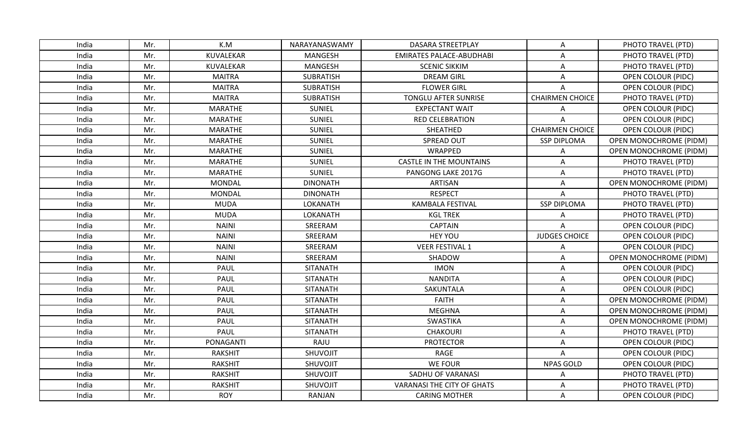| India | Mr. | K.M | NARAYANASWAMY | DASARA STREETPLAY | A | PHOTO TRAVEL (PTD) |
|---|---|---|---|---|---|---|
| India | Mr. | KUVALEKAR | MANGESH | EMIRATES PALACE-ABUDHABI | A | PHOTO TRAVEL (PTD) |
| India | Mr. | KUVALEKAR | MANGESH | SCENIC SIKKIM | A | PHOTO TRAVEL (PTD) |
| India | Mr. | MAITRA | SUBRATISH | DREAM GIRL | A | OPEN COLOUR (PIDC) |
| India | Mr. | MAITRA | SUBRATISH | FLOWER GIRL | A | OPEN COLOUR (PIDC) |
| India | Mr. | MAITRA | SUBRATISH | TONGLU AFTER SUNRISE | CHAIRMEN CHOICE | PHOTO TRAVEL (PTD) |
| India | Mr. | MARATHE | SUNIEL | EXPECTANT WAIT | A | OPEN COLOUR (PIDC) |
| India | Mr. | MARATHE | SUNIEL | RED CELEBRATION | A | OPEN COLOUR (PIDC) |
| India | Mr. | MARATHE | SUNIEL | SHEATHED | CHAIRMEN CHOICE | OPEN COLOUR (PIDC) |
| India | Mr. | MARATHE | SUNIEL | SPREAD OUT | SSP DIPLOMA | OPEN MONOCHROME (PIDM) |
| India | Mr. | MARATHE | SUNIEL | WRAPPED | A | OPEN MONOCHROME (PIDM) |
| India | Mr. | MARATHE | SUNIEL | CASTLE IN THE MOUNTAINS | A | PHOTO TRAVEL (PTD) |
| India | Mr. | MARATHE | SUNIEL | PANGONG LAKE 2017G | A | PHOTO TRAVEL (PTD) |
| India | Mr. | MONDAL | DINONATH | ARTISAN | A | OPEN MONOCHROME (PIDM) |
| India | Mr. | MONDAL | DINONATH | RESPECT | A | PHOTO TRAVEL (PTD) |
| India | Mr. | MUDA | LOKANATH | KAMBALA FESTIVAL | SSP DIPLOMA | PHOTO TRAVEL (PTD) |
| India | Mr. | MUDA | LOKANATH | KGL TREK | A | PHOTO TRAVEL (PTD) |
| India | Mr. | NAINI | SREERAM | CAPTAIN | A | OPEN COLOUR (PIDC) |
| India | Mr. | NAINI | SREERAM | HEY YOU | JUDGES CHOICE | OPEN COLOUR (PIDC) |
| India | Mr. | NAINI | SREERAM | VEER FESTIVAL 1 | A | OPEN COLOUR (PIDC) |
| India | Mr. | NAINI | SREERAM | SHADOW | A | OPEN MONOCHROME (PIDM) |
| India | Mr. | PAUL | SITANATH | IMON | A | OPEN COLOUR (PIDC) |
| India | Mr. | PAUL | SITANATH | NANDITA | A | OPEN COLOUR (PIDC) |
| India | Mr. | PAUL | SITANATH | SAKUNTALA | A | OPEN COLOUR (PIDC) |
| India | Mr. | PAUL | SITANATH | FAITH | A | OPEN MONOCHROME (PIDM) |
| India | Mr. | PAUL | SITANATH | MEGHNA | A | OPEN MONOCHROME (PIDM) |
| India | Mr. | PAUL | SITANATH | SWASTIKA | A | OPEN MONOCHROME (PIDM) |
| India | Mr. | PAUL | SITANATH | CHAKOURI | A | PHOTO TRAVEL (PTD) |
| India | Mr. | PONAGANTI | RAJU | PROTECTOR | A | OPEN COLOUR (PIDC) |
| India | Mr. | RAKSHIT | SHUVOJIT | RAGE | A | OPEN COLOUR (PIDC) |
| India | Mr. | RAKSHIT | SHUVOJIT | WE FOUR | NPAS GOLD | OPEN COLOUR (PIDC) |
| India | Mr. | RAKSHIT | SHUVOJIT | SADHU OF VARANASI | A | PHOTO TRAVEL (PTD) |
| India | Mr. | RAKSHIT | SHUVOJIT | VARANASI THE CITY OF GHATS | A | PHOTO TRAVEL (PTD) |
| India | Mr. | ROY | RANJAN | CARING MOTHER | A | OPEN COLOUR (PIDC) |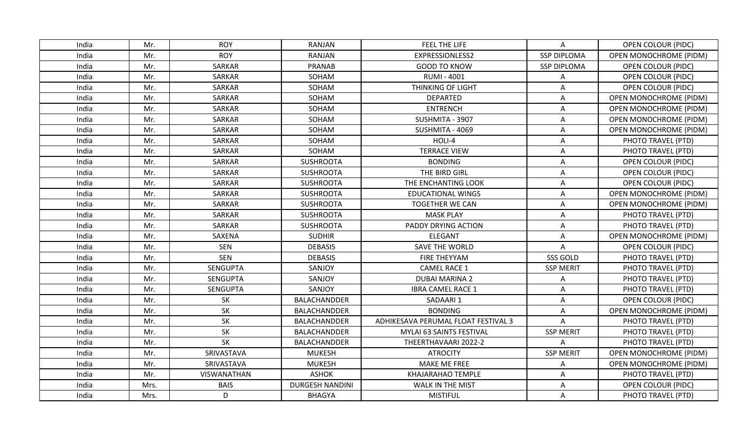| India | Mr. | ROY | RANJAN | FEEL THE LIFE | A | OPEN COLOUR (PIDC) |
|---|---|---|---|---|---|---|
| India | Mr. | ROY | RANJAN | EXPRESSIONLESS2 | SSP DIPLOMA | OPEN MONOCHROME (PIDM) |
| India | Mr. | SARKAR | PRANAB | GOOD TO KNOW | SSP DIPLOMA | OPEN COLOUR (PIDC) |
| India | Mr. | SARKAR | SOHAM | RUMI - 4001 | A | OPEN COLOUR (PIDC) |
| India | Mr. | SARKAR | SOHAM | THINKING OF LIGHT | A | OPEN COLOUR (PIDC) |
| India | Mr. | SARKAR | SOHAM | DEPARTED | A | OPEN MONOCHROME (PIDM) |
| India | Mr. | SARKAR | SOHAM | ENTRENCH | A | OPEN MONOCHROME (PIDM) |
| India | Mr. | SARKAR | SOHAM | SUSHMITA - 3907 | A | OPEN MONOCHROME (PIDM) |
| India | Mr. | SARKAR | SOHAM | SUSHMITA - 4069 | A | OPEN MONOCHROME (PIDM) |
| India | Mr. | SARKAR | SOHAM | HOLI-4 | A | PHOTO TRAVEL (PTD) |
| India | Mr. | SARKAR | SOHAM | TERRACE VIEW | A | PHOTO TRAVEL (PTD) |
| India | Mr. | SARKAR | SUSHROOTA | BONDING | A | OPEN COLOUR (PIDC) |
| India | Mr. | SARKAR | SUSHROOTA | THE BIRD GIRL | A | OPEN COLOUR (PIDC) |
| India | Mr. | SARKAR | SUSHROOTA | THE ENCHANTING LOOK | A | OPEN COLOUR (PIDC) |
| India | Mr. | SARKAR | SUSHROOTA | EDUCATIONAL WINGS | A | OPEN MONOCHROME (PIDM) |
| India | Mr. | SARKAR | SUSHROOTA | TOGETHER WE CAN | A | OPEN MONOCHROME (PIDM) |
| India | Mr. | SARKAR | SUSHROOTA | MASK PLAY | A | PHOTO TRAVEL (PTD) |
| India | Mr. | SARKAR | SUSHROOTA | PADDY DRYING ACTION | A | PHOTO TRAVEL (PTD) |
| India | Mr. | SAXENA | SUDHIR | ELEGANT | A | OPEN MONOCHROME (PIDM) |
| India | Mr. | SEN | DEBASIS | SAVE THE WORLD | A | OPEN COLOUR (PIDC) |
| India | Mr. | SEN | DEBASIS | FIRE THEYYAM | SSS GOLD | PHOTO TRAVEL (PTD) |
| India | Mr. | SENGUPTA | SANJOY | CAMEL RACE 1 | SSP MERIT | PHOTO TRAVEL (PTD) |
| India | Mr. | SENGUPTA | SANJOY | DUBAI MARINA 2 | A | PHOTO TRAVEL (PTD) |
| India | Mr. | SENGUPTA | SANJOY | IBRA CAMEL RACE 1 | A | PHOTO TRAVEL (PTD) |
| India | Mr. | SK | BALACHANDDER | SADAARI 1 | A | OPEN COLOUR (PIDC) |
| India | Mr. | SK | BALACHANDDER | BONDING | A | OPEN MONOCHROME (PIDM) |
| India | Mr. | SK | BALACHANDDER | ADHIKESAVA PERUMAL FLOAT FESTIVAL 3 | A | PHOTO TRAVEL (PTD) |
| India | Mr. | SK | BALACHANDDER | MYLAI 63 SAINTS FESTIVAL | SSP MERIT | PHOTO TRAVEL (PTD) |
| India | Mr. | SK | BALACHANDDER | THEERTHAVAARI 2022-2 | A | PHOTO TRAVEL (PTD) |
| India | Mr. | SRIVASTAVA | MUKESH | ATROCITY | SSP MERIT | OPEN MONOCHROME (PIDM) |
| India | Mr. | SRIVASTAVA | MUKESH | MAKE ME FREE | A | OPEN MONOCHROME (PIDM) |
| India | Mr. | VISWANATHAN | ASHOK | KHAJARAHAO TEMPLE | A | PHOTO TRAVEL (PTD) |
| India | Mrs. | BAIS | DURGESH NANDINI | WALK IN THE MIST | A | OPEN COLOUR (PIDC) |
| India | Mrs. | D | BHAGYA | MISTIFUL | A | PHOTO TRAVEL (PTD) |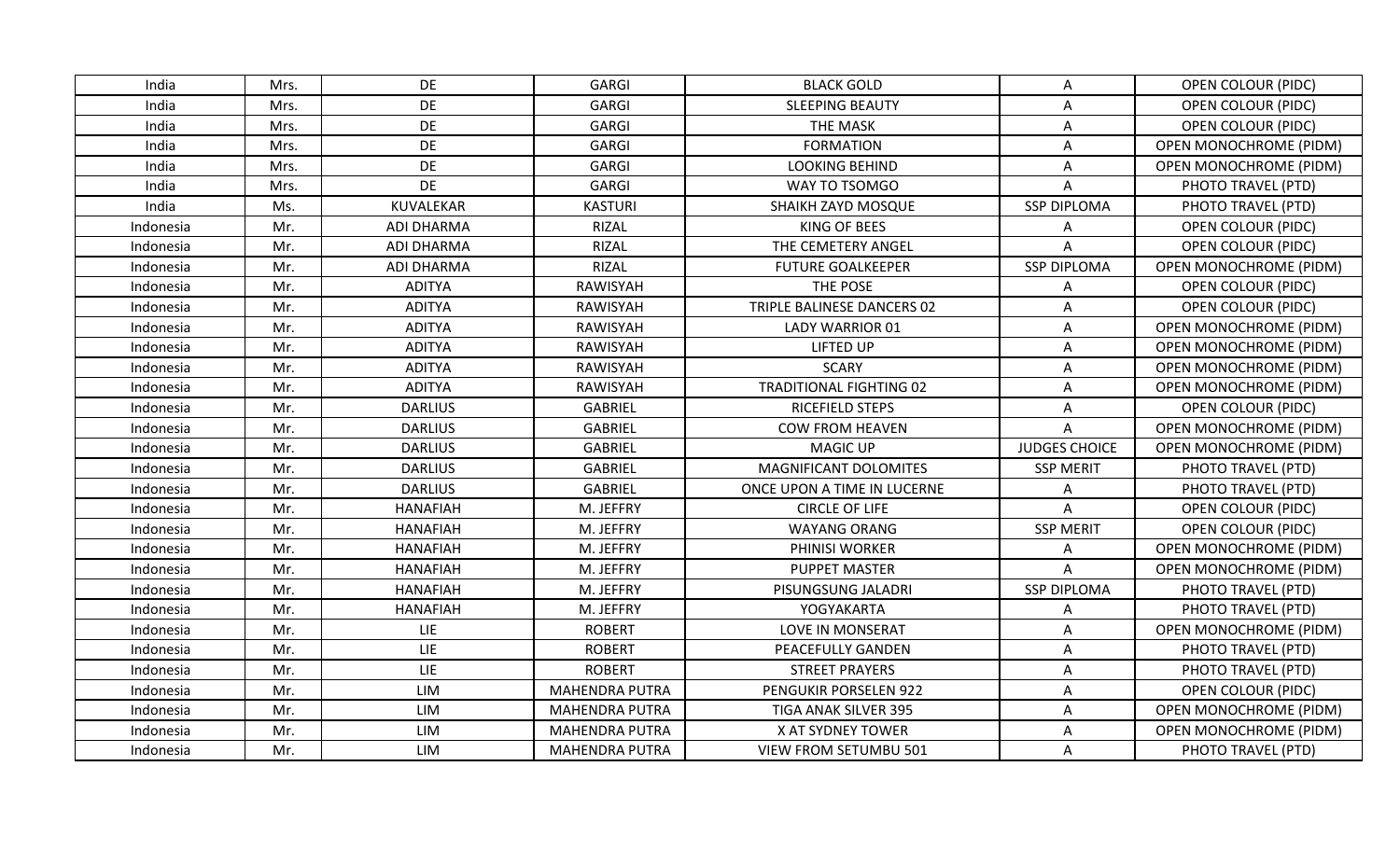| India | Mrs. | DE | GARGI | BLACK GOLD | A | OPEN COLOUR (PIDC) |
|---|---|---|---|---|---|---|
| India | Mrs. | DE | GARGI | SLEEPING BEAUTY | A | OPEN COLOUR (PIDC) |
| India | Mrs. | DE | GARGI | THE MASK | A | OPEN COLOUR (PIDC) |
| India | Mrs. | DE | GARGI | FORMATION | A | OPEN MONOCHROME (PIDM) |
| India | Mrs. | DE | GARGI | LOOKING BEHIND | A | OPEN MONOCHROME (PIDM) |
| India | Mrs. | DE | GARGI | WAY TO TSOMGO | A | PHOTO TRAVEL (PTD) |
| India | Ms. | KUVALEKAR | KASTURI | SHAIKH ZAYD MOSQUE | SSP DIPLOMA | PHOTO TRAVEL (PTD) |
| Indonesia | Mr. | ADI DHARMA | RIZAL | KING OF BEES | A | OPEN COLOUR (PIDC) |
| Indonesia | Mr. | ADI DHARMA | RIZAL | THE CEMETERY ANGEL | A | OPEN COLOUR (PIDC) |
| Indonesia | Mr. | ADI DHARMA | RIZAL | FUTURE GOALKEEPER | SSP DIPLOMA | OPEN MONOCHROME (PIDM) |
| Indonesia | Mr. | ADITYA | RAWISYAH | THE POSE | A | OPEN COLOUR (PIDC) |
| Indonesia | Mr. | ADITYA | RAWISYAH | TRIPLE BALINESE DANCERS 02 | A | OPEN COLOUR (PIDC) |
| Indonesia | Mr. | ADITYA | RAWISYAH | LADY WARRIOR 01 | A | OPEN MONOCHROME (PIDM) |
| Indonesia | Mr. | ADITYA | RAWISYAH | LIFTED UP | A | OPEN MONOCHROME (PIDM) |
| Indonesia | Mr. | ADITYA | RAWISYAH | SCARY | A | OPEN MONOCHROME (PIDM) |
| Indonesia | Mr. | ADITYA | RAWISYAH | TRADITIONAL FIGHTING 02 | A | OPEN MONOCHROME (PIDM) |
| Indonesia | Mr. | DARLIUS | GABRIEL | RICEFIELD STEPS | A | OPEN COLOUR (PIDC) |
| Indonesia | Mr. | DARLIUS | GABRIEL | COW FROM HEAVEN | A | OPEN MONOCHROME (PIDM) |
| Indonesia | Mr. | DARLIUS | GABRIEL | MAGIC UP | JUDGES CHOICE | OPEN MONOCHROME (PIDM) |
| Indonesia | Mr. | DARLIUS | GABRIEL | MAGNIFICANT DOLOMITES | SSP MERIT | PHOTO TRAVEL (PTD) |
| Indonesia | Mr. | DARLIUS | GABRIEL | ONCE UPON A TIME IN LUCERNE | A | PHOTO TRAVEL (PTD) |
| Indonesia | Mr. | HANAFIAH | M. JEFFRY | CIRCLE OF LIFE | A | OPEN COLOUR (PIDC) |
| Indonesia | Mr. | HANAFIAH | M. JEFFRY | WAYANG ORANG | SSP MERIT | OPEN COLOUR (PIDC) |
| Indonesia | Mr. | HANAFIAH | M. JEFFRY | PHINISI WORKER | A | OPEN MONOCHROME (PIDM) |
| Indonesia | Mr. | HANAFIAH | M. JEFFRY | PUPPET MASTER | A | OPEN MONOCHROME (PIDM) |
| Indonesia | Mr. | HANAFIAH | M. JEFFRY | PISUNGSUNG JALADRI | SSP DIPLOMA | PHOTO TRAVEL (PTD) |
| Indonesia | Mr. | HANAFIAH | M. JEFFRY | YOGYAKARTA | A | PHOTO TRAVEL (PTD) |
| Indonesia | Mr. | LIE | ROBERT | LOVE IN MONSERAT | A | OPEN MONOCHROME (PIDM) |
| Indonesia | Mr. | LIE | ROBERT | PEACEFULLY GANDEN | A | PHOTO TRAVEL (PTD) |
| Indonesia | Mr. | LIE | ROBERT | STREET PRAYERS | A | PHOTO TRAVEL (PTD) |
| Indonesia | Mr. | LIM | MAHENDRA PUTRA | PENGUKIR PORSELEN 922 | A | OPEN COLOUR (PIDC) |
| Indonesia | Mr. | LIM | MAHENDRA PUTRA | TIGA ANAK SILVER 395 | A | OPEN MONOCHROME (PIDM) |
| Indonesia | Mr. | LIM | MAHENDRA PUTRA | X AT SYDNEY TOWER | A | OPEN MONOCHROME (PIDM) |
| Indonesia | Mr. | LIM | MAHENDRA PUTRA | VIEW FROM SETUMBU 501 | A | PHOTO TRAVEL (PTD) |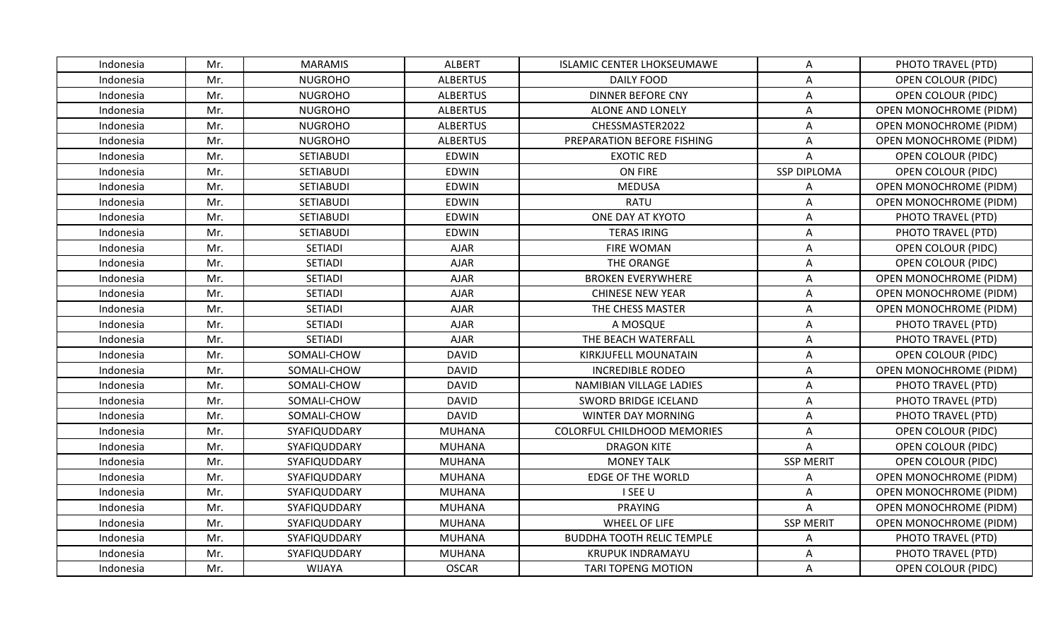| Indonesia | Mr. | MARAMIS | ALBERT | ISLAMIC CENTER LHOKSEUMAWE | A | PHOTO TRAVEL (PTD) |
|---|---|---|---|---|---|---|
| Indonesia | Mr. | NUGROHO | ALBERTUS | DAILY FOOD | A | OPEN COLOUR (PIDC) |
| Indonesia | Mr. | NUGROHO | ALBERTUS | DINNER BEFORE CNY | A | OPEN COLOUR (PIDC) |
| Indonesia | Mr. | NUGROHO | ALBERTUS | ALONE AND LONELY | A | OPEN MONOCHROME (PIDM) |
| Indonesia | Mr. | NUGROHO | ALBERTUS | CHESSMASTER2022 | A | OPEN MONOCHROME (PIDM) |
| Indonesia | Mr. | NUGROHO | ALBERTUS | PREPARATION BEFORE FISHING | A | OPEN MONOCHROME (PIDM) |
| Indonesia | Mr. | SETIABUDI | EDWIN | EXOTIC RED | A | OPEN COLOUR (PIDC) |
| Indonesia | Mr. | SETIABUDI | EDWIN | ON FIRE | SSP DIPLOMA | OPEN COLOUR (PIDC) |
| Indonesia | Mr. | SETIABUDI | EDWIN | MEDUSA | A | OPEN MONOCHROME (PIDM) |
| Indonesia | Mr. | SETIABUDI | EDWIN | RATU | A | OPEN MONOCHROME (PIDM) |
| Indonesia | Mr. | SETIABUDI | EDWIN | ONE DAY AT KYOTO | A | PHOTO TRAVEL (PTD) |
| Indonesia | Mr. | SETIABUDI | EDWIN | TERAS IRING | A | PHOTO TRAVEL (PTD) |
| Indonesia | Mr. | SETIADI | AJAR | FIRE WOMAN | A | OPEN COLOUR (PIDC) |
| Indonesia | Mr. | SETIADI | AJAR | THE ORANGE | A | OPEN COLOUR (PIDC) |
| Indonesia | Mr. | SETIADI | AJAR | BROKEN EVERYWHERE | A | OPEN MONOCHROME (PIDM) |
| Indonesia | Mr. | SETIADI | AJAR | CHINESE NEW YEAR | A | OPEN MONOCHROME (PIDM) |
| Indonesia | Mr. | SETIADI | AJAR | THE CHESS MASTER | A | OPEN MONOCHROME (PIDM) |
| Indonesia | Mr. | SETIADI | AJAR | A MOSQUE | A | PHOTO TRAVEL (PTD) |
| Indonesia | Mr. | SETIADI | AJAR | THE BEACH WATERFALL | A | PHOTO TRAVEL (PTD) |
| Indonesia | Mr. | SOMALI-CHOW | DAVID | KIRKJUFELL MOUNATAIN | A | OPEN COLOUR (PIDC) |
| Indonesia | Mr. | SOMALI-CHOW | DAVID | INCREDIBLE RODEO | A | OPEN MONOCHROME (PIDM) |
| Indonesia | Mr. | SOMALI-CHOW | DAVID | NAMIBIAN VILLAGE LADIES | A | PHOTO TRAVEL (PTD) |
| Indonesia | Mr. | SOMALI-CHOW | DAVID | SWORD BRIDGE ICELAND | A | PHOTO TRAVEL (PTD) |
| Indonesia | Mr. | SOMALI-CHOW | DAVID | WINTER DAY MORNING | A | PHOTO TRAVEL (PTD) |
| Indonesia | Mr. | SYAFIQUDDARY | MUHANA | COLORFUL CHILDHOOD MEMORIES | A | OPEN COLOUR (PIDC) |
| Indonesia | Mr. | SYAFIQUDDARY | MUHANA | DRAGON KITE | A | OPEN COLOUR (PIDC) |
| Indonesia | Mr. | SYAFIQUDDARY | MUHANA | MONEY TALK | SSP MERIT | OPEN COLOUR (PIDC) |
| Indonesia | Mr. | SYAFIQUDDARY | MUHANA | EDGE OF THE WORLD | A | OPEN MONOCHROME (PIDM) |
| Indonesia | Mr. | SYAFIQUDDARY | MUHANA | I SEE U | A | OPEN MONOCHROME (PIDM) |
| Indonesia | Mr. | SYAFIQUDDARY | MUHANA | PRAYING | A | OPEN MONOCHROME (PIDM) |
| Indonesia | Mr. | SYAFIQUDDARY | MUHANA | WHEEL OF LIFE | SSP MERIT | OPEN MONOCHROME (PIDM) |
| Indonesia | Mr. | SYAFIQUDDARY | MUHANA | BUDDHA TOOTH RELIC TEMPLE | A | PHOTO TRAVEL (PTD) |
| Indonesia | Mr. | SYAFIQUDDARY | MUHANA | KRUPUK INDRAMAYU | A | PHOTO TRAVEL (PTD) |
| Indonesia | Mr. | WIJAYA | OSCAR | TARI TOPENG MOTION | A | OPEN COLOUR (PIDC) |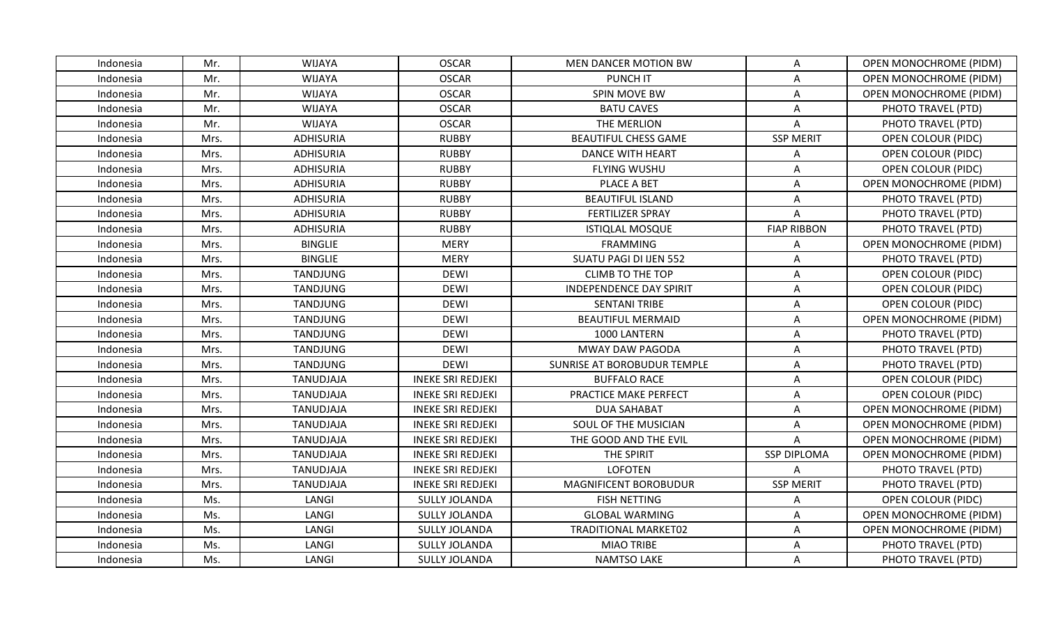| Indonesia | Mr. | WIJAYA | OSCAR | MEN DANCER MOTION BW | A | OPEN MONOCHROME (PIDM) |
|---|---|---|---|---|---|---|
| Indonesia | Mr. | WIJAYA | OSCAR | PUNCH IT | A | OPEN MONOCHROME (PIDM) |
| Indonesia | Mr. | WIJAYA | OSCAR | SPIN MOVE BW | A | OPEN MONOCHROME (PIDM) |
| Indonesia | Mr. | WIJAYA | OSCAR | BATU CAVES | A | PHOTO TRAVEL (PTD) |
| Indonesia | Mr. | WIJAYA | OSCAR | THE MERLION | A | PHOTO TRAVEL (PTD) |
| Indonesia | Mrs. | ADHISURIA | RUBBY | BEAUTIFUL CHESS GAME | SSP MERIT | OPEN COLOUR (PIDC) |
| Indonesia | Mrs. | ADHISURIA | RUBBY | DANCE WITH HEART | A | OPEN COLOUR (PIDC) |
| Indonesia | Mrs. | ADHISURIA | RUBBY | FLYING WUSHU | A | OPEN COLOUR (PIDC) |
| Indonesia | Mrs. | ADHISURIA | RUBBY | PLACE A BET | A | OPEN MONOCHROME (PIDM) |
| Indonesia | Mrs. | ADHISURIA | RUBBY | BEAUTIFUL ISLAND | A | PHOTO TRAVEL (PTD) |
| Indonesia | Mrs. | ADHISURIA | RUBBY | FERTILIZER SPRAY | A | PHOTO TRAVEL (PTD) |
| Indonesia | Mrs. | ADHISURIA | RUBBY | ISTIQLAL MOSQUE | FIAP RIBBON | PHOTO TRAVEL (PTD) |
| Indonesia | Mrs. | BINGLIE | MERY | FRAMMING | A | OPEN MONOCHROME (PIDM) |
| Indonesia | Mrs. | BINGLIE | MERY | SUATU PAGI DI IJEN 552 | A | PHOTO TRAVEL (PTD) |
| Indonesia | Mrs. | TANDJUNG | DEWI | CLIMB TO THE TOP | A | OPEN COLOUR (PIDC) |
| Indonesia | Mrs. | TANDJUNG | DEWI | INDEPENDENCE DAY SPIRIT | A | OPEN COLOUR (PIDC) |
| Indonesia | Mrs. | TANDJUNG | DEWI | SENTANI TRIBE | A | OPEN COLOUR (PIDC) |
| Indonesia | Mrs. | TANDJUNG | DEWI | BEAUTIFUL MERMAID | A | OPEN MONOCHROME (PIDM) |
| Indonesia | Mrs. | TANDJUNG | DEWI | 1000 LANTERN | A | PHOTO TRAVEL (PTD) |
| Indonesia | Mrs. | TANDJUNG | DEWI | MWAY DAW PAGODA | A | PHOTO TRAVEL (PTD) |
| Indonesia | Mrs. | TANDJUNG | DEWI | SUNRISE AT BOROBUDUR TEMPLE | A | PHOTO TRAVEL (PTD) |
| Indonesia | Mrs. | TANUDJAJA | INEKE SRI REDJEKI | BUFFALO RACE | A | OPEN COLOUR (PIDC) |
| Indonesia | Mrs. | TANUDJAJA | INEKE SRI REDJEKI | PRACTICE MAKE PERFECT | A | OPEN COLOUR (PIDC) |
| Indonesia | Mrs. | TANUDJAJA | INEKE SRI REDJEKI | DUA SAHABAT | A | OPEN MONOCHROME (PIDM) |
| Indonesia | Mrs. | TANUDJAJA | INEKE SRI REDJEKI | SOUL OF THE MUSICIAN | A | OPEN MONOCHROME (PIDM) |
| Indonesia | Mrs. | TANUDJAJA | INEKE SRI REDJEKI | THE GOOD AND THE EVIL | A | OPEN MONOCHROME (PIDM) |
| Indonesia | Mrs. | TANUDJAJA | INEKE SRI REDJEKI | THE SPIRIT | SSP DIPLOMA | OPEN MONOCHROME (PIDM) |
| Indonesia | Mrs. | TANUDJAJA | INEKE SRI REDJEKI | LOFOTEN | A | PHOTO TRAVEL (PTD) |
| Indonesia | Mrs. | TANUDJAJA | INEKE SRI REDJEKI | MAGNIFICENT BOROBUDUR | SSP MERIT | PHOTO TRAVEL (PTD) |
| Indonesia | Ms. | LANGI | SULLY JOLANDA | FISH NETTING | A | OPEN COLOUR (PIDC) |
| Indonesia | Ms. | LANGI | SULLY JOLANDA | GLOBAL WARMING | A | OPEN MONOCHROME (PIDM) |
| Indonesia | Ms. | LANGI | SULLY JOLANDA | TRADITIONAL MARKET02 | A | OPEN MONOCHROME (PIDM) |
| Indonesia | Ms. | LANGI | SULLY JOLANDA | MIAO TRIBE | A | PHOTO TRAVEL (PTD) |
| Indonesia | Ms. | LANGI | SULLY JOLANDA | NAMTSO LAKE | A | PHOTO TRAVEL (PTD) |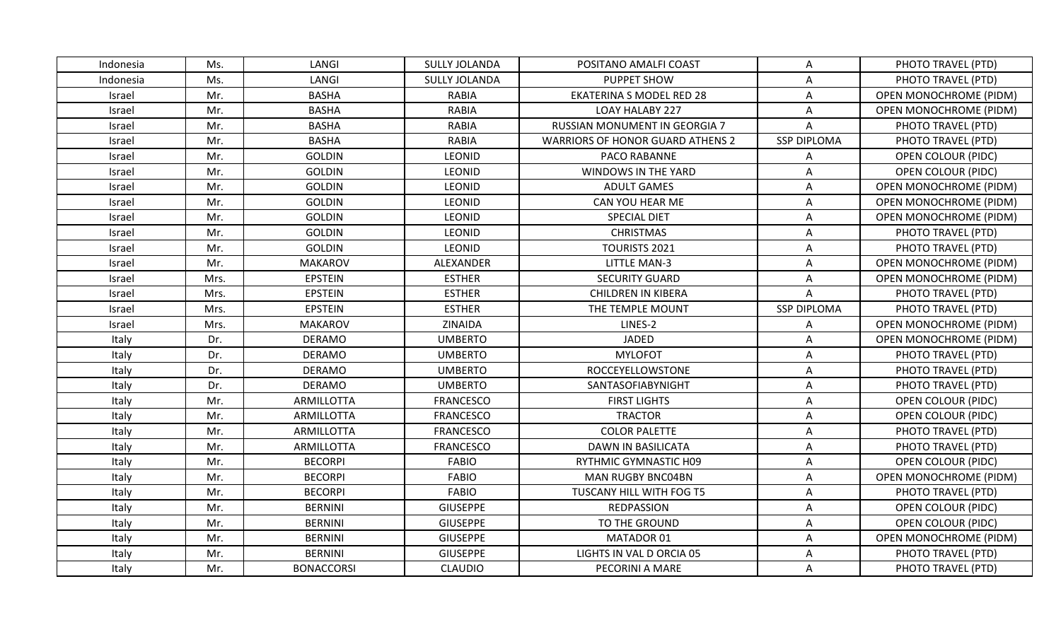| Indonesia | Ms. | LANGI | SULLY JOLANDA | POSITANO AMALFI COAST | A | PHOTO TRAVEL (PTD) |
|---|---|---|---|---|---|---|
| Indonesia | Ms. | LANGI | SULLY JOLANDA | PUPPET SHOW | A | PHOTO TRAVEL (PTD) |
| Israel | Mr. | BASHA | RABIA | EKATERINA S MODEL RED 28 | A | OPEN MONOCHROME (PIDM) |
| Israel | Mr. | BASHA | RABIA | LOAY HALABY 227 | A | OPEN MONOCHROME (PIDM) |
| Israel | Mr. | BASHA | RABIA | RUSSIAN MONUMENT IN GEORGIA 7 | A | PHOTO TRAVEL (PTD) |
| Israel | Mr. | BASHA | RABIA | WARRIORS OF HONOR GUARD ATHENS 2 | SSP DIPLOMA | PHOTO TRAVEL (PTD) |
| Israel | Mr. | GOLDIN | LEONID | PACO RABANNE | A | OPEN COLOUR (PIDC) |
| Israel | Mr. | GOLDIN | LEONID | WINDOWS IN THE YARD | A | OPEN COLOUR (PIDC) |
| Israel | Mr. | GOLDIN | LEONID | ADULT GAMES | A | OPEN MONOCHROME (PIDM) |
| Israel | Mr. | GOLDIN | LEONID | CAN YOU HEAR ME | A | OPEN MONOCHROME (PIDM) |
| Israel | Mr. | GOLDIN | LEONID | SPECIAL DIET | A | OPEN MONOCHROME (PIDM) |
| Israel | Mr. | GOLDIN | LEONID | CHRISTMAS | A | PHOTO TRAVEL (PTD) |
| Israel | Mr. | GOLDIN | LEONID | TOURISTS 2021 | A | PHOTO TRAVEL (PTD) |
| Israel | Mr. | MAKAROV | ALEXANDER | LITTLE MAN-3 | A | OPEN MONOCHROME (PIDM) |
| Israel | Mrs. | EPSTEIN | ESTHER | SECURITY GUARD | A | OPEN MONOCHROME (PIDM) |
| Israel | Mrs. | EPSTEIN | ESTHER | CHILDREN IN KIBERA | A | PHOTO TRAVEL (PTD) |
| Israel | Mrs. | EPSTEIN | ESTHER | THE TEMPLE MOUNT | SSP DIPLOMA | PHOTO TRAVEL (PTD) |
| Israel | Mrs. | MAKAROV | ZINAIDA | LINES-2 | A | OPEN MONOCHROME (PIDM) |
| Italy | Dr. | DERAMO | UMBERTO | JADED | A | OPEN MONOCHROME (PIDM) |
| Italy | Dr. | DERAMO | UMBERTO | MYLOFOT | A | PHOTO TRAVEL (PTD) |
| Italy | Dr. | DERAMO | UMBERTO | ROCCEYELLOWSTONE | A | PHOTO TRAVEL (PTD) |
| Italy | Dr. | DERAMO | UMBERTO | SANTASOFIABYNIGHT | A | PHOTO TRAVEL (PTD) |
| Italy | Mr. | ARMILLOTTA | FRANCESCO | FIRST LIGHTS | A | OPEN COLOUR (PIDC) |
| Italy | Mr. | ARMILLOTTA | FRANCESCO | TRACTOR | A | OPEN COLOUR (PIDC) |
| Italy | Mr. | ARMILLOTTA | FRANCESCO | COLOR PALETTE | A | PHOTO TRAVEL (PTD) |
| Italy | Mr. | ARMILLOTTA | FRANCESCO | DAWN IN BASILICATA | A | PHOTO TRAVEL (PTD) |
| Italy | Mr. | BECORPI | FABIO | RYTHMIC GYMNASTIC H09 | A | OPEN COLOUR (PIDC) |
| Italy | Mr. | BECORPI | FABIO | MAN RUGBY BNC04BN | A | OPEN MONOCHROME (PIDM) |
| Italy | Mr. | BECORPI | FABIO | TUSCANY HILL WITH FOG T5 | A | PHOTO TRAVEL (PTD) |
| Italy | Mr. | BERNINI | GIUSEPPE | REDPASSION | A | OPEN COLOUR (PIDC) |
| Italy | Mr. | BERNINI | GIUSEPPE | TO THE GROUND | A | OPEN COLOUR (PIDC) |
| Italy | Mr. | BERNINI | GIUSEPPE | MATADOR 01 | A | OPEN MONOCHROME (PIDM) |
| Italy | Mr. | BERNINI | GIUSEPPE | LIGHTS IN VAL D ORCIA 05 | A | PHOTO TRAVEL (PTD) |
| Italy | Mr. | BONACCORSI | CLAUDIO | PECORINI A MARE | A | PHOTO TRAVEL (PTD) |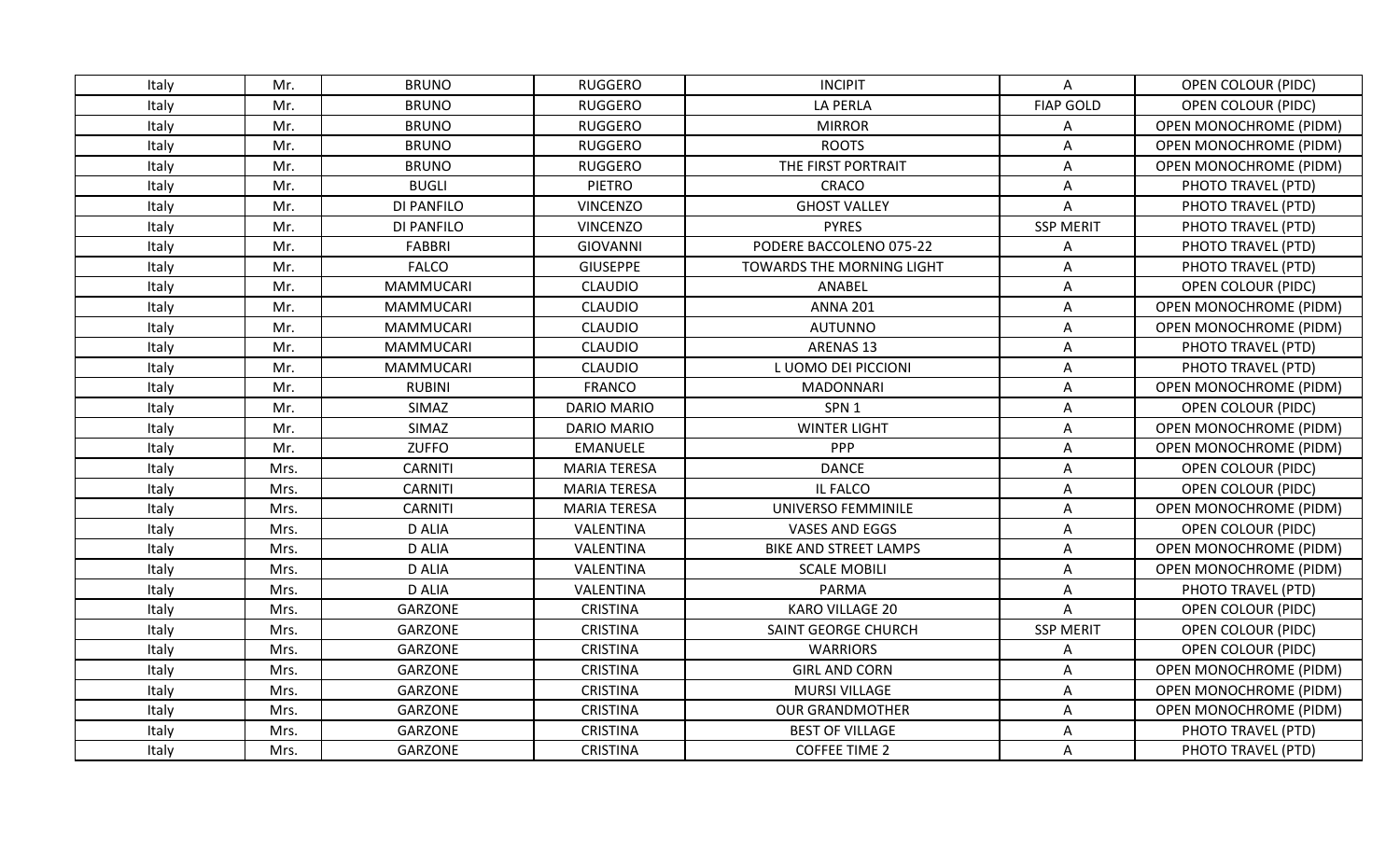| Italy | Mr. | BRUNO | RUGGERO | INCIPIT | A | OPEN COLOUR (PIDC) |
|---|---|---|---|---|---|---|
| Italy | Mr. | BRUNO | RUGGERO | LA PERLA | FIAP GOLD | OPEN COLOUR (PIDC) |
| Italy | Mr. | BRUNO | RUGGERO | MIRROR | A | OPEN MONOCHROME (PIDM) |
| Italy | Mr. | BRUNO | RUGGERO | ROOTS | A | OPEN MONOCHROME (PIDM) |
| Italy | Mr. | BRUNO | RUGGERO | THE FIRST PORTRAIT | A | OPEN MONOCHROME (PIDM) |
| Italy | Mr. | BUGLI | PIETRO | CRACO | A | PHOTO TRAVEL (PTD) |
| Italy | Mr. | DI PANFILO | VINCENZO | GHOST VALLEY | A | PHOTO TRAVEL (PTD) |
| Italy | Mr. | DI PANFILO | VINCENZO | PYRES | SSP MERIT | PHOTO TRAVEL (PTD) |
| Italy | Mr. | FABBRI | GIOVANNI | PODERE BACCOLENO 075-22 | A | PHOTO TRAVEL (PTD) |
| Italy | Mr. | FALCO | GIUSEPPE | TOWARDS THE MORNING LIGHT | A | PHOTO TRAVEL (PTD) |
| Italy | Mr. | MAMMUCARI | CLAUDIO | ANABEL | A | OPEN COLOUR (PIDC) |
| Italy | Mr. | MAMMUCARI | CLAUDIO | ANNA 201 | A | OPEN MONOCHROME (PIDM) |
| Italy | Mr. | MAMMUCARI | CLAUDIO | AUTUNNO | A | OPEN MONOCHROME (PIDM) |
| Italy | Mr. | MAMMUCARI | CLAUDIO | ARENAS 13 | A | PHOTO TRAVEL (PTD) |
| Italy | Mr. | MAMMUCARI | CLAUDIO | L UOMO DEI PICCIONI | A | PHOTO TRAVEL (PTD) |
| Italy | Mr. | RUBINI | FRANCO | MADONNARI | A | OPEN MONOCHROME (PIDM) |
| Italy | Mr. | SIMAZ | DARIO MARIO | SPN 1 | A | OPEN COLOUR (PIDC) |
| Italy | Mr. | SIMAZ | DARIO MARIO | WINTER LIGHT | A | OPEN MONOCHROME (PIDM) |
| Italy | Mr. | ZUFFO | EMANUELE | PPP | A | OPEN MONOCHROME (PIDM) |
| Italy | Mrs. | CARNITI | MARIA TERESA | DANCE | A | OPEN COLOUR (PIDC) |
| Italy | Mrs. | CARNITI | MARIA TERESA | IL FALCO | A | OPEN COLOUR (PIDC) |
| Italy | Mrs. | CARNITI | MARIA TERESA | UNIVERSO FEMMINILE | A | OPEN MONOCHROME (PIDM) |
| Italy | Mrs. | D ALIA | VALENTINA | VASES AND EGGS | A | OPEN COLOUR (PIDC) |
| Italy | Mrs. | D ALIA | VALENTINA | BIKE AND STREET LAMPS | A | OPEN MONOCHROME (PIDM) |
| Italy | Mrs. | D ALIA | VALENTINA | SCALE MOBILI | A | OPEN MONOCHROME (PIDM) |
| Italy | Mrs. | D ALIA | VALENTINA | PARMA | A | PHOTO TRAVEL (PTD) |
| Italy | Mrs. | GARZONE | CRISTINA | KARO VILLAGE 20 | A | OPEN COLOUR (PIDC) |
| Italy | Mrs. | GARZONE | CRISTINA | SAINT GEORGE CHURCH | SSP MERIT | OPEN COLOUR (PIDC) |
| Italy | Mrs. | GARZONE | CRISTINA | WARRIORS | A | OPEN COLOUR (PIDC) |
| Italy | Mrs. | GARZONE | CRISTINA | GIRL AND CORN | A | OPEN MONOCHROME (PIDM) |
| Italy | Mrs. | GARZONE | CRISTINA | MURSI VILLAGE | A | OPEN MONOCHROME (PIDM) |
| Italy | Mrs. | GARZONE | CRISTINA | OUR GRANDMOTHER | A | OPEN MONOCHROME (PIDM) |
| Italy | Mrs. | GARZONE | CRISTINA | BEST OF VILLAGE | A | PHOTO TRAVEL (PTD) |
| Italy | Mrs. | GARZONE | CRISTINA | COFFEE TIME 2 | A | PHOTO TRAVEL (PTD) |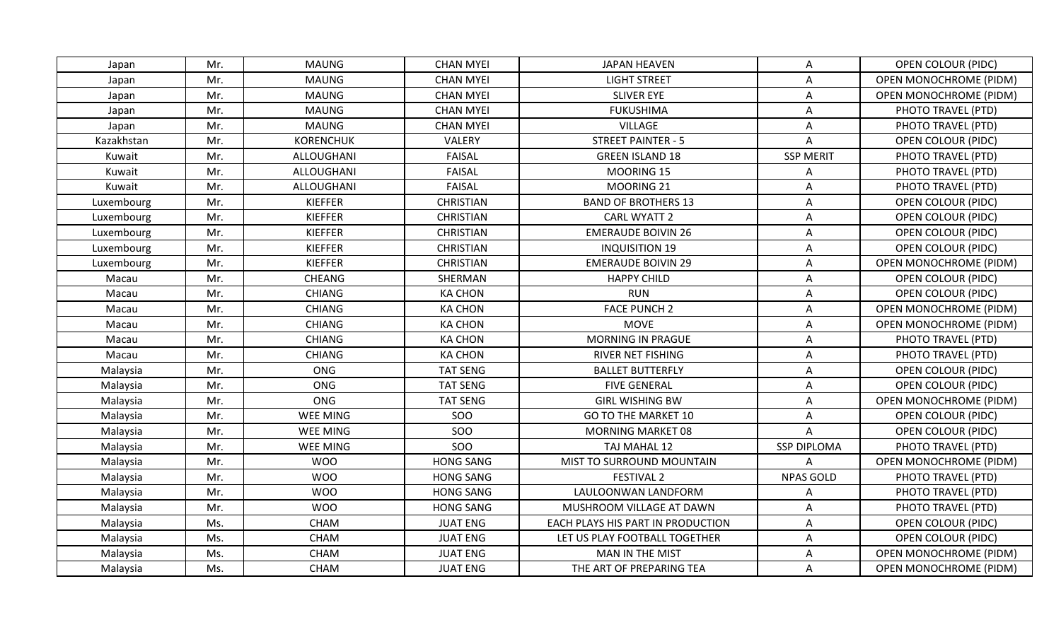| Japan | Mr. | MAUNG | CHAN MYEI | JAPAN HEAVEN | A | OPEN COLOUR (PIDC) |
|---|---|---|---|---|---|---|
| Japan | Mr. | MAUNG | CHAN MYEI | LIGHT STREET | A | OPEN MONOCHROME (PIDM) |
| Japan | Mr. | MAUNG | CHAN MYEI | SLIVER EYE | A | OPEN MONOCHROME (PIDM) |
| Japan | Mr. | MAUNG | CHAN MYEI | FUKUSHIMA | A | PHOTO TRAVEL (PTD) |
| Japan | Mr. | MAUNG | CHAN MYEI | VILLAGE | A | PHOTO TRAVEL (PTD) |
| Kazakhstan | Mr. | KORENCHUK | VALERY | STREET PAINTER - 5 | A | OPEN COLOUR (PIDC) |
| Kuwait | Mr. | ALLOUGHANI | FAISAL | GREEN ISLAND 18 | SSP MERIT | PHOTO TRAVEL (PTD) |
| Kuwait | Mr. | ALLOUGHANI | FAISAL | MOORING 15 | A | PHOTO TRAVEL (PTD) |
| Kuwait | Mr. | ALLOUGHANI | FAISAL | MOORING 21 | A | PHOTO TRAVEL (PTD) |
| Luxembourg | Mr. | KIEFFER | CHRISTIAN | BAND OF BROTHERS 13 | A | OPEN COLOUR (PIDC) |
| Luxembourg | Mr. | KIEFFER | CHRISTIAN | CARL WYATT 2 | A | OPEN COLOUR (PIDC) |
| Luxembourg | Mr. | KIEFFER | CHRISTIAN | EMERAUDE BOIVIN 26 | A | OPEN COLOUR (PIDC) |
| Luxembourg | Mr. | KIEFFER | CHRISTIAN | INQUISITION 19 | A | OPEN COLOUR (PIDC) |
| Luxembourg | Mr. | KIEFFER | CHRISTIAN | EMERAUDE BOIVIN 29 | A | OPEN MONOCHROME (PIDM) |
| Macau | Mr. | CHEANG | SHERMAN | HAPPY CHILD | A | OPEN COLOUR (PIDC) |
| Macau | Mr. | CHIANG | KA CHON | RUN | A | OPEN COLOUR (PIDC) |
| Macau | Mr. | CHIANG | KA CHON | FACE PUNCH 2 | A | OPEN MONOCHROME (PIDM) |
| Macau | Mr. | CHIANG | KA CHON | MOVE | A | OPEN MONOCHROME (PIDM) |
| Macau | Mr. | CHIANG | KA CHON | MORNING IN PRAGUE | A | PHOTO TRAVEL (PTD) |
| Macau | Mr. | CHIANG | KA CHON | RIVER NET FISHING | A | PHOTO TRAVEL (PTD) |
| Malaysia | Mr. | ONG | TAT SENG | BALLET BUTTERFLY | A | OPEN COLOUR (PIDC) |
| Malaysia | Mr. | ONG | TAT SENG | FIVE GENERAL | A | OPEN COLOUR (PIDC) |
| Malaysia | Mr. | ONG | TAT SENG | GIRL WISHING BW | A | OPEN MONOCHROME (PIDM) |
| Malaysia | Mr. | WEE MING | SOO | GO TO THE MARKET 10 | A | OPEN COLOUR (PIDC) |
| Malaysia | Mr. | WEE MING | SOO | MORNING MARKET 08 | A | OPEN COLOUR (PIDC) |
| Malaysia | Mr. | WEE MING | SOO | TAJ MAHAL 12 | SSP DIPLOMA | PHOTO TRAVEL (PTD) |
| Malaysia | Mr. | WOO | HONG SANG | MIST TO SURROUND MOUNTAIN | A | OPEN MONOCHROME (PIDM) |
| Malaysia | Mr. | WOO | HONG SANG | FESTIVAL 2 | NPAS GOLD | PHOTO TRAVEL (PTD) |
| Malaysia | Mr. | WOO | HONG SANG | LAULOONWAN LANDFORM | A | PHOTO TRAVEL (PTD) |
| Malaysia | Mr. | WOO | HONG SANG | MUSHROOM VILLAGE AT DAWN | A | PHOTO TRAVEL (PTD) |
| Malaysia | Ms. | CHAM | JUAT ENG | EACH PLAYS HIS PART IN PRODUCTION | A | OPEN COLOUR (PIDC) |
| Malaysia | Ms. | CHAM | JUAT ENG | LET US PLAY FOOTBALL TOGETHER | A | OPEN COLOUR (PIDC) |
| Malaysia | Ms. | CHAM | JUAT ENG | MAN IN THE MIST | A | OPEN MONOCHROME (PIDM) |
| Malaysia | Ms. | CHAM | JUAT ENG | THE ART OF PREPARING TEA | A | OPEN MONOCHROME (PIDM) |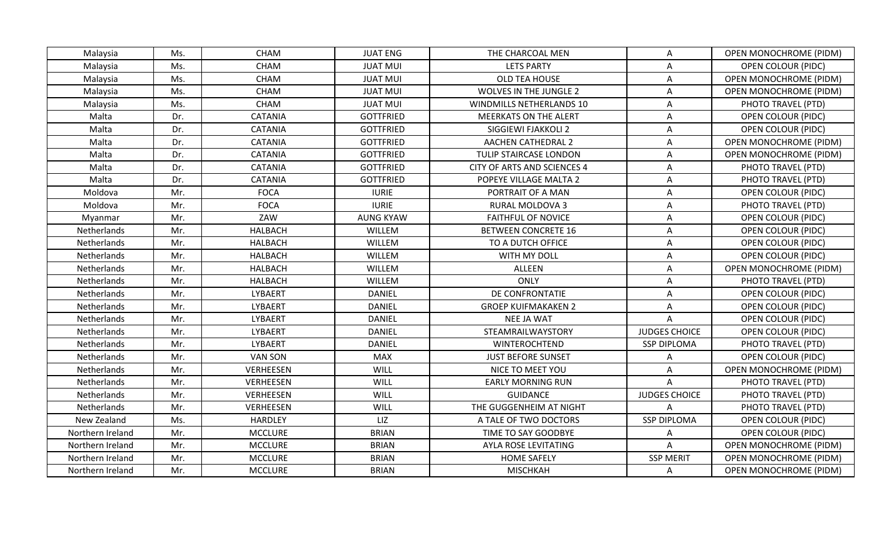| Malaysia | Ms. | CHAM | JUAT ENG | THE CHARCOAL MEN | A | OPEN MONOCHROME (PIDM) |
|---|---|---|---|---|---|---|
| Malaysia | Ms. | CHAM | JUAT MUI | LETS PARTY | A | OPEN COLOUR (PIDC) |
| Malaysia | Ms. | CHAM | JUAT MUI | OLD TEA HOUSE | A | OPEN MONOCHROME (PIDM) |
| Malaysia | Ms. | CHAM | JUAT MUI | WOLVES IN THE JUNGLE 2 | A | OPEN MONOCHROME (PIDM) |
| Malaysia | Ms. | CHAM | JUAT MUI | WINDMILLS NETHERLANDS 10 | A | PHOTO TRAVEL (PTD) |
| Malta | Dr. | CATANIA | GOTTFRIED | MEERKATS ON THE ALERT | A | OPEN COLOUR (PIDC) |
| Malta | Dr. | CATANIA | GOTTFRIED | SIGGIEWI FJAKKOLI 2 | A | OPEN COLOUR (PIDC) |
| Malta | Dr. | CATANIA | GOTTFRIED | AACHEN CATHEDRAL 2 | A | OPEN MONOCHROME (PIDM) |
| Malta | Dr. | CATANIA | GOTTFRIED | TULIP STAIRCASE LONDON | A | OPEN MONOCHROME (PIDM) |
| Malta | Dr. | CATANIA | GOTTFRIED | CITY OF ARTS AND SCIENCES 4 | A | PHOTO TRAVEL (PTD) |
| Malta | Dr. | CATANIA | GOTTFRIED | POPEYE VILLAGE MALTA 2 | A | PHOTO TRAVEL (PTD) |
| Moldova | Mr. | FOCA | IURIE | PORTRAIT OF A MAN | A | OPEN COLOUR (PIDC) |
| Moldova | Mr. | FOCA | IURIE | RURAL MOLDOVA 3 | A | PHOTO TRAVEL (PTD) |
| Myanmar | Mr. | ZAW | AUNG KYAW | FAITHFUL OF NOVICE | A | OPEN COLOUR (PIDC) |
| Netherlands | Mr. | HALBACH | WILLEM | BETWEEN CONCRETE 16 | A | OPEN COLOUR (PIDC) |
| Netherlands | Mr. | HALBACH | WILLEM | TO A DUTCH OFFICE | A | OPEN COLOUR (PIDC) |
| Netherlands | Mr. | HALBACH | WILLEM | WITH MY DOLL | A | OPEN COLOUR (PIDC) |
| Netherlands | Mr. | HALBACH | WILLEM | ALLEEN | A | OPEN MONOCHROME (PIDM) |
| Netherlands | Mr. | HALBACH | WILLEM | ONLY | A | PHOTO TRAVEL (PTD) |
| Netherlands | Mr. | LYBAERT | DANIEL | DE CONFRONTATIE | A | OPEN COLOUR (PIDC) |
| Netherlands | Mr. | LYBAERT | DANIEL | GROEP KUIFMAKAKEN 2 | A | OPEN COLOUR (PIDC) |
| Netherlands | Mr. | LYBAERT | DANIEL | NEE JA WAT | A | OPEN COLOUR (PIDC) |
| Netherlands | Mr. | LYBAERT | DANIEL | STEAMRAILWAYSTORY | JUDGES CHOICE | OPEN COLOUR (PIDC) |
| Netherlands | Mr. | LYBAERT | DANIEL | WINTEROCHTEND | SSP DIPLOMA | PHOTO TRAVEL (PTD) |
| Netherlands | Mr. | VAN SON | MAX | JUST BEFORE SUNSET | A | OPEN COLOUR (PIDC) |
| Netherlands | Mr. | VERHEESEN | WILL | NICE TO MEET YOU | A | OPEN MONOCHROME (PIDM) |
| Netherlands | Mr. | VERHEESEN | WILL | EARLY MORNING RUN | A | PHOTO TRAVEL (PTD) |
| Netherlands | Mr. | VERHEESEN | WILL | GUIDANCE | JUDGES CHOICE | PHOTO TRAVEL (PTD) |
| Netherlands | Mr. | VERHEESEN | WILL | THE GUGGENHEIM AT NIGHT | A | PHOTO TRAVEL (PTD) |
| New Zealand | Ms. | HARDLEY | LIZ | A TALE OF TWO DOCTORS | SSP DIPLOMA | OPEN COLOUR (PIDC) |
| Northern Ireland | Mr. | MCCLURE | BRIAN | TIME TO SAY GOODBYE | A | OPEN COLOUR (PIDC) |
| Northern Ireland | Mr. | MCCLURE | BRIAN | AYLA ROSE LEVITATING | A | OPEN MONOCHROME (PIDM) |
| Northern Ireland | Mr. | MCCLURE | BRIAN | HOME SAFELY | SSP MERIT | OPEN MONOCHROME (PIDM) |
| Northern Ireland | Mr. | MCCLURE | BRIAN | MISCHKAH | A | OPEN MONOCHROME (PIDM) |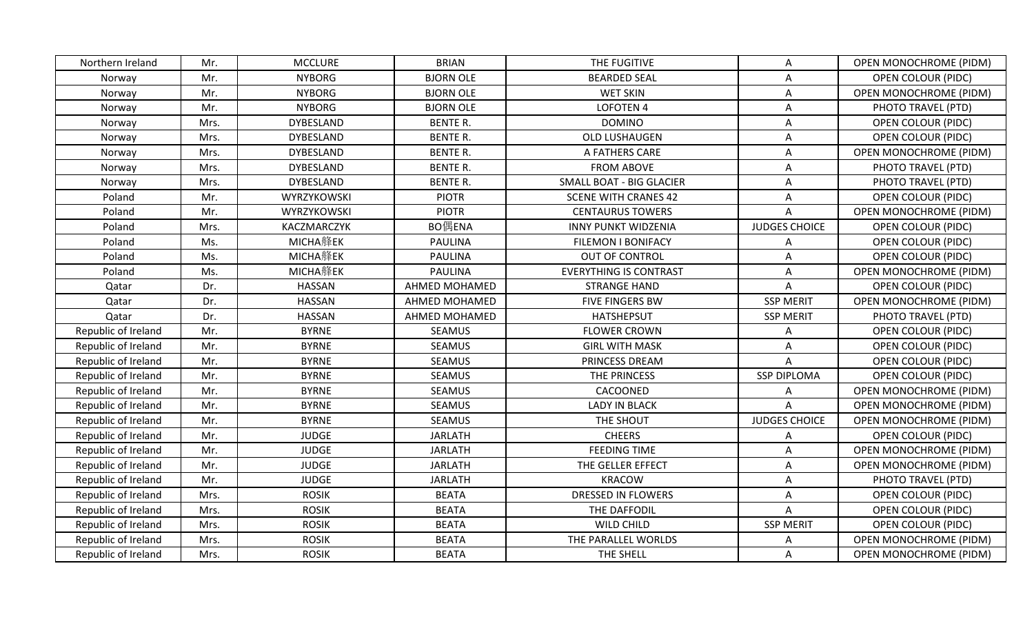| | | | | | | |
|---|---|---|---|---|---|---|
| Northern Ireland | Mr. | MCCLURE | BRIAN | THE FUGITIVE | A | OPEN MONOCHROME (PIDM) |
| Norway | Mr. | NYBORG | BJORN OLE | BEARDED SEAL | A | OPEN COLOUR (PIDC) |
| Norway | Mr. | NYBORG | BJORN OLE | WET SKIN | A | OPEN MONOCHROME (PIDM) |
| Norway | Mr. | NYBORG | BJORN OLE | LOFOTEN 4 | A | PHOTO TRAVEL (PTD) |
| Norway | Mrs. | DYBESLAND | BENTE R. | DOMINO | A | OPEN COLOUR (PIDC) |
| Norway | Mrs. | DYBESLAND | BENTE R. | OLD LUSHAUGEN | A | OPEN COLOUR (PIDC) |
| Norway | Mrs. | DYBESLAND | BENTE R. | A FATHERS CARE | A | OPEN MONOCHROME (PIDM) |
| Norway | Mrs. | DYBESLAND | BENTE R. | FROM ABOVE | A | PHOTO TRAVEL (PTD) |
| Norway | Mrs. | DYBESLAND | BENTE R. | SMALL BOAT - BIG GLACIER | A | PHOTO TRAVEL (PTD) |
| Poland | Mr. | WYRZYKOWSKI | PIOTR | SCENE WITH CRANES 42 | A | OPEN COLOUR (PIDC) |
| Poland | Mr. | WYRZYKOWSKI | PIOTR | CENTAURUS TOWERS | A | OPEN MONOCHROME (PIDM) |
| Poland | Mrs. | KACZMARCZYK | BO偶ENA | INNY PUNKT WIDZENIA | JUDGES CHOICE | OPEN COLOUR (PIDC) |
| Poland | Ms. | MICHA艂EK | PAULINA | FILEMON I BONIFACY | A | OPEN COLOUR (PIDC) |
| Poland | Ms. | MICHA艂EK | PAULINA | OUT OF CONTROL | A | OPEN COLOUR (PIDC) |
| Poland | Ms. | MICHA艂EK | PAULINA | EVERYTHING IS CONTRAST | A | OPEN MONOCHROME (PIDM) |
| Qatar | Dr. | HASSAN | AHMED MOHAMED | STRANGE HAND | A | OPEN COLOUR (PIDC) |
| Qatar | Dr. | HASSAN | AHMED MOHAMED | FIVE FINGERS BW | SSP MERIT | OPEN MONOCHROME (PIDM) |
| Qatar | Dr. | HASSAN | AHMED MOHAMED | HATSHEPSUT | SSP MERIT | PHOTO TRAVEL (PTD) |
| Republic of Ireland | Mr. | BYRNE | SEAMUS | FLOWER CROWN | A | OPEN COLOUR (PIDC) |
| Republic of Ireland | Mr. | BYRNE | SEAMUS | GIRL WITH MASK | A | OPEN COLOUR (PIDC) |
| Republic of Ireland | Mr. | BYRNE | SEAMUS | PRINCESS DREAM | A | OPEN COLOUR (PIDC) |
| Republic of Ireland | Mr. | BYRNE | SEAMUS | THE PRINCESS | SSP DIPLOMA | OPEN COLOUR (PIDC) |
| Republic of Ireland | Mr. | BYRNE | SEAMUS | CACOONED | A | OPEN MONOCHROME (PIDM) |
| Republic of Ireland | Mr. | BYRNE | SEAMUS | LADY IN BLACK | A | OPEN MONOCHROME (PIDM) |
| Republic of Ireland | Mr. | BYRNE | SEAMUS | THE SHOUT | JUDGES CHOICE | OPEN MONOCHROME (PIDM) |
| Republic of Ireland | Mr. | JUDGE | JARLATH | CHEERS | A | OPEN COLOUR (PIDC) |
| Republic of Ireland | Mr. | JUDGE | JARLATH | FEEDING TIME | A | OPEN MONOCHROME (PIDM) |
| Republic of Ireland | Mr. | JUDGE | JARLATH | THE GELLER EFFECT | A | OPEN MONOCHROME (PIDM) |
| Republic of Ireland | Mr. | JUDGE | JARLATH | KRACOW | A | PHOTO TRAVEL (PTD) |
| Republic of Ireland | Mrs. | ROSIK | BEATA | DRESSED IN FLOWERS | A | OPEN COLOUR (PIDC) |
| Republic of Ireland | Mrs. | ROSIK | BEATA | THE DAFFODIL | A | OPEN COLOUR (PIDC) |
| Republic of Ireland | Mrs. | ROSIK | BEATA | WILD CHILD | SSP MERIT | OPEN COLOUR (PIDC) |
| Republic of Ireland | Mrs. | ROSIK | BEATA | THE PARALLEL WORLDS | A | OPEN MONOCHROME (PIDM) |
| Republic of Ireland | Mrs. | ROSIK | BEATA | THE SHELL | A | OPEN MONOCHROME (PIDM) |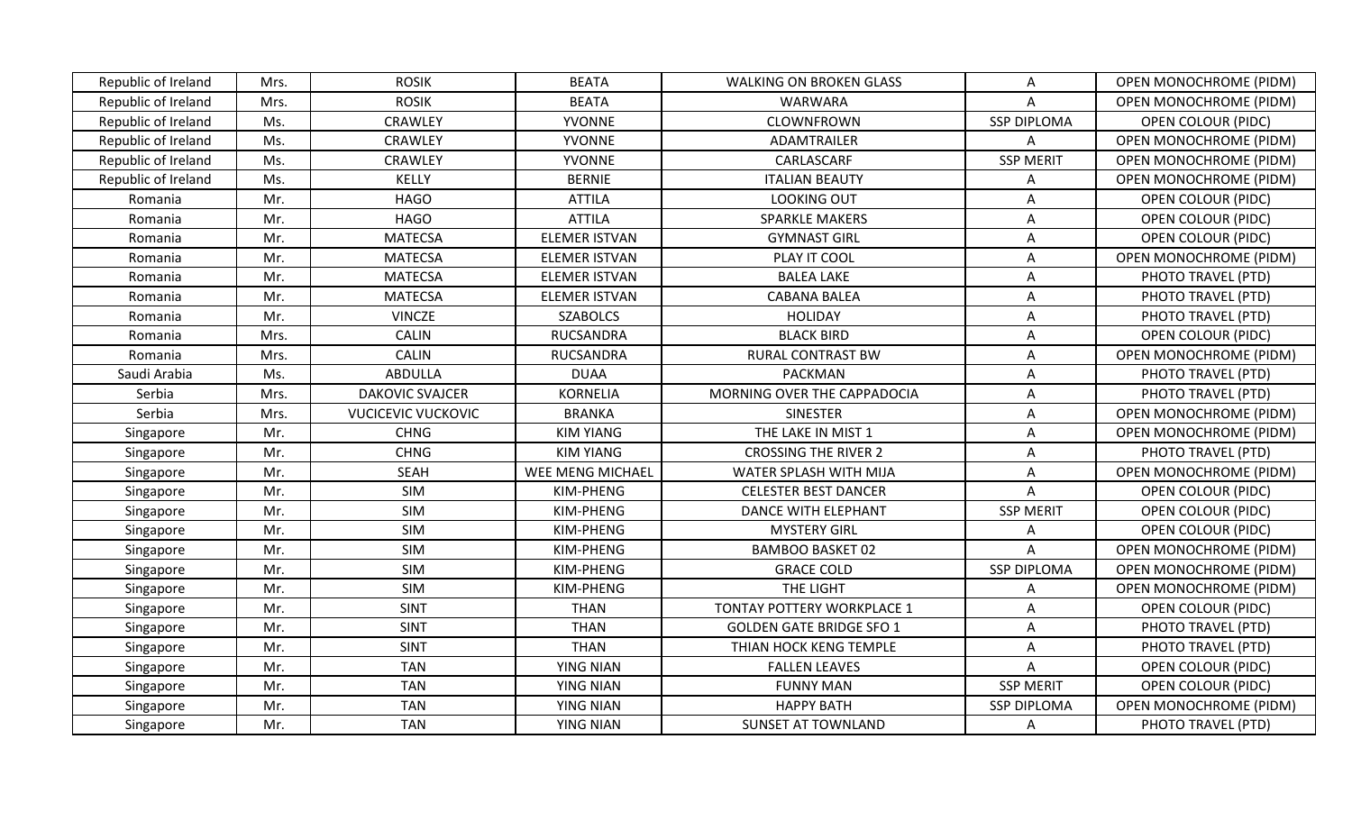| Republic of Ireland | Mrs. | ROSIK | BEATA | WALKING ON BROKEN GLASS | A | OPEN MONOCHROME (PIDM) |
|---|---|---|---|---|---|---|
| Republic of Ireland | Mrs. | ROSIK | BEATA | WARWARA | A | OPEN MONOCHROME (PIDM) |
| Republic of Ireland | Ms. | CRAWLEY | YVONNE | CLOWNFROWN | SSP DIPLOMA | OPEN COLOUR (PIDC) |
| Republic of Ireland | Ms. | CRAWLEY | YVONNE | ADAMTRAILER | A | OPEN MONOCHROME (PIDM) |
| Republic of Ireland | Ms. | CRAWLEY | YVONNE | CARLASCARF | SSP MERIT | OPEN MONOCHROME (PIDM) |
| Republic of Ireland | Ms. | KELLY | BERNIE | ITALIAN BEAUTY | A | OPEN MONOCHROME (PIDM) |
| Romania | Mr. | HAGO | ATTILA | LOOKING OUT | A | OPEN COLOUR (PIDC) |
| Romania | Mr. | HAGO | ATTILA | SPARKLE MAKERS | A | OPEN COLOUR (PIDC) |
| Romania | Mr. | MATECSA | ELEMER ISTVAN | GYMNAST GIRL | A | OPEN COLOUR (PIDC) |
| Romania | Mr. | MATECSA | ELEMER ISTVAN | PLAY IT COOL | A | OPEN MONOCHROME (PIDM) |
| Romania | Mr. | MATECSA | ELEMER ISTVAN | BALEA LAKE | A | PHOTO TRAVEL (PTD) |
| Romania | Mr. | MATECSA | ELEMER ISTVAN | CABANA BALEA | A | PHOTO TRAVEL (PTD) |
| Romania | Mr. | VINCZE | SZABOLCS | HOLIDAY | A | PHOTO TRAVEL (PTD) |
| Romania | Mrs. | CALIN | RUCSANDRA | BLACK BIRD | A | OPEN COLOUR (PIDC) |
| Romania | Mrs. | CALIN | RUCSANDRA | RURAL CONTRAST BW | A | OPEN MONOCHROME (PIDM) |
| Saudi Arabia | Ms. | ABDULLA | DUAA | PACKMAN | A | PHOTO TRAVEL (PTD) |
| Serbia | Mrs. | DAKOVIC SVAJCER | KORNELIA | MORNING OVER THE CAPPADOCIA | A | PHOTO TRAVEL (PTD) |
| Serbia | Mrs. | VUCICEVIC VUCKOVIC | BRANKA | SINESTER | A | OPEN MONOCHROME (PIDM) |
| Singapore | Mr. | CHNG | KIM YIANG | THE LAKE IN MIST 1 | A | OPEN MONOCHROME (PIDM) |
| Singapore | Mr. | CHNG | KIM YIANG | CROSSING THE RIVER 2 | A | PHOTO TRAVEL (PTD) |
| Singapore | Mr. | SEAH | WEE MENG MICHAEL | WATER SPLASH WITH MIJA | A | OPEN MONOCHROME (PIDM) |
| Singapore | Mr. | SIM | KIM-PHENG | CELESTER BEST DANCER | A | OPEN COLOUR (PIDC) |
| Singapore | Mr. | SIM | KIM-PHENG | DANCE WITH ELEPHANT | SSP MERIT | OPEN COLOUR (PIDC) |
| Singapore | Mr. | SIM | KIM-PHENG | MYSTERY GIRL | A | OPEN COLOUR (PIDC) |
| Singapore | Mr. | SIM | KIM-PHENG | BAMBOO BASKET 02 | A | OPEN MONOCHROME (PIDM) |
| Singapore | Mr. | SIM | KIM-PHENG | GRACE COLD | SSP DIPLOMA | OPEN MONOCHROME (PIDM) |
| Singapore | Mr. | SIM | KIM-PHENG | THE LIGHT | A | OPEN MONOCHROME (PIDM) |
| Singapore | Mr. | SINT | THAN | TONTAY POTTERY WORKPLACE 1 | A | OPEN COLOUR (PIDC) |
| Singapore | Mr. | SINT | THAN | GOLDEN GATE BRIDGE SFO 1 | A | PHOTO TRAVEL (PTD) |
| Singapore | Mr. | SINT | THAN | THIAN HOCK KENG TEMPLE | A | PHOTO TRAVEL (PTD) |
| Singapore | Mr. | TAN | YING NIAN | FALLEN LEAVES | A | OPEN COLOUR (PIDC) |
| Singapore | Mr. | TAN | YING NIAN | FUNNY MAN | SSP MERIT | OPEN COLOUR (PIDC) |
| Singapore | Mr. | TAN | YING NIAN | HAPPY BATH | SSP DIPLOMA | OPEN MONOCHROME (PIDM) |
| Singapore | Mr. | TAN | YING NIAN | SUNSET AT TOWNLAND | A | PHOTO TRAVEL (PTD) |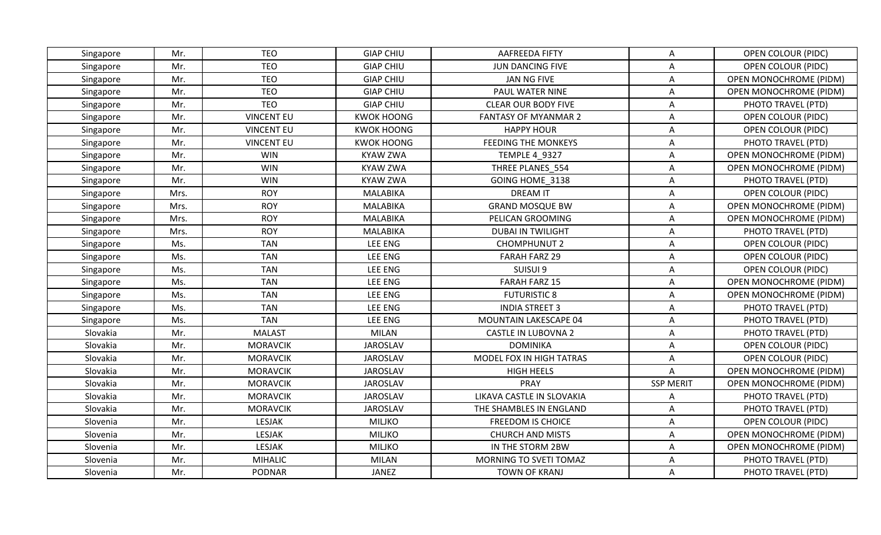| Singapore | Mr. | TEO | GIAP CHIU | AAFREEDA FIFTY | A | OPEN COLOUR (PIDC) |
|---|---|---|---|---|---|---|
| Singapore | Mr. | TEO | GIAP CHIU | JUN DANCING FIVE | A | OPEN COLOUR (PIDC) |
| Singapore | Mr. | TEO | GIAP CHIU | JAN NG FIVE | A | OPEN MONOCHROME (PIDM) |
| Singapore | Mr. | TEO | GIAP CHIU | PAUL WATER NINE | A | OPEN MONOCHROME (PIDM) |
| Singapore | Mr. | TEO | GIAP CHIU | CLEAR OUR BODY FIVE | A | PHOTO TRAVEL (PTD) |
| Singapore | Mr. | VINCENT EU | KWOK HOONG | FANTASY OF MYANMAR 2 | A | OPEN COLOUR (PIDC) |
| Singapore | Mr. | VINCENT EU | KWOK HOONG | HAPPY HOUR | A | OPEN COLOUR (PIDC) |
| Singapore | Mr. | VINCENT EU | KWOK HOONG | FEEDING THE MONKEYS | A | PHOTO TRAVEL (PTD) |
| Singapore | Mr. | WIN | KYAW ZWA | TEMPLE 4_9327 | A | OPEN MONOCHROME (PIDM) |
| Singapore | Mr. | WIN | KYAW ZWA | THREE PLANES_554 | A | OPEN MONOCHROME (PIDM) |
| Singapore | Mr. | WIN | KYAW ZWA | GOING HOME_3138 | A | PHOTO TRAVEL (PTD) |
| Singapore | Mrs. | ROY | MALABIKA | DREAM IT | A | OPEN COLOUR (PIDC) |
| Singapore | Mrs. | ROY | MALABIKA | GRAND MOSQUE BW | A | OPEN MONOCHROME (PIDM) |
| Singapore | Mrs. | ROY | MALABIKA | PELICAN GROOMING | A | OPEN MONOCHROME (PIDM) |
| Singapore | Mrs. | ROY | MALABIKA | DUBAI IN TWILIGHT | A | PHOTO TRAVEL (PTD) |
| Singapore | Ms. | TAN | LEE ENG | CHOMPHUNUT 2 | A | OPEN COLOUR (PIDC) |
| Singapore | Ms. | TAN | LEE ENG | FARAH FARZ 29 | A | OPEN COLOUR (PIDC) |
| Singapore | Ms. | TAN | LEE ENG | SUISUI 9 | A | OPEN COLOUR (PIDC) |
| Singapore | Ms. | TAN | LEE ENG | FARAH FARZ 15 | A | OPEN MONOCHROME (PIDM) |
| Singapore | Ms. | TAN | LEE ENG | FUTURISTIC 8 | A | OPEN MONOCHROME (PIDM) |
| Singapore | Ms. | TAN | LEE ENG | INDIA STREET 3 | A | PHOTO TRAVEL (PTD) |
| Singapore | Ms. | TAN | LEE ENG | MOUNTAIN LAKESCAPE 04 | A | PHOTO TRAVEL (PTD) |
| Slovakia | Mr. | MALAST | MILAN | CASTLE IN LUBOVNA 2 | A | PHOTO TRAVEL (PTD) |
| Slovakia | Mr. | MORAVCIK | JAROSLAV | DOMINIKA | A | OPEN COLOUR (PIDC) |
| Slovakia | Mr. | MORAVCIK | JAROSLAV | MODEL FOX IN HIGH TATRAS | A | OPEN COLOUR (PIDC) |
| Slovakia | Mr. | MORAVCIK | JAROSLAV | HIGH HEELS | A | OPEN MONOCHROME (PIDM) |
| Slovakia | Mr. | MORAVCIK | JAROSLAV | PRAY | SSP MERIT | OPEN MONOCHROME (PIDM) |
| Slovakia | Mr. | MORAVCIK | JAROSLAV | LIKAVA CASTLE IN SLOVAKIA | A | PHOTO TRAVEL (PTD) |
| Slovakia | Mr. | MORAVCIK | JAROSLAV | THE SHAMBLES IN ENGLAND | A | PHOTO TRAVEL (PTD) |
| Slovenia | Mr. | LESJAK | MILJKO | FREEDOM IS CHOICE | A | OPEN COLOUR (PIDC) |
| Slovenia | Mr. | LESJAK | MILJKO | CHURCH AND MISTS | A | OPEN MONOCHROME (PIDM) |
| Slovenia | Mr. | LESJAK | MILJKO | IN THE STORM 2BW | A | OPEN MONOCHROME (PIDM) |
| Slovenia | Mr. | MIHALIC | MILAN | MORNING TO SVETI TOMAZ | A | PHOTO TRAVEL (PTD) |
| Slovenia | Mr. | PODNAR | JANEZ | TOWN OF KRANJ | A | PHOTO TRAVEL (PTD) |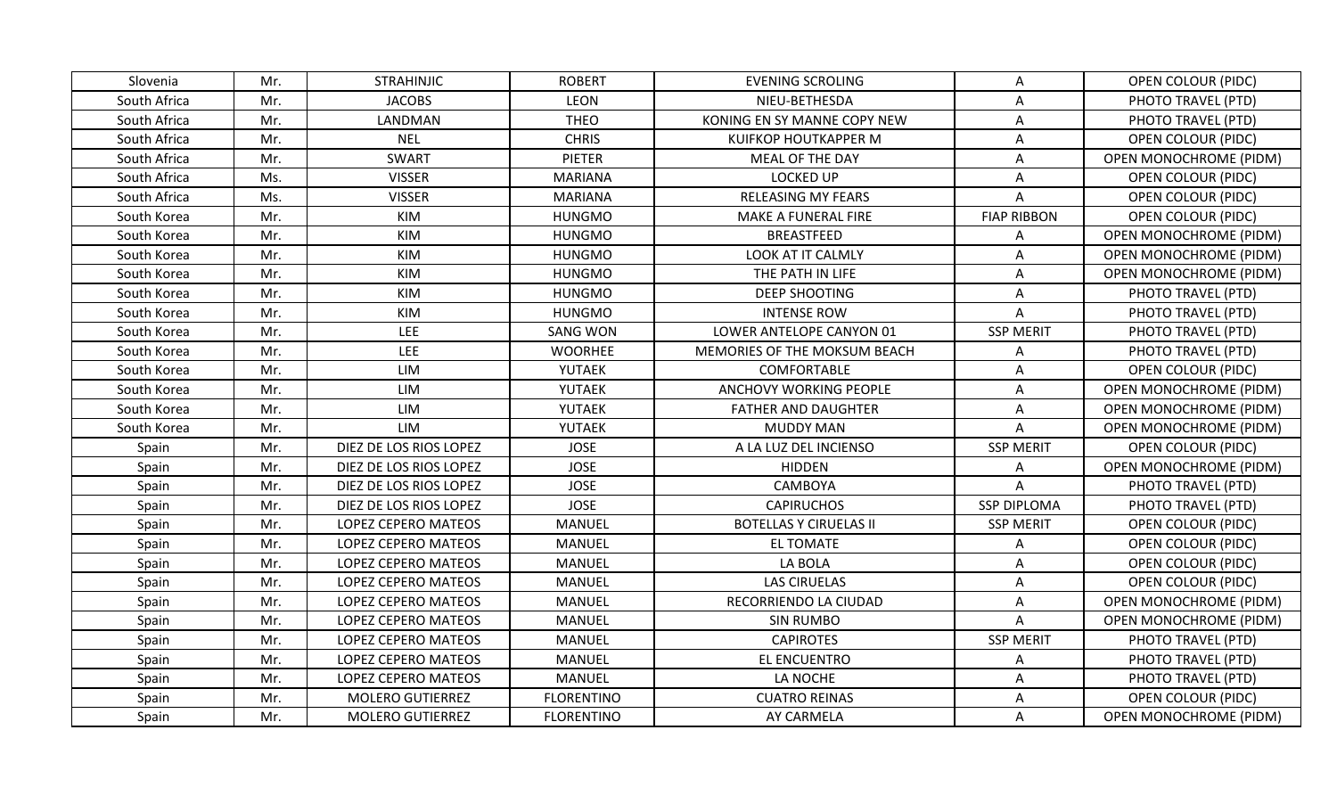| Slovenia | Mr. | STRAHINJIC | ROBERT | EVENING SCROLING | A | OPEN COLOUR (PIDC) |
|---|---|---|---|---|---|---|
| South Africa | Mr. | JACOBS | LEON | NIEU-BETHESDA | A | PHOTO TRAVEL (PTD) |
| South Africa | Mr. | LANDMAN | THEO | KONING EN SY MANNE COPY NEW | A | PHOTO TRAVEL (PTD) |
| South Africa | Mr. | NEL | CHRIS | KUIFKOP HOUTKAPPER M | A | OPEN COLOUR (PIDC) |
| South Africa | Mr. | SWART | PIETER | MEAL OF THE DAY | A | OPEN MONOCHROME (PIDM) |
| South Africa | Ms. | VISSER | MARIANA | LOCKED UP | A | OPEN COLOUR (PIDC) |
| South Africa | Ms. | VISSER | MARIANA | RELEASING MY FEARS | A | OPEN COLOUR (PIDC) |
| South Korea | Mr. | KIM | HUNGMO | MAKE A FUNERAL FIRE | FIAP RIBBON | OPEN COLOUR (PIDC) |
| South Korea | Mr. | KIM | HUNGMO | BREASTFEED | A | OPEN MONOCHROME (PIDM) |
| South Korea | Mr. | KIM | HUNGMO | LOOK AT IT CALMLY | A | OPEN MONOCHROME (PIDM) |
| South Korea | Mr. | KIM | HUNGMO | THE PATH IN LIFE | A | OPEN MONOCHROME (PIDM) |
| South Korea | Mr. | KIM | HUNGMO | DEEP SHOOTING | A | PHOTO TRAVEL (PTD) |
| South Korea | Mr. | KIM | HUNGMO | INTENSE ROW | A | PHOTO TRAVEL (PTD) |
| South Korea | Mr. | LEE | SANG WON | LOWER ANTELOPE CANYON 01 | SSP MERIT | PHOTO TRAVEL (PTD) |
| South Korea | Mr. | LEE | WOORHEE | MEMORIES OF THE MOKSUM BEACH | A | PHOTO TRAVEL (PTD) |
| South Korea | Mr. | LIM | YUTAEK | COMFORTABLE | A | OPEN COLOUR (PIDC) |
| South Korea | Mr. | LIM | YUTAEK | ANCHOVY WORKING PEOPLE | A | OPEN MONOCHROME (PIDM) |
| South Korea | Mr. | LIM | YUTAEK | FATHER AND DAUGHTER | A | OPEN MONOCHROME (PIDM) |
| South Korea | Mr. | LIM | YUTAEK | MUDDY MAN | A | OPEN MONOCHROME (PIDM) |
| Spain | Mr. | DIEZ DE LOS RIOS LOPEZ | JOSE | A LA LUZ DEL INCIENSO | SSP MERIT | OPEN COLOUR (PIDC) |
| Spain | Mr. | DIEZ DE LOS RIOS LOPEZ | JOSE | HIDDEN | A | OPEN MONOCHROME (PIDM) |
| Spain | Mr. | DIEZ DE LOS RIOS LOPEZ | JOSE | CAMBOYA | A | PHOTO TRAVEL (PTD) |
| Spain | Mr. | DIEZ DE LOS RIOS LOPEZ | JOSE | CAPIRUCHOS | SSP DIPLOMA | PHOTO TRAVEL (PTD) |
| Spain | Mr. | LOPEZ CEPERO MATEOS | MANUEL | BOTELLAS Y CIRUELAS II | SSP MERIT | OPEN COLOUR (PIDC) |
| Spain | Mr. | LOPEZ CEPERO MATEOS | MANUEL | EL TOMATE | A | OPEN COLOUR (PIDC) |
| Spain | Mr. | LOPEZ CEPERO MATEOS | MANUEL | LA BOLA | A | OPEN COLOUR (PIDC) |
| Spain | Mr. | LOPEZ CEPERO MATEOS | MANUEL | LAS CIRUELAS | A | OPEN COLOUR (PIDC) |
| Spain | Mr. | LOPEZ CEPERO MATEOS | MANUEL | RECORRIENDO LA CIUDAD | A | OPEN MONOCHROME (PIDM) |
| Spain | Mr. | LOPEZ CEPERO MATEOS | MANUEL | SIN RUMBO | A | OPEN MONOCHROME (PIDM) |
| Spain | Mr. | LOPEZ CEPERO MATEOS | MANUEL | CAPIROTES | SSP MERIT | PHOTO TRAVEL (PTD) |
| Spain | Mr. | LOPEZ CEPERO MATEOS | MANUEL | EL ENCUENTRO | A | PHOTO TRAVEL (PTD) |
| Spain | Mr. | LOPEZ CEPERO MATEOS | MANUEL | LA NOCHE | A | PHOTO TRAVEL (PTD) |
| Spain | Mr. | MOLERO GUTIERREZ | FLORENTINO | CUATRO REINAS | A | OPEN COLOUR (PIDC) |
| Spain | Mr. | MOLERO GUTIERREZ | FLORENTINO | AY CARMELA | A | OPEN MONOCHROME (PIDM) |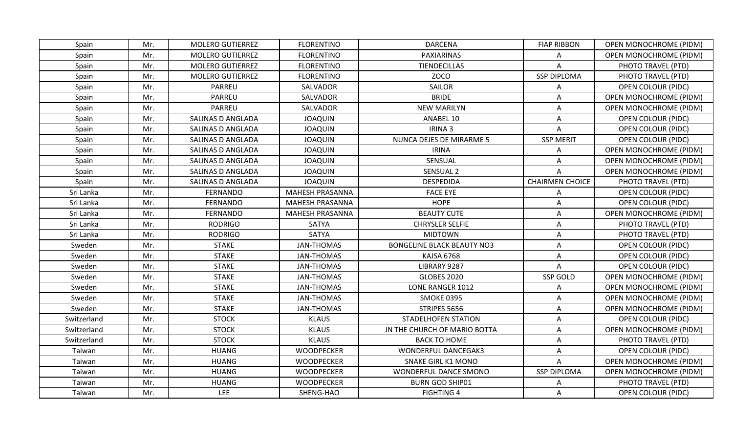| Spain | Mr. | MOLERO GUTIERREZ | FLORENTINO | DARCENA | FIAP RIBBON | OPEN MONOCHROME (PIDM) |
|---|---|---|---|---|---|---|
| Spain | Mr. | MOLERO GUTIERREZ | FLORENTINO | PAXIARINAS | A | OPEN MONOCHROME (PIDM) |
| Spain | Mr. | MOLERO GUTIERREZ | FLORENTINO | TIENDECILLAS | A | PHOTO TRAVEL (PTD) |
| Spain | Mr. | MOLERO GUTIERREZ | FLORENTINO | ZOCO | SSP DIPLOMA | PHOTO TRAVEL (PTD) |
| Spain | Mr. | PARREU | SALVADOR | SAILOR | A | OPEN COLOUR (PIDC) |
| Spain | Mr. | PARREU | SALVADOR | BRIDE | A | OPEN MONOCHROME (PIDM) |
| Spain | Mr. | PARREU | SALVADOR | NEW MARILYN | A | OPEN MONOCHROME (PIDM) |
| Spain | Mr. | SALINAS D ANGLADA | JOAQUIN | ANABEL 10 | A | OPEN COLOUR (PIDC) |
| Spain | Mr. | SALINAS D ANGLADA | JOAQUIN | IRINA 3 | A | OPEN COLOUR (PIDC) |
| Spain | Mr. | SALINAS D ANGLADA | JOAQUIN | NUNCA DEJES DE MIRARME 5 | SSP MERIT | OPEN COLOUR (PIDC) |
| Spain | Mr. | SALINAS D ANGLADA | JOAQUIN | IRINA | A | OPEN MONOCHROME (PIDM) |
| Spain | Mr. | SALINAS D ANGLADA | JOAQUIN | SENSUAL | A | OPEN MONOCHROME (PIDM) |
| Spain | Mr. | SALINAS D ANGLADA | JOAQUIN | SENSUAL 2 | A | OPEN MONOCHROME (PIDM) |
| Spain | Mr. | SALINAS D ANGLADA | JOAQUIN | DESPEDIDA | CHAIRMEN CHOICE | PHOTO TRAVEL (PTD) |
| Sri Lanka | Mr. | FERNANDO | MAHESH PRASANNA | FACE EYE | A | OPEN COLOUR (PIDC) |
| Sri Lanka | Mr. | FERNANDO | MAHESH PRASANNA | HOPE | A | OPEN COLOUR (PIDC) |
| Sri Lanka | Mr. | FERNANDO | MAHESH PRASANNA | BEAUTY CUTE | A | OPEN MONOCHROME (PIDM) |
| Sri Lanka | Mr. | RODRIGO | SATYA | CHRYSLER SELFIE | A | PHOTO TRAVEL (PTD) |
| Sri Lanka | Mr. | RODRIGO | SATYA | MIDTOWN | A | PHOTO TRAVEL (PTD) |
| Sweden | Mr. | STAKE | JAN-THOMAS | BONGELINE BLACK BEAUTY NO3 | A | OPEN COLOUR (PIDC) |
| Sweden | Mr. | STAKE | JAN-THOMAS | KAJSA 6768 | A | OPEN COLOUR (PIDC) |
| Sweden | Mr. | STAKE | JAN-THOMAS | LIBRARY 9287 | A | OPEN COLOUR (PIDC) |
| Sweden | Mr. | STAKE | JAN-THOMAS | GLOBES 2020 | SSP GOLD | OPEN MONOCHROME (PIDM) |
| Sweden | Mr. | STAKE | JAN-THOMAS | LONE RANGER 1012 | A | OPEN MONOCHROME (PIDM) |
| Sweden | Mr. | STAKE | JAN-THOMAS | SMOKE 0395 | A | OPEN MONOCHROME (PIDM) |
| Sweden | Mr. | STAKE | JAN-THOMAS | STRIPES 5656 | A | OPEN MONOCHROME (PIDM) |
| Switzerland | Mr. | STOCK | KLAUS | STADELHOFEN STATION | A | OPEN COLOUR (PIDC) |
| Switzerland | Mr. | STOCK | KLAUS | IN THE CHURCH OF MARIO BOTTA | A | OPEN MONOCHROME (PIDM) |
| Switzerland | Mr. | STOCK | KLAUS | BACK TO HOME | A | PHOTO TRAVEL (PTD) |
| Taiwan | Mr. | HUANG | WOODPECKER | WONDERFUL DANCEGAK3 | A | OPEN COLOUR (PIDC) |
| Taiwan | Mr. | HUANG | WOODPECKER | SNAKE GIRL K1 MONO | A | OPEN MONOCHROME (PIDM) |
| Taiwan | Mr. | HUANG | WOODPECKER | WONDERFUL DANCE SMONO | SSP DIPLOMA | OPEN MONOCHROME (PIDM) |
| Taiwan | Mr. | HUANG | WOODPECKER | BURN GOD SHIP01 | A | PHOTO TRAVEL (PTD) |
| Taiwan | Mr. | LEE | SHENG-HAO | FIGHTING 4 | A | OPEN COLOUR (PIDC) |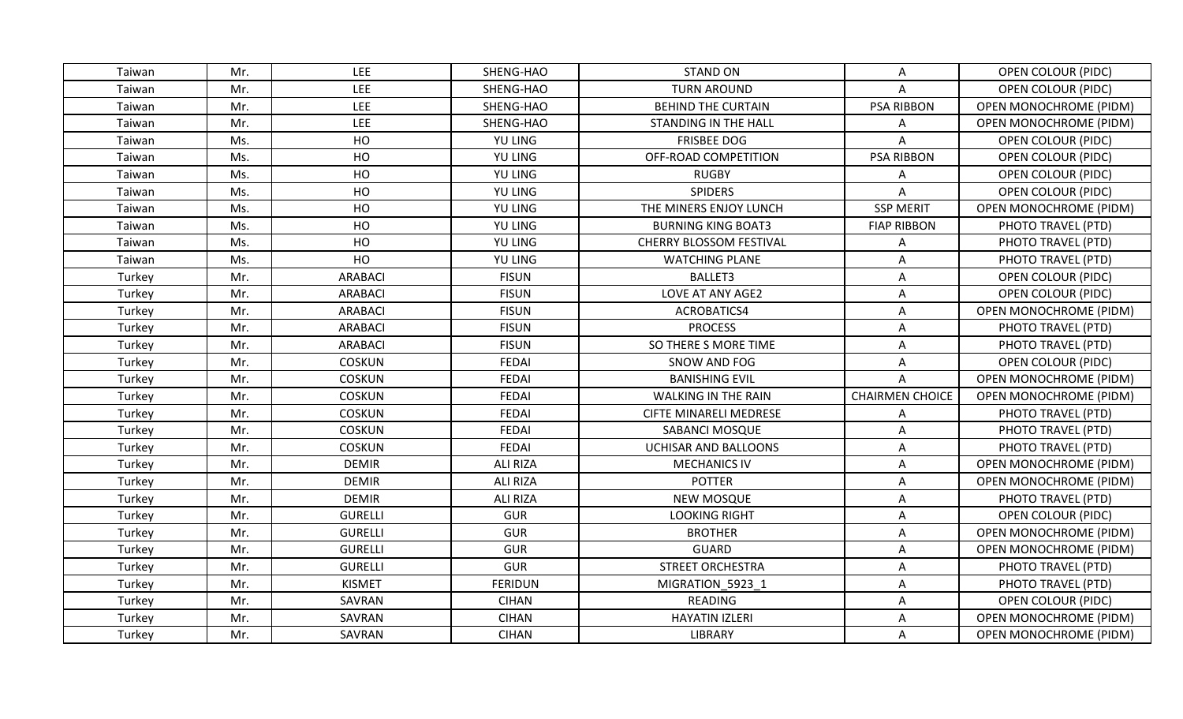| Taiwan | Mr. | LEE | SHENG-HAO | STAND ON | A | OPEN COLOUR (PIDC) |
|---|---|---|---|---|---|---|
| Taiwan | Mr. | LEE | SHENG-HAO | TURN AROUND | A | OPEN COLOUR (PIDC) |
| Taiwan | Mr. | LEE | SHENG-HAO | BEHIND THE CURTAIN | PSA RIBBON | OPEN MONOCHROME (PIDM) |
| Taiwan | Mr. | LEE | SHENG-HAO | STANDING IN THE HALL | A | OPEN MONOCHROME (PIDM) |
| Taiwan | Ms. | HO | YU LING | FRISBEE DOG | A | OPEN COLOUR (PIDC) |
| Taiwan | Ms. | HO | YU LING | OFF-ROAD COMPETITION | PSA RIBBON | OPEN COLOUR (PIDC) |
| Taiwan | Ms. | HO | YU LING | RUGBY | A | OPEN COLOUR (PIDC) |
| Taiwan | Ms. | HO | YU LING | SPIDERS | A | OPEN COLOUR (PIDC) |
| Taiwan | Ms. | HO | YU LING | THE MINERS ENJOY LUNCH | SSP MERIT | OPEN MONOCHROME (PIDM) |
| Taiwan | Ms. | HO | YU LING | BURNING KING BOAT3 | FIAP RIBBON | PHOTO TRAVEL (PTD) |
| Taiwan | Ms. | HO | YU LING | CHERRY BLOSSOM FESTIVAL | A | PHOTO TRAVEL (PTD) |
| Taiwan | Ms. | HO | YU LING | WATCHING PLANE | A | PHOTO TRAVEL (PTD) |
| Turkey | Mr. | ARABACI | FISUN | BALLET3 | A | OPEN COLOUR (PIDC) |
| Turkey | Mr. | ARABACI | FISUN | LOVE AT ANY AGE2 | A | OPEN COLOUR (PIDC) |
| Turkey | Mr. | ARABACI | FISUN | ACROBATICS4 | A | OPEN MONOCHROME (PIDM) |
| Turkey | Mr. | ARABACI | FISUN | PROCESS | A | PHOTO TRAVEL (PTD) |
| Turkey | Mr. | ARABACI | FISUN | SO THERE S MORE TIME | A | PHOTO TRAVEL (PTD) |
| Turkey | Mr. | COSKUN | FEDAI | SNOW AND FOG | A | OPEN COLOUR (PIDC) |
| Turkey | Mr. | COSKUN | FEDAI | BANISHING EVIL | A | OPEN MONOCHROME (PIDM) |
| Turkey | Mr. | COSKUN | FEDAI | WALKING IN THE RAIN | CHAIRMEN CHOICE | OPEN MONOCHROME (PIDM) |
| Turkey | Mr. | COSKUN | FEDAI | CIFTE MINARELI MEDRESE | A | PHOTO TRAVEL (PTD) |
| Turkey | Mr. | COSKUN | FEDAI | SABANCI MOSQUE | A | PHOTO TRAVEL (PTD) |
| Turkey | Mr. | COSKUN | FEDAI | UCHISAR AND BALLOONS | A | PHOTO TRAVEL (PTD) |
| Turkey | Mr. | DEMIR | ALI RIZA | MECHANICS IV | A | OPEN MONOCHROME (PIDM) |
| Turkey | Mr. | DEMIR | ALI RIZA | POTTER | A | OPEN MONOCHROME (PIDM) |
| Turkey | Mr. | DEMIR | ALI RIZA | NEW MOSQUE | A | PHOTO TRAVEL (PTD) |
| Turkey | Mr. | GURELLI | GUR | LOOKING RIGHT | A | OPEN COLOUR (PIDC) |
| Turkey | Mr. | GURELLI | GUR | BROTHER | A | OPEN MONOCHROME (PIDM) |
| Turkey | Mr. | GURELLI | GUR | GUARD | A | OPEN MONOCHROME (PIDM) |
| Turkey | Mr. | GURELLI | GUR | STREET ORCHESTRA | A | PHOTO TRAVEL (PTD) |
| Turkey | Mr. | KISMET | FERIDUN | MIGRATION_5923_1 | A | PHOTO TRAVEL (PTD) |
| Turkey | Mr. | SAVRAN | CIHAN | READING | A | OPEN COLOUR (PIDC) |
| Turkey | Mr. | SAVRAN | CIHAN | HAYATIN IZLERI | A | OPEN MONOCHROME (PIDM) |
| Turkey | Mr. | SAVRAN | CIHAN | LIBRARY | A | OPEN MONOCHROME (PIDM) |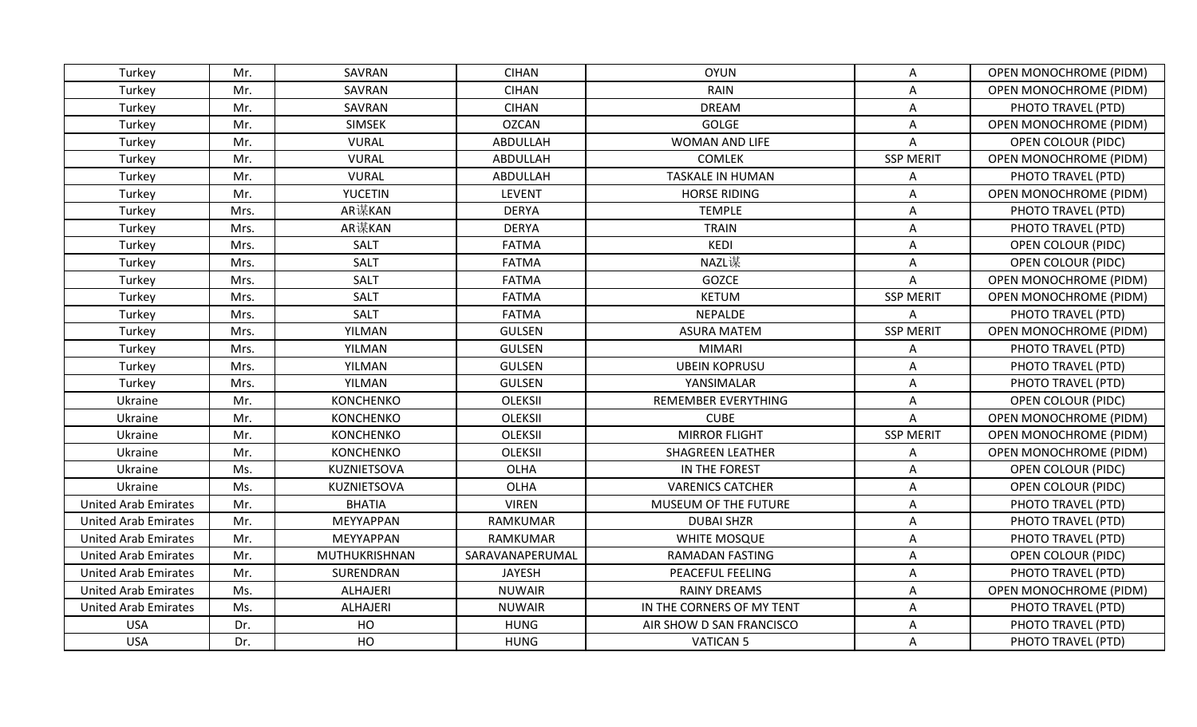| Turkey | Mr. | SAVRAN | CIHAN | OYUN | A | OPEN MONOCHROME (PIDM) |
|---|---|---|---|---|---|---|
| Turkey | Mr. | SAVRAN | CIHAN | RAIN | A | OPEN MONOCHROME (PIDM) |
| Turkey | Mr. | SAVRAN | CIHAN | DREAM | A | PHOTO TRAVEL (PTD) |
| Turkey | Mr. | SIMSEK | OZCAN | GOLGE | A | OPEN MONOCHROME (PIDM) |
| Turkey | Mr. | VURAL | ABDULLAH | WOMAN AND LIFE | A | OPEN COLOUR (PIDC) |
| Turkey | Mr. | VURAL | ABDULLAH | COMLEK | SSP MERIT | OPEN MONOCHROME (PIDM) |
| Turkey | Mr. | VURAL | ABDULLAH | TASKALE IN HUMAN | A | PHOTO TRAVEL (PTD) |
| Turkey | Mr. | YUCETIN | LEVENT | HORSE RIDING | A | OPEN MONOCHROME (PIDM) |
| Turkey | Mrs. | AR谋KAN | DERYA | TEMPLE | A | PHOTO TRAVEL (PTD) |
| Turkey | Mrs. | AR谋KAN | DERYA | TRAIN | A | PHOTO TRAVEL (PTD) |
| Turkey | Mrs. | SALT | FATMA | KEDI | A | OPEN COLOUR (PIDC) |
| Turkey | Mrs. | SALT | FATMA | NAZL谋 | A | OPEN COLOUR (PIDC) |
| Turkey | Mrs. | SALT | FATMA | GOZCE | A | OPEN MONOCHROME (PIDM) |
| Turkey | Mrs. | SALT | FATMA | KETUM | SSP MERIT | OPEN MONOCHROME (PIDM) |
| Turkey | Mrs. | SALT | FATMA | NEPALDE | A | PHOTO TRAVEL (PTD) |
| Turkey | Mrs. | YILMAN | GULSEN | ASURA MATEM | SSP MERIT | OPEN MONOCHROME (PIDM) |
| Turkey | Mrs. | YILMAN | GULSEN | MIMARI | A | PHOTO TRAVEL (PTD) |
| Turkey | Mrs. | YILMAN | GULSEN | UBEIN KOPRUSU | A | PHOTO TRAVEL (PTD) |
| Turkey | Mrs. | YILMAN | GULSEN | YANSIMALAR | A | PHOTO TRAVEL (PTD) |
| Ukraine | Mr. | KONCHENKO | OLEKSII | REMEMBER EVERYTHING | A | OPEN COLOUR (PIDC) |
| Ukraine | Mr. | KONCHENKO | OLEKSII | CUBE | A | OPEN MONOCHROME (PIDM) |
| Ukraine | Mr. | KONCHENKO | OLEKSII | MIRROR FLIGHT | SSP MERIT | OPEN MONOCHROME (PIDM) |
| Ukraine | Mr. | KONCHENKO | OLEKSII | SHAGREEN LEATHER | A | OPEN MONOCHROME (PIDM) |
| Ukraine | Ms. | KUZNIETSOVA | OLHA | IN THE FOREST | A | OPEN COLOUR (PIDC) |
| Ukraine | Ms. | KUZNIETSOVA | OLHA | VARENICS CATCHER | A | OPEN COLOUR (PIDC) |
| United Arab Emirates | Mr. | BHATIA | VIREN | MUSEUM OF THE FUTURE | A | PHOTO TRAVEL (PTD) |
| United Arab Emirates | Mr. | MEYYAPPAN | RAMKUMAR | DUBAI SHZR | A | PHOTO TRAVEL (PTD) |
| United Arab Emirates | Mr. | MEYYAPPAN | RAMKUMAR | WHITE MOSQUE | A | PHOTO TRAVEL (PTD) |
| United Arab Emirates | Mr. | MUTHUKRISHNAN | SARAVANAPERUMAL | RAMADAN FASTING | A | OPEN COLOUR (PIDC) |
| United Arab Emirates | Mr. | SURENDRAN | JAYESH | PEACEFUL FEELING | A | PHOTO TRAVEL (PTD) |
| United Arab Emirates | Ms. | ALHAJERI | NUWAIR | RAINY DREAMS | A | OPEN MONOCHROME (PIDM) |
| United Arab Emirates | Ms. | ALHAJERI | NUWAIR | IN THE CORNERS OF MY TENT | A | PHOTO TRAVEL (PTD) |
| USA | Dr. | HO | HUNG | AIR SHOW D SAN FRANCISCO | A | PHOTO TRAVEL (PTD) |
| USA | Dr. | HO | HUNG | VATICAN 5 | A | PHOTO TRAVEL (PTD) |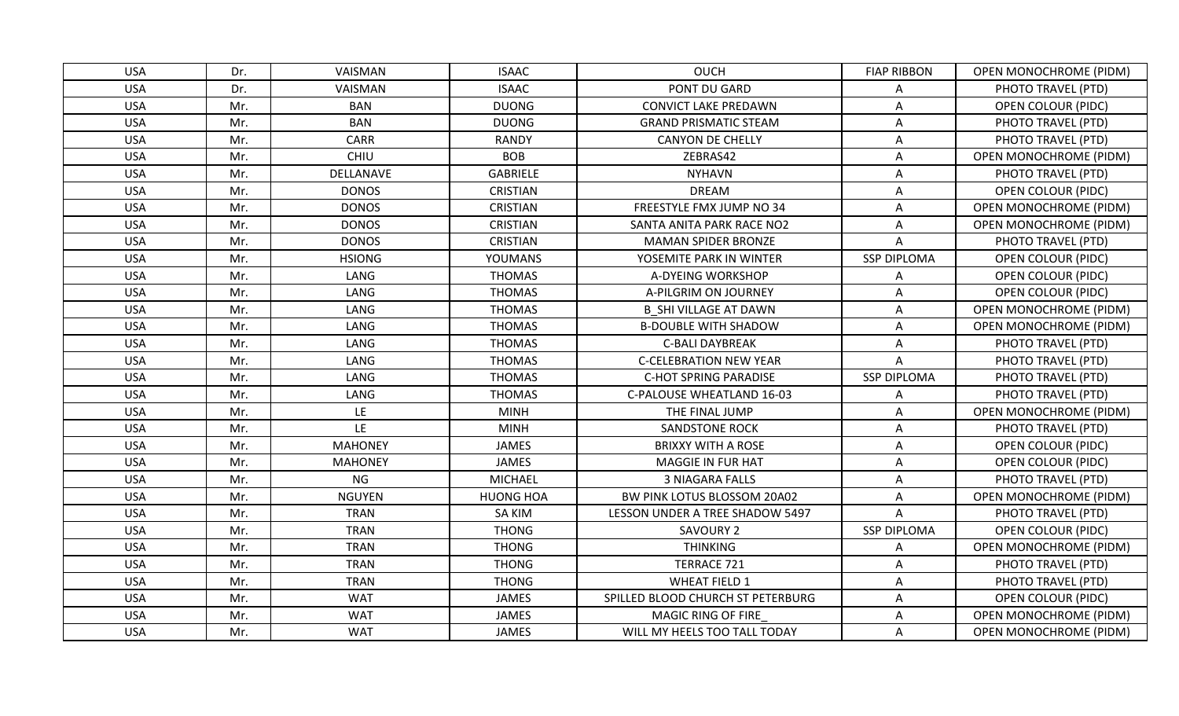| USA | Dr. | VAISMAN | ISAAC | OUCH | FIAP RIBBON | OPEN MONOCHROME (PIDM) |
|---|---|---|---|---|---|---|
| USA | Dr. | VAISMAN | ISAAC | PONT DU GARD | A | PHOTO TRAVEL (PTD) |
| USA | Mr. | BAN | DUONG | CONVICT LAKE PREDAWN | A | OPEN COLOUR (PIDC) |
| USA | Mr. | BAN | DUONG | GRAND PRISMATIC STEAM | A | PHOTO TRAVEL (PTD) |
| USA | Mr. | CARR | RANDY | CANYON DE CHELLY | A | PHOTO TRAVEL (PTD) |
| USA | Mr. | CHIU | BOB | ZEBRAS42 | A | OPEN MONOCHROME (PIDM) |
| USA | Mr. | DELLANAVE | GABRIELE | NYHAVN | A | PHOTO TRAVEL (PTD) |
| USA | Mr. | DONOS | CRISTIAN | DREAM | A | OPEN COLOUR (PIDC) |
| USA | Mr. | DONOS | CRISTIAN | FREESTYLE FMX JUMP NO 34 | A | OPEN MONOCHROME (PIDM) |
| USA | Mr. | DONOS | CRISTIAN | SANTA ANITA PARK RACE NO2 | A | OPEN MONOCHROME (PIDM) |
| USA | Mr. | DONOS | CRISTIAN | MAMAN SPIDER BRONZE | A | PHOTO TRAVEL (PTD) |
| USA | Mr. | HSIONG | YOUMANS | YOSEMITE PARK IN WINTER | SSP DIPLOMA | OPEN COLOUR (PIDC) |
| USA | Mr. | LANG | THOMAS | A-DYEING WORKSHOP | A | OPEN COLOUR (PIDC) |
| USA | Mr. | LANG | THOMAS | A-PILGRIM ON JOURNEY | A | OPEN COLOUR (PIDC) |
| USA | Mr. | LANG | THOMAS | B_SHI VILLAGE AT DAWN | A | OPEN MONOCHROME (PIDM) |
| USA | Mr. | LANG | THOMAS | B-DOUBLE WITH SHADOW | A | OPEN MONOCHROME (PIDM) |
| USA | Mr. | LANG | THOMAS | C-BALI DAYBREAK | A | PHOTO TRAVEL (PTD) |
| USA | Mr. | LANG | THOMAS | C-CELEBRATION NEW YEAR | A | PHOTO TRAVEL (PTD) |
| USA | Mr. | LANG | THOMAS | C-HOT SPRING PARADISE | SSP DIPLOMA | PHOTO TRAVEL (PTD) |
| USA | Mr. | LANG | THOMAS | C-PALOUSE WHEATLAND 16-03 | A | PHOTO TRAVEL (PTD) |
| USA | Mr. | LE | MINH | THE FINAL JUMP | A | OPEN MONOCHROME (PIDM) |
| USA | Mr. | LE | MINH | SANDSTONE ROCK | A | PHOTO TRAVEL (PTD) |
| USA | Mr. | MAHONEY | JAMES | BRIXXY WITH A ROSE | A | OPEN COLOUR (PIDC) |
| USA | Mr. | MAHONEY | JAMES | MAGGIE IN FUR HAT | A | OPEN COLOUR (PIDC) |
| USA | Mr. | NG | MICHAEL | 3 NIAGARA FALLS | A | PHOTO TRAVEL (PTD) |
| USA | Mr. | NGUYEN | HUONG HOA | BW PINK LOTUS BLOSSOM 20A02 | A | OPEN MONOCHROME (PIDM) |
| USA | Mr. | TRAN | SA KIM | LESSON UNDER A TREE SHADOW 5497 | A | PHOTO TRAVEL (PTD) |
| USA | Mr. | TRAN | THONG | SAVOURY 2 | SSP DIPLOMA | OPEN COLOUR (PIDC) |
| USA | Mr. | TRAN | THONG | THINKING | A | OPEN MONOCHROME (PIDM) |
| USA | Mr. | TRAN | THONG | TERRACE 721 | A | PHOTO TRAVEL (PTD) |
| USA | Mr. | TRAN | THONG | WHEAT FIELD 1 | A | PHOTO TRAVEL (PTD) |
| USA | Mr. | WAT | JAMES | SPILLED BLOOD CHURCH ST PETERBURG | A | OPEN COLOUR (PIDC) |
| USA | Mr. | WAT | JAMES | MAGIC RING OF FIRE_ | A | OPEN MONOCHROME (PIDM) |
| USA | Mr. | WAT | JAMES | WILL MY HEELS TOO TALL TODAY | A | OPEN MONOCHROME (PIDM) |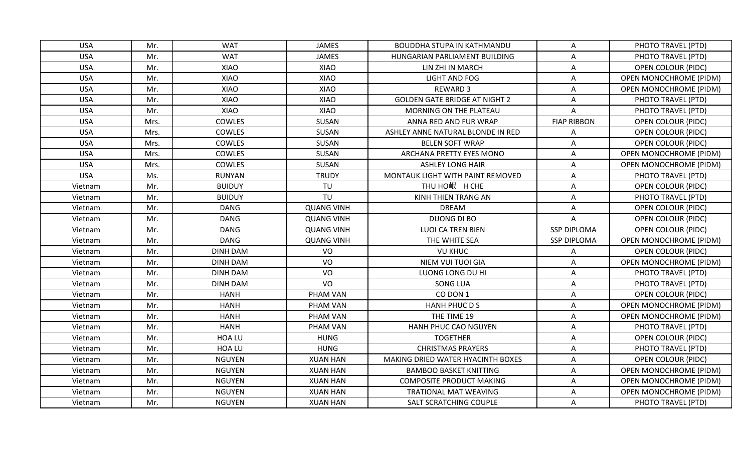| USA | Mr. | WAT | JAMES | BOUDDHA STUPA IN KATHMANDU | A | PHOTO TRAVEL (PTD) |
|---|---|---|---|---|---|---|
| USA | Mr. | WAT | JAMES | HUNGARIAN PARLIAMENT BUILDING | A | PHOTO TRAVEL (PTD) |
| USA | Mr. | XIAO | XIAO | LIN ZHI IN MARCH | A | OPEN COLOUR (PIDC) |
| USA | Mr. | XIAO | XIAO | LIGHT AND FOG | A | OPEN MONOCHROME (PIDM) |
| USA | Mr. | XIAO | XIAO | REWARD 3 | A | OPEN MONOCHROME (PIDM) |
| USA | Mr. | XIAO | XIAO | GOLDEN GATE BRIDGE AT NIGHT 2 | A | PHOTO TRAVEL (PTD) |
| USA | Mr. | XIAO | XIAO | MORNING ON THE PLATEAU | A | PHOTO TRAVEL (PTD) |
| USA | Mrs. | COWLES | SUSAN | ANNA RED AND FUR WRAP | FIAP RIBBON | OPEN COLOUR (PIDC) |
| USA | Mrs. | COWLES | SUSAN | ASHLEY ANNE NATURAL BLONDE IN RED | A | OPEN COLOUR (PIDC) |
| USA | Mrs. | COWLES | SUSAN | BELEN SOFT WRAP | A | OPEN COLOUR (PIDC) |
| USA | Mrs. | COWLES | SUSAN | ARCHANA PRETTY EYES MONO | A | OPEN MONOCHROME (PIDM) |
| USA | Mrs. | COWLES | SUSAN | ASHLEY LONG HAIR | A | OPEN MONOCHROME (PIDM) |
| USA | Ms. | RUNYAN | TRUDY | MONTAUK LIGHT WITH PAINT REMOVED | A | PHOTO TRAVEL (PTD) |
| Vietnam | Mr. | BUIDUY | TU | THU HO岷 H CHE | A | OPEN COLOUR (PIDC) |
| Vietnam | Mr. | BUIDUY | TU | KINH THIEN TRANG AN | A | PHOTO TRAVEL (PTD) |
| Vietnam | Mr. | DANG | QUANG VINH | DREAM | A | OPEN COLOUR (PIDC) |
| Vietnam | Mr. | DANG | QUANG VINH | DUONG DI BO | A | OPEN COLOUR (PIDC) |
| Vietnam | Mr. | DANG | QUANG VINH | LUOI CA TREN BIEN | SSP DIPLOMA | OPEN COLOUR (PIDC) |
| Vietnam | Mr. | DANG | QUANG VINH | THE WHITE SEA | SSP DIPLOMA | OPEN MONOCHROME (PIDM) |
| Vietnam | Mr. | DINH DAM | VO | VU KHUC | A | OPEN COLOUR (PIDC) |
| Vietnam | Mr. | DINH DAM | VO | NIEM VUI TUOI GIA | A | OPEN MONOCHROME (PIDM) |
| Vietnam | Mr. | DINH DAM | VO | LUONG LONG DU HI | A | PHOTO TRAVEL (PTD) |
| Vietnam | Mr. | DINH DAM | VO | SONG LUA | A | PHOTO TRAVEL (PTD) |
| Vietnam | Mr. | HANH | PHAM VAN | CO DON 1 | A | OPEN COLOUR (PIDC) |
| Vietnam | Mr. | HANH | PHAM VAN | HANH PHUC D S | A | OPEN MONOCHROME (PIDM) |
| Vietnam | Mr. | HANH | PHAM VAN | THE TIME 19 | A | OPEN MONOCHROME (PIDM) |
| Vietnam | Mr. | HANH | PHAM VAN | HANH PHUC CAO NGUYEN | A | PHOTO TRAVEL (PTD) |
| Vietnam | Mr. | HOA LU | HUNG | TOGETHER | A | OPEN COLOUR (PIDC) |
| Vietnam | Mr. | HOA LU | HUNG | CHRISTMAS PRAYERS | A | PHOTO TRAVEL (PTD) |
| Vietnam | Mr. | NGUYEN | XUAN HAN | MAKING DRIED WATER HYACINTH BOXES | A | OPEN COLOUR (PIDC) |
| Vietnam | Mr. | NGUYEN | XUAN HAN | BAMBOO BASKET KNITTING | A | OPEN MONOCHROME (PIDM) |
| Vietnam | Mr. | NGUYEN | XUAN HAN | COMPOSITE PRODUCT MAKING | A | OPEN MONOCHROME (PIDM) |
| Vietnam | Mr. | NGUYEN | XUAN HAN | TRATIONAL MAT WEAVING | A | OPEN MONOCHROME (PIDM) |
| Vietnam | Mr. | NGUYEN | XUAN HAN | SALT SCRATCHING COUPLE | A | PHOTO TRAVEL (PTD) |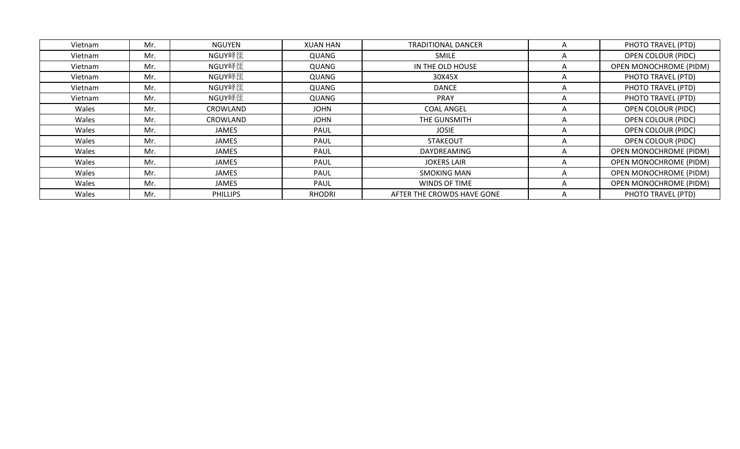| | | | | | | |
|---|---|---|---|---|---|---|
| Vietnam | Mr. | NGUYEN | XUAN HAN | TRADITIONAL DANCER | A | PHOTO TRAVEL (PTD) |
| Vietnam | Mr. | NGUY峄匨 | QUANG | SMILE | A | OPEN COLOUR (PIDC) |
| Vietnam | Mr. | NGUY峄匨 | QUANG | IN THE OLD HOUSE | A | OPEN MONOCHROME (PIDM) |
| Vietnam | Mr. | NGUY峄匨 | QUANG | 30X45X | A | PHOTO TRAVEL (PTD) |
| Vietnam | Mr. | NGUY峄匨 | QUANG | DANCE | A | PHOTO TRAVEL (PTD) |
| Vietnam | Mr. | NGUY峄匨 | QUANG | PRAY | A | PHOTO TRAVEL (PTD) |
| Wales | Mr. | CROWLAND | JOHN | COAL ANGEL | A | OPEN COLOUR (PIDC) |
| Wales | Mr. | CROWLAND | JOHN | THE GUNSMITH | A | OPEN COLOUR (PIDC) |
| Wales | Mr. | JAMES | PAUL | JOSIE | A | OPEN COLOUR (PIDC) |
| Wales | Mr. | JAMES | PAUL | STAKEOUT | A | OPEN COLOUR (PIDC) |
| Wales | Mr. | JAMES | PAUL | DAYDREAMING | A | OPEN MONOCHROME (PIDM) |
| Wales | Mr. | JAMES | PAUL | JOKERS LAIR | A | OPEN MONOCHROME (PIDM) |
| Wales | Mr. | JAMES | PAUL | SMOKING MAN | A | OPEN MONOCHROME (PIDM) |
| Wales | Mr. | JAMES | PAUL | WINDS OF TIME | A | OPEN MONOCHROME (PIDM) |
| Wales | Mr. | PHILLIPS | RHODRI | AFTER THE CROWDS HAVE GONE | A | PHOTO TRAVEL (PTD) |